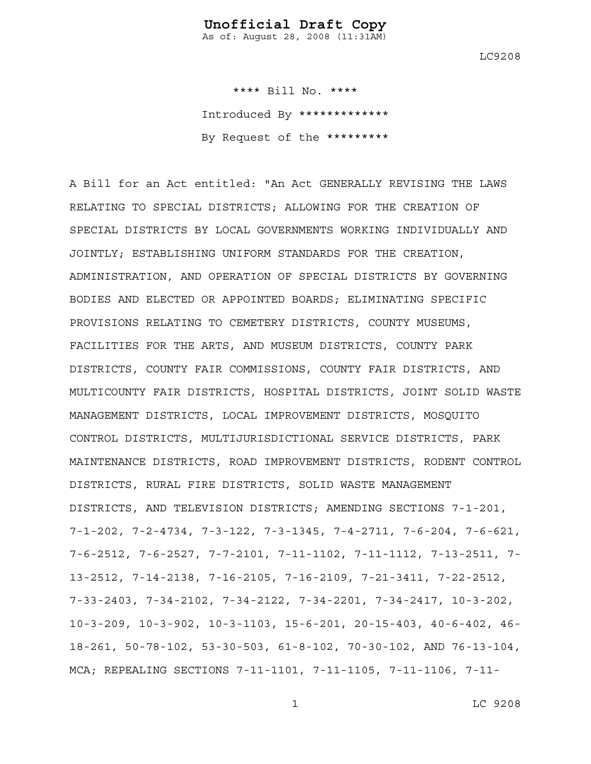**Unofficial Draft Copy**
As of: August 28, 2008 (11:31AM)

LC9208

**** Bill No. ****

Introduced By *************

By Request of the *********

A Bill for an Act entitled: "An Act GENERALLY REVISING THE LAWS RELATING TO SPECIAL DISTRICTS; ALLOWING FOR THE CREATION OF SPECIAL DISTRICTS BY LOCAL GOVERNMENTS WORKING INDIVIDUALLY AND JOINTLY; ESTABLISHING UNIFORM STANDARDS FOR THE CREATION, ADMINISTRATION, AND OPERATION OF SPECIAL DISTRICTS BY GOVERNING BODIES AND ELECTED OR APPOINTED BOARDS; ELIMINATING SPECIFIC PROVISIONS RELATING TO CEMETERY DISTRICTS, COUNTY MUSEUMS, FACILITIES FOR THE ARTS, AND MUSEUM DISTRICTS, COUNTY PARK DISTRICTS, COUNTY FAIR COMMISSIONS, COUNTY FAIR DISTRICTS, AND MULTICOUNTY FAIR DISTRICTS, HOSPITAL DISTRICTS, JOINT SOLID WASTE MANAGEMENT DISTRICTS, LOCAL IMPROVEMENT DISTRICTS, MOSQUITO CONTROL DISTRICTS, MULTIJURISDICTIONAL SERVICE DISTRICTS, PARK MAINTENANCE DISTRICTS, ROAD IMPROVEMENT DISTRICTS, RODENT CONTROL DISTRICTS, RURAL FIRE DISTRICTS, SOLID WASTE MANAGEMENT DISTRICTS, AND TELEVISION DISTRICTS; AMENDING SECTIONS 7-1-201, 7-1-202, 7-2-4734, 7-3-122, 7-3-1345, 7-4-2711, 7-6-204, 7-6-621, 7-6-2512, 7-6-2527, 7-7-2101, 7-11-1102, 7-11-1112, 7-13-2511, 7-13-2512, 7-14-2138, 7-16-2105, 7-16-2109, 7-21-3411, 7-22-2512, 7-33-2403, 7-34-2102, 7-34-2122, 7-34-2201, 7-34-2417, 10-3-202, 10-3-209, 10-3-902, 10-3-1103, 15-6-201, 20-15-403, 40-6-402, 46-18-261, 50-78-102, 53-30-503, 61-8-102, 70-30-102, AND 76-13-104, MCA; REPEALING SECTIONS 7-11-1101, 7-11-1105, 7-11-1106, 7-11-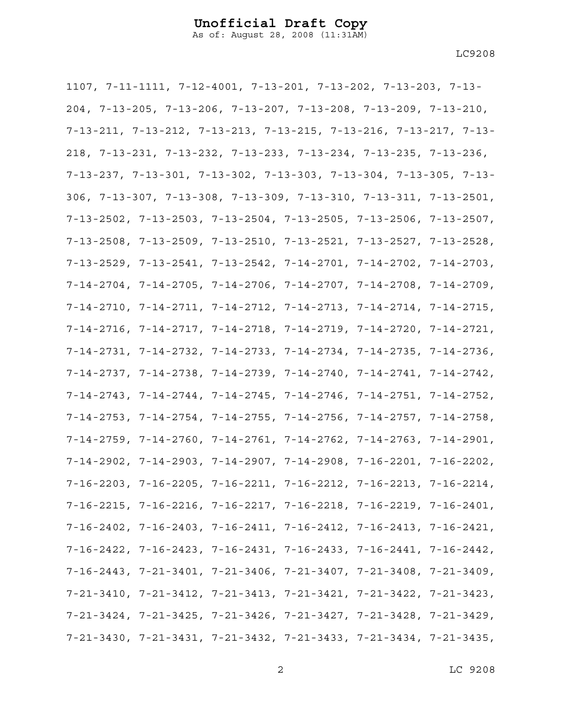1107, 7-11-1111, 7-12-4001, 7-13-201, 7-13-202, 7-13-203, 7-13-204, 7-13-205, 7-13-206, 7-13-207, 7-13-208, 7-13-209, 7-13-210, 7-13-211, 7-13-212, 7-13-213, 7-13-215, 7-13-216, 7-13-217, 7-13-218, 7-13-231, 7-13-232, 7-13-233, 7-13-234, 7-13-235, 7-13-236, 7-13-237, 7-13-301, 7-13-302, 7-13-303, 7-13-304, 7-13-305, 7-13-306, 7-13-307, 7-13-308, 7-13-309, 7-13-310, 7-13-311, 7-13-2501, 7-13-2502, 7-13-2503, 7-13-2504, 7-13-2505, 7-13-2506, 7-13-2507, 7-13-2508, 7-13-2509, 7-13-2510, 7-13-2521, 7-13-2527, 7-13-2528, 7-13-2529, 7-13-2541, 7-13-2542, 7-14-2701, 7-14-2702, 7-14-2703, 7-14-2704, 7-14-2705, 7-14-2706, 7-14-2707, 7-14-2708, 7-14-2709, 7-14-2710, 7-14-2711, 7-14-2712, 7-14-2713, 7-14-2714, 7-14-2715, 7-14-2716, 7-14-2717, 7-14-2718, 7-14-2719, 7-14-2720, 7-14-2721, 7-14-2731, 7-14-2732, 7-14-2733, 7-14-2734, 7-14-2735, 7-14-2736, 7-14-2737, 7-14-2738, 7-14-2739, 7-14-2740, 7-14-2741, 7-14-2742, 7-14-2743, 7-14-2744, 7-14-2745, 7-14-2746, 7-14-2751, 7-14-2752, 7-14-2753, 7-14-2754, 7-14-2755, 7-14-2756, 7-14-2757, 7-14-2758, 7-14-2759, 7-14-2760, 7-14-2761, 7-14-2762, 7-14-2763, 7-14-2901, 7-14-2902, 7-14-2903, 7-14-2907, 7-14-2908, 7-16-2201, 7-16-2202, 7-16-2203, 7-16-2205, 7-16-2211, 7-16-2212, 7-16-2213, 7-16-2214, 7-16-2215, 7-16-2216, 7-16-2217, 7-16-2218, 7-16-2219, 7-16-2401, 7-16-2402, 7-16-2403, 7-16-2411, 7-16-2412, 7-16-2413, 7-16-2421, 7-16-2422, 7-16-2423, 7-16-2431, 7-16-2433, 7-16-2441, 7-16-2442, 7-16-2443, 7-21-3401, 7-21-3406, 7-21-3407, 7-21-3408, 7-21-3409, 7-21-3410, 7-21-3412, 7-21-3413, 7-21-3421, 7-21-3422, 7-21-3423, 7-21-3424, 7-21-3425, 7-21-3426, 7-21-3427, 7-21-3428, 7-21-3429, 7-21-3430, 7-21-3431, 7-21-3432, 7-21-3433, 7-21-3434, 7-21-3435,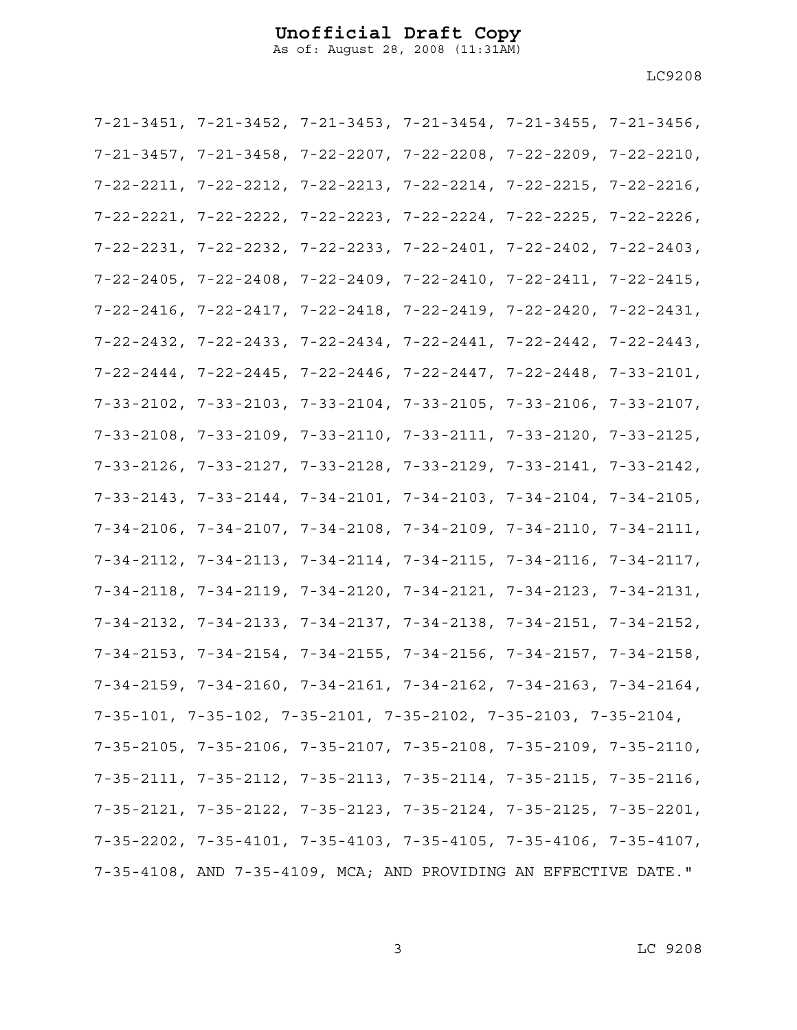7-21-3451, 7-21-3452, 7-21-3453, 7-21-3454, 7-21-3455, 7-21-3456, 7-21-3457, 7-21-3458, 7-22-2207, 7-22-2208, 7-22-2209, 7-22-2210, 7-22-2211, 7-22-2212, 7-22-2213, 7-22-2214, 7-22-2215, 7-22-2216, 7-22-2221, 7-22-2222, 7-22-2223, 7-22-2224, 7-22-2225, 7-22-2226, 7-22-2231, 7-22-2232, 7-22-2233, 7-22-2401, 7-22-2402, 7-22-2403, 7-22-2405, 7-22-2408, 7-22-2409, 7-22-2410, 7-22-2411, 7-22-2415, 7-22-2416, 7-22-2417, 7-22-2418, 7-22-2419, 7-22-2420, 7-22-2431, 7-22-2432, 7-22-2433, 7-22-2434, 7-22-2441, 7-22-2442, 7-22-2443, 7-22-2444, 7-22-2445, 7-22-2446, 7-22-2447, 7-22-2448, 7-33-2101, 7-33-2102, 7-33-2103, 7-33-2104, 7-33-2105, 7-33-2106, 7-33-2107, 7-33-2108, 7-33-2109, 7-33-2110, 7-33-2111, 7-33-2120, 7-33-2125, 7-33-2126, 7-33-2127, 7-33-2128, 7-33-2129, 7-33-2141, 7-33-2142, 7-33-2143, 7-33-2144, 7-34-2101, 7-34-2103, 7-34-2104, 7-34-2105, 7-34-2106, 7-34-2107, 7-34-2108, 7-34-2109, 7-34-2110, 7-34-2111, 7-34-2112, 7-34-2113, 7-34-2114, 7-34-2115, 7-34-2116, 7-34-2117, 7-34-2118, 7-34-2119, 7-34-2120, 7-34-2121, 7-34-2123, 7-34-2131, 7-34-2132, 7-34-2133, 7-34-2137, 7-34-2138, 7-34-2151, 7-34-2152, 7-34-2153, 7-34-2154, 7-34-2155, 7-34-2156, 7-34-2157, 7-34-2158, 7-34-2159, 7-34-2160, 7-34-2161, 7-34-2162, 7-34-2163, 7-34-2164, 7-35-101, 7-35-102, 7-35-2101, 7-35-2102, 7-35-2103, 7-35-2104, 7-35-2105, 7-35-2106, 7-35-2107, 7-35-2108, 7-35-2109, 7-35-2110, 7-35-2111, 7-35-2112, 7-35-2113, 7-35-2114, 7-35-2115, 7-35-2116, 7-35-2121, 7-35-2122, 7-35-2123, 7-35-2124, 7-35-2125, 7-35-2201, 7-35-2202, 7-35-4101, 7-35-4103, 7-35-4105, 7-35-4106, 7-35-4107, 7-35-4108, AND 7-35-4109, MCA; AND PROVIDING AN EFFECTIVE DATE."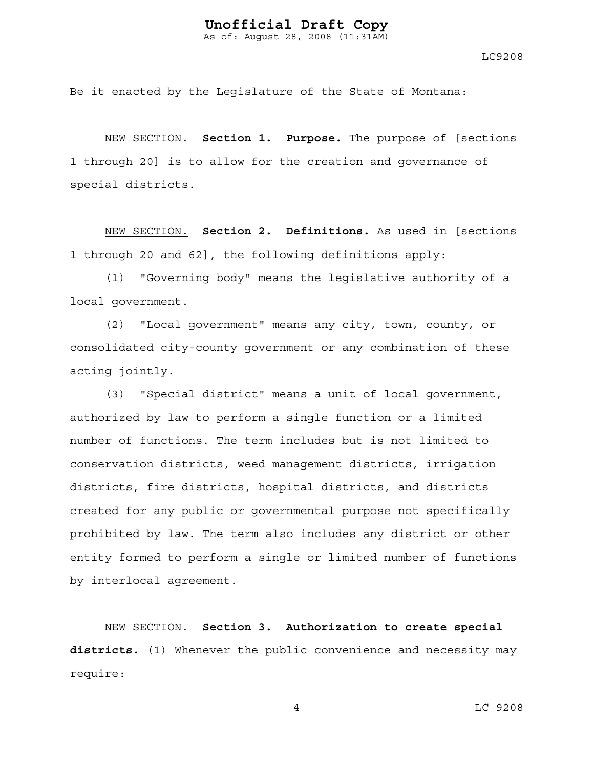Be it enacted by the Legislature of the State of Montana:

NEW SECTION. **Section 1. Purpose.** The purpose of [sections 1 through 20] is to allow for the creation and governance of special districts.

NEW SECTION. **Section 2. Definitions.** As used in [sections 1 through 20 and 62], the following definitions apply:

(1) "Governing body" means the legislative authority of a local government.

(2) "Local government" means any city, town, county, or consolidated city-county government or any combination of these acting jointly.

(3) "Special district" means a unit of local government, authorized by law to perform a single function or a limited number of functions. The term includes but is not limited to conservation districts, weed management districts, irrigation districts, fire districts, hospital districts, and districts created for any public or governmental purpose not specifically prohibited by law. The term also includes any district or other entity formed to perform a single or limited number of functions by interlocal agreement.

NEW SECTION. **Section 3. Authorization to create special districts.** (1) Whenever the public convenience and necessity may require: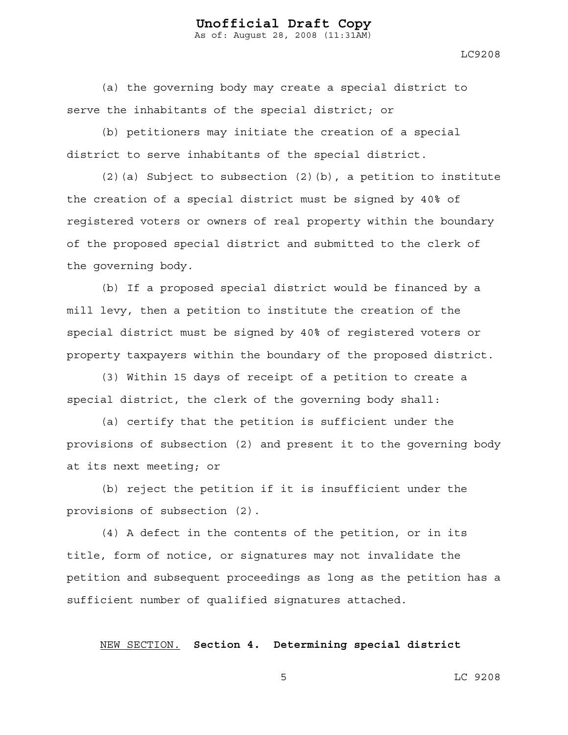(a) the governing body may create a special district to serve the inhabitants of the special district; or

(b) petitioners may initiate the creation of a special district to serve inhabitants of the special district.

(2)(a) Subject to subsection (2)(b), a petition to institute the creation of a special district must be signed by 40% of registered voters or owners of real property within the boundary of the proposed special district and submitted to the clerk of the governing body.

(b) If a proposed special district would be financed by a mill levy, then a petition to institute the creation of the special district must be signed by 40% of registered voters or property taxpayers within the boundary of the proposed district.

(3) Within 15 days of receipt of a petition to create a special district, the clerk of the governing body shall:

(a) certify that the petition is sufficient under the provisions of subsection (2) and present it to the governing body at its next meeting; or

(b) reject the petition if it is insufficient under the provisions of subsection (2).

(4) A defect in the contents of the petition, or in its title, form of notice, or signatures may not invalidate the petition and subsequent proceedings as long as the petition has a sufficient number of qualified signatures attached.

NEW SECTION. **Section 4. Determining special district**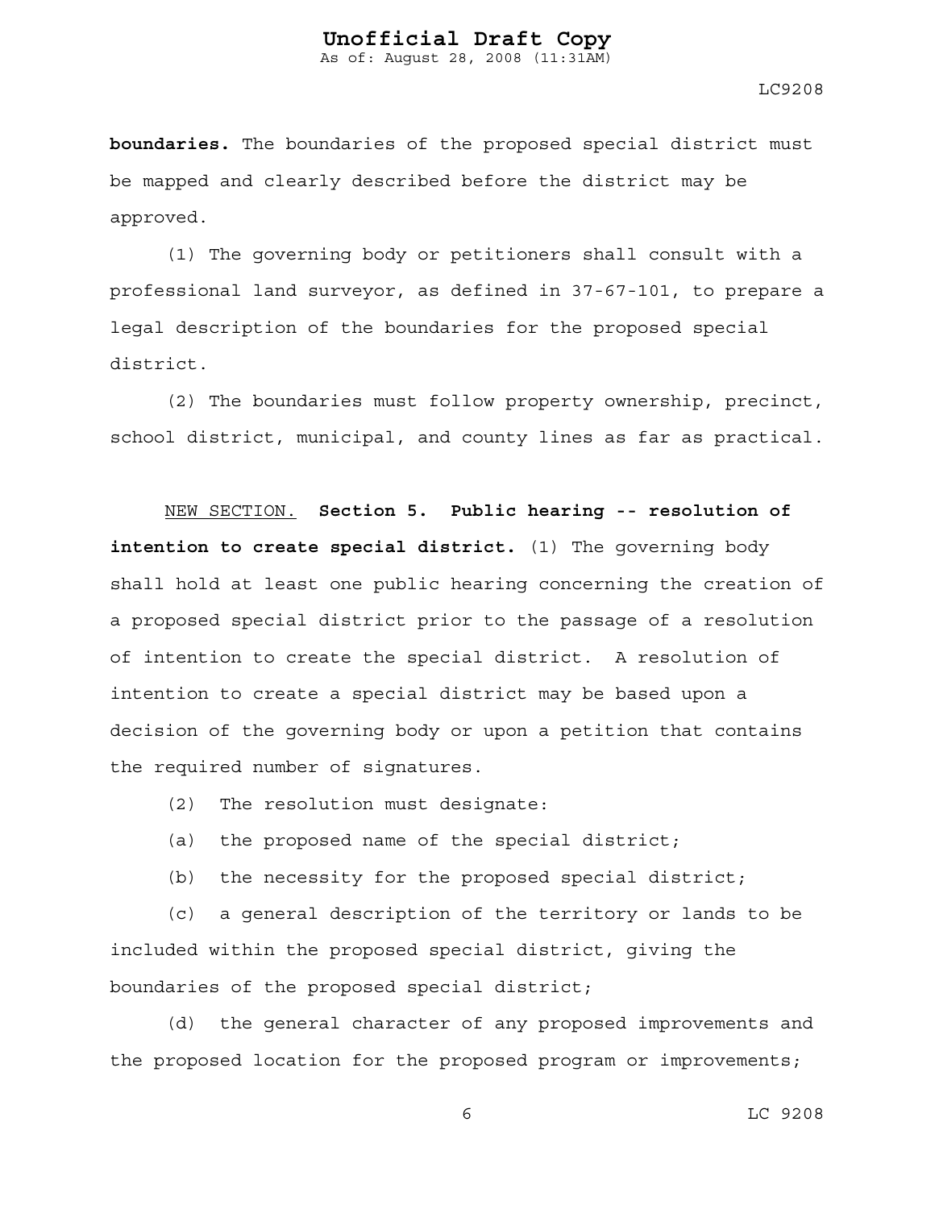**boundaries.** The boundaries of the proposed special district must be mapped and clearly described before the district may be approved.

(1) The governing body or petitioners shall consult with a professional land surveyor, as defined in 37-67-101, to prepare a legal description of the boundaries for the proposed special district.

(2) The boundaries must follow property ownership, precinct, school district, municipal, and county lines as far as practical.

NEW SECTION. **Section 5. Public hearing -- resolution of intention to create special district.** (1) The governing body shall hold at least one public hearing concerning the creation of a proposed special district prior to the passage of a resolution of intention to create the special district. A resolution of intention to create a special district may be based upon a decision of the governing body or upon a petition that contains the required number of signatures.

(2) The resolution must designate:

(a) the proposed name of the special district;

(b) the necessity for the proposed special district;

(c) a general description of the territory or lands to be included within the proposed special district, giving the boundaries of the proposed special district;

(d) the general character of any proposed improvements and the proposed location for the proposed program or improvements;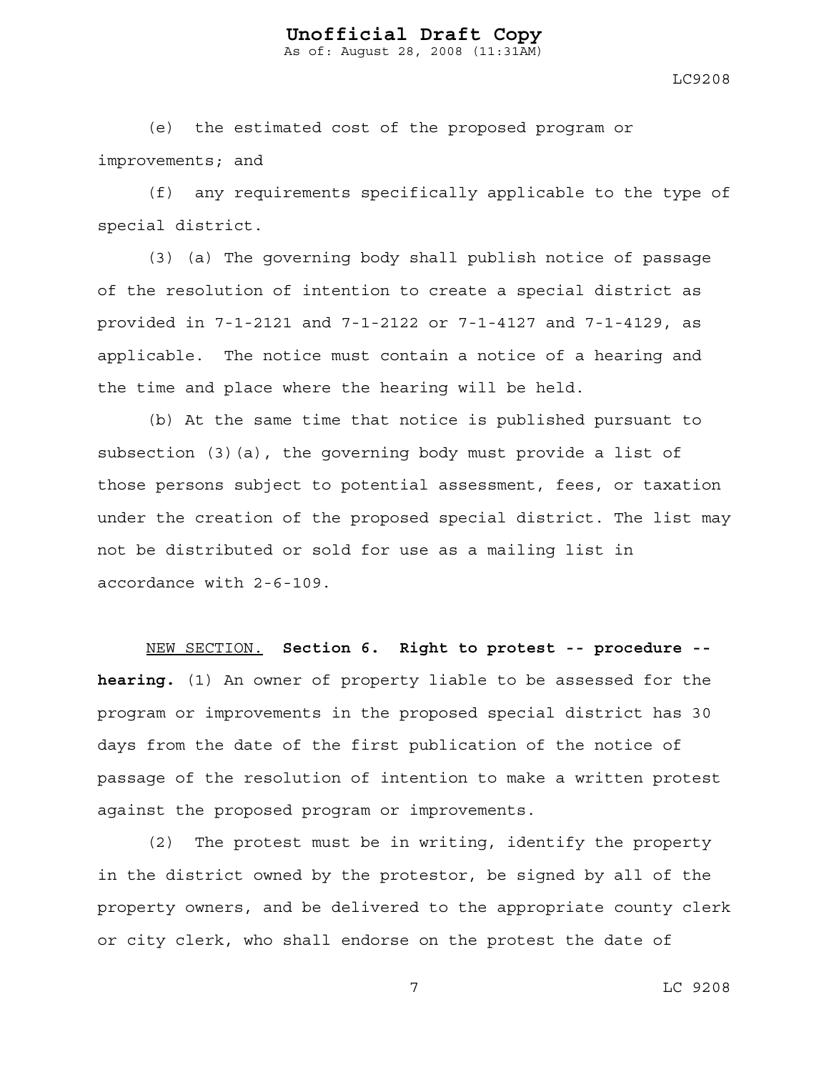(e) the estimated cost of the proposed program or improvements; and

(f) any requirements specifically applicable to the type of special district.

(3) (a) The governing body shall publish notice of passage of the resolution of intention to create a special district as provided in 7-1-2121 and 7-1-2122 or 7-1-4127 and 7-1-4129, as applicable. The notice must contain a notice of a hearing and the time and place where the hearing will be held.

(b) At the same time that notice is published pursuant to subsection (3)(a), the governing body must provide a list of those persons subject to potential assessment, fees, or taxation under the creation of the proposed special district. The list may not be distributed or sold for use as a mailing list in accordance with 2-6-109.

NEW SECTION. **Section 6. Right to protest -- procedure -- hearing.** (1) An owner of property liable to be assessed for the program or improvements in the proposed special district has 30 days from the date of the first publication of the notice of passage of the resolution of intention to make a written protest against the proposed program or improvements.

(2) The protest must be in writing, identify the property in the district owned by the protestor, be signed by all of the property owners, and be delivered to the appropriate county clerk or city clerk, who shall endorse on the protest the date of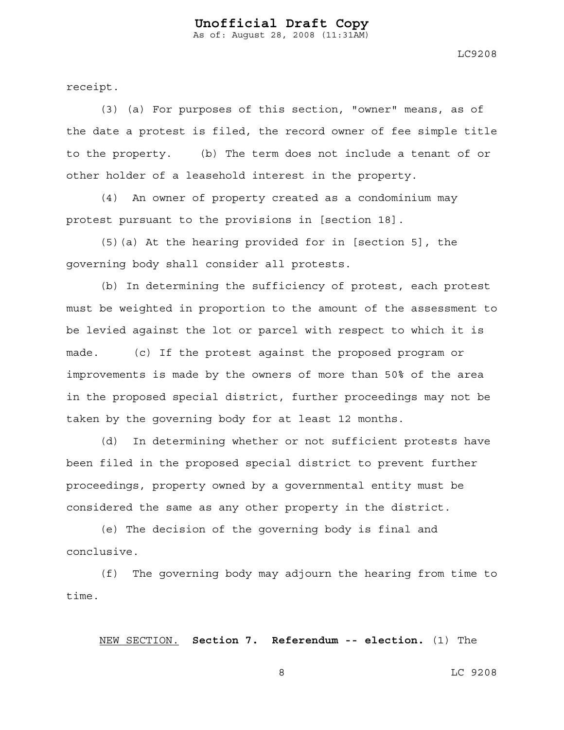receipt.

(3) (a) For purposes of this section, "owner" means, as of the date a protest is filed, the record owner of fee simple title to the property. (b) The term does not include a tenant of or other holder of a leasehold interest in the property.

(4) An owner of property created as a condominium may protest pursuant to the provisions in [section 18].

(5)(a) At the hearing provided for in [section 5], the governing body shall consider all protests.

(b) In determining the sufficiency of protest, each protest must be weighted in proportion to the amount of the assessment to be levied against the lot or parcel with respect to which it is made. (c) If the protest against the proposed program or improvements is made by the owners of more than 50% of the area in the proposed special district, further proceedings may not be taken by the governing body for at least 12 months.

(d) In determining whether or not sufficient protests have been filed in the proposed special district to prevent further proceedings, property owned by a governmental entity must be considered the same as any other property in the district.

(e) The decision of the governing body is final and conclusive.

(f) The governing body may adjourn the hearing from time to time.

NEW SECTION. **Section 7. Referendum -- election.** (1) The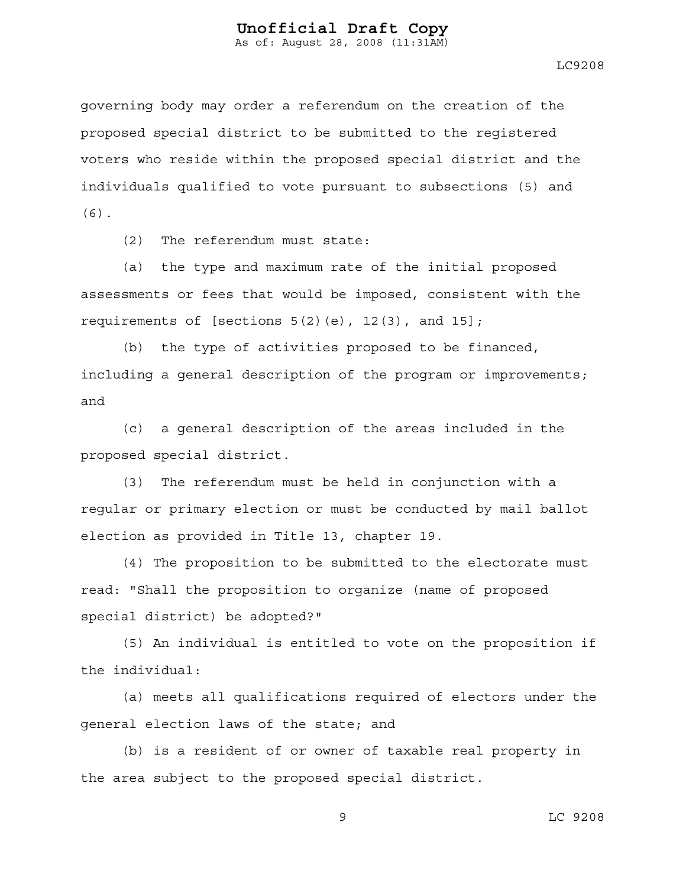governing body may order a referendum on the creation of the proposed special district to be submitted to the registered voters who reside within the proposed special district and the individuals qualified to vote pursuant to subsections (5) and (6).

(2) The referendum must state:

(a) the type and maximum rate of the initial proposed assessments or fees that would be imposed, consistent with the requirements of [sections 5(2)(e), 12(3), and 15];

(b) the type of activities proposed to be financed, including a general description of the program or improvements; and

(c) a general description of the areas included in the proposed special district.

(3) The referendum must be held in conjunction with a regular or primary election or must be conducted by mail ballot election as provided in Title 13, chapter 19.

(4) The proposition to be submitted to the electorate must read: "Shall the proposition to organize (name of proposed special district) be adopted?"

(5) An individual is entitled to vote on the proposition if the individual:

(a) meets all qualifications required of electors under the general election laws of the state; and

(b) is a resident of or owner of taxable real property in the area subject to the proposed special district.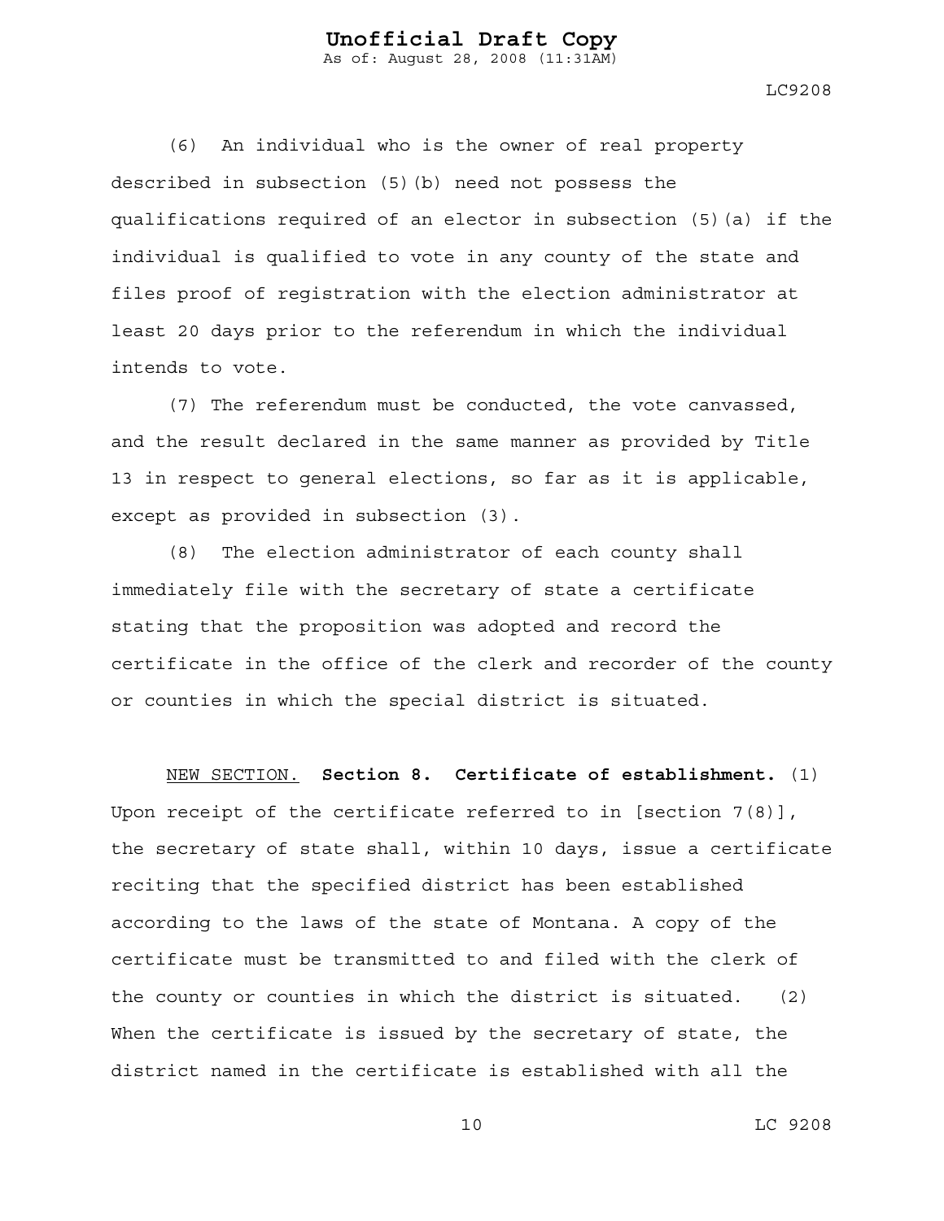(6) An individual who is the owner of real property described in subsection (5)(b) need not possess the qualifications required of an elector in subsection (5)(a) if the individual is qualified to vote in any county of the state and files proof of registration with the election administrator at least 20 days prior to the referendum in which the individual intends to vote.

(7) The referendum must be conducted, the vote canvassed, and the result declared in the same manner as provided by Title 13 in respect to general elections, so far as it is applicable, except as provided in subsection (3).

(8) The election administrator of each county shall immediately file with the secretary of state a certificate stating that the proposition was adopted and record the certificate in the office of the clerk and recorder of the county or counties in which the special district is situated.

NEW SECTION. **Section 8. Certificate of establishment.** (1) Upon receipt of the certificate referred to in [section 7(8)], the secretary of state shall, within 10 days, issue a certificate reciting that the specified district has been established according to the laws of the state of Montana. A copy of the certificate must be transmitted to and filed with the clerk of the county or counties in which the district is situated. (2) When the certificate is issued by the secretary of state, the district named in the certificate is established with all the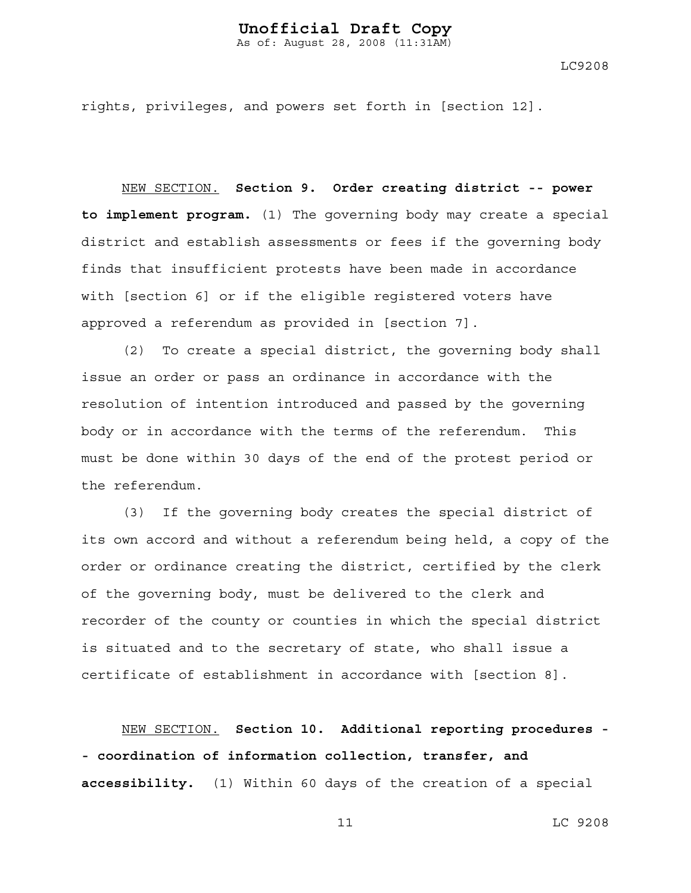rights, privileges, and powers set forth in [section 12].

<u>NEW SECTION.</u> **Section 9. Order creating district -- power to implement program.** (1) The governing body may create a special district and establish assessments or fees if the governing body finds that insufficient protests have been made in accordance with [section 6] or if the eligible registered voters have approved a referendum as provided in [section 7].

(2) To create a special district, the governing body shall issue an order or pass an ordinance in accordance with the resolution of intention introduced and passed by the governing body or in accordance with the terms of the referendum. This must be done within 30 days of the end of the protest period or the referendum.

(3) If the governing body creates the special district of its own accord and without a referendum being held, a copy of the order or ordinance creating the district, certified by the clerk of the governing body, must be delivered to the clerk and recorder of the county or counties in which the special district is situated and to the secretary of state, who shall issue a certificate of establishment in accordance with [section 8].

<u>NEW SECTION.</u> **Section 10. Additional reporting procedures -- coordination of information collection, transfer, and accessibility.** (1) Within 60 days of the creation of a special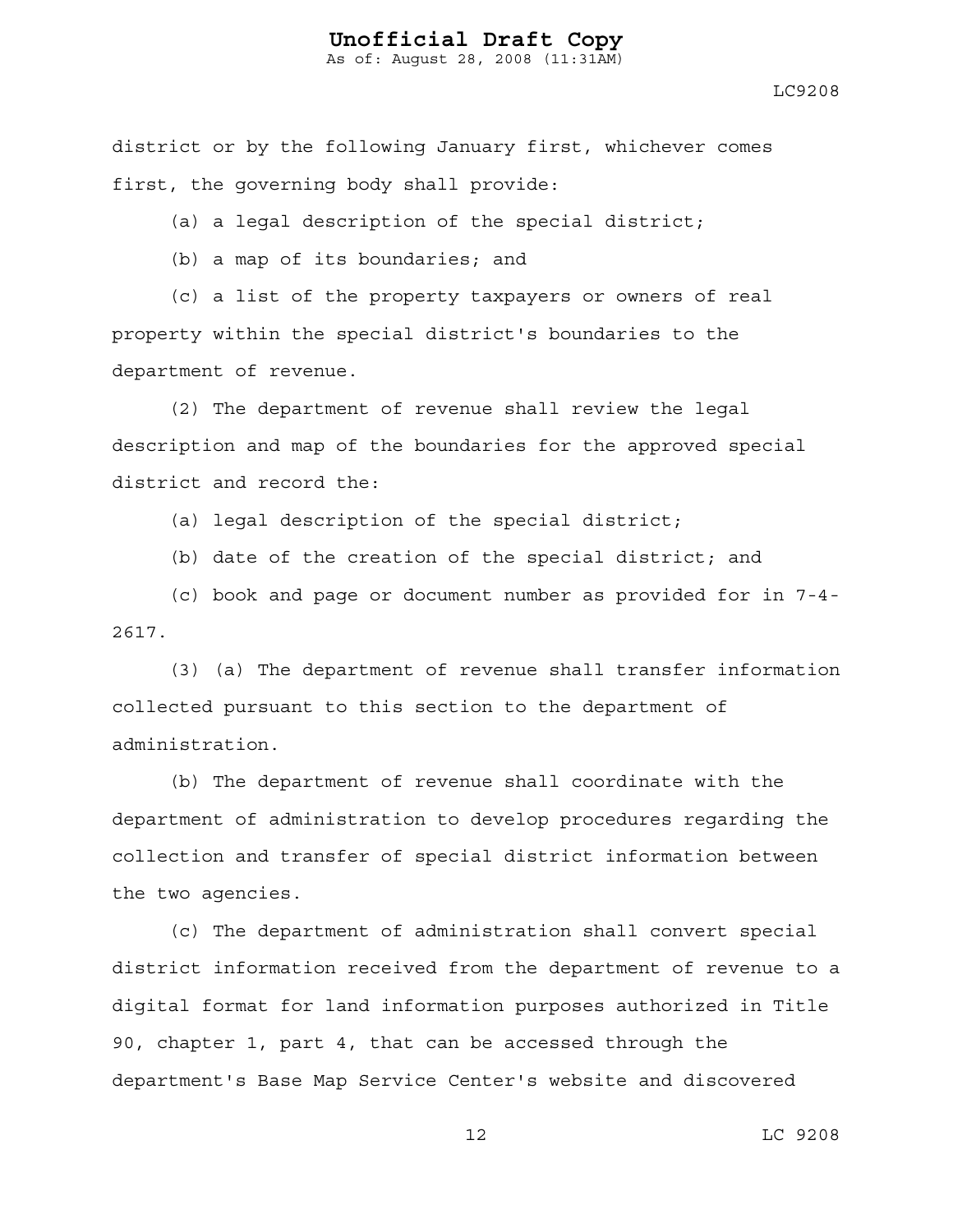district or by the following January first, whichever comes first, the governing body shall provide:

(a) a legal description of the special district;

(b) a map of its boundaries; and

(c) a list of the property taxpayers or owners of real property within the special district's boundaries to the department of revenue.

(2) The department of revenue shall review the legal description and map of the boundaries for the approved special district and record the:

(a) legal description of the special district;

(b) date of the creation of the special district; and

(c) book and page or document number as provided for in 7-4-2617.

(3) (a) The department of revenue shall transfer information collected pursuant to this section to the department of administration.

(b) The department of revenue shall coordinate with the department of administration to develop procedures regarding the collection and transfer of special district information between the two agencies.

(c) The department of administration shall convert special district information received from the department of revenue to a digital format for land information purposes authorized in Title 90, chapter 1, part 4, that can be accessed through the department's Base Map Service Center's website and discovered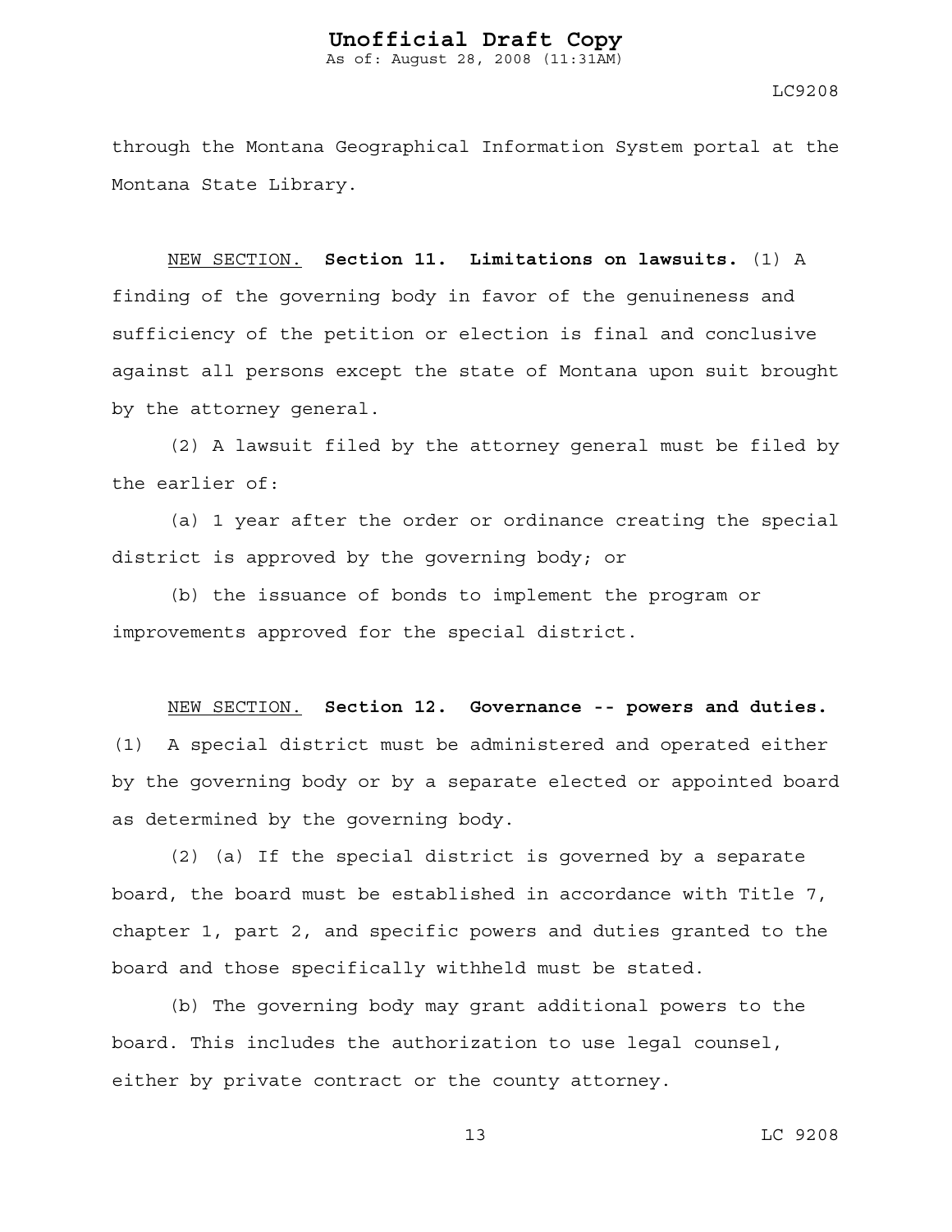through the Montana Geographical Information System portal at the Montana State Library.

NEW SECTION. **Section 11. Limitations on lawsuits.** (1) A finding of the governing body in favor of the genuineness and sufficiency of the petition or election is final and conclusive against all persons except the state of Montana upon suit brought by the attorney general.

(2) A lawsuit filed by the attorney general must be filed by the earlier of:

(a) 1 year after the order or ordinance creating the special district is approved by the governing body; or

(b) the issuance of bonds to implement the program or improvements approved for the special district.

NEW SECTION. **Section 12. Governance -- powers and duties.** (1) A special district must be administered and operated either by the governing body or by a separate elected or appointed board as determined by the governing body.

(2) (a) If the special district is governed by a separate board, the board must be established in accordance with Title 7, chapter 1, part 2, and specific powers and duties granted to the board and those specifically withheld must be stated.

(b) The governing body may grant additional powers to the board. This includes the authorization to use legal counsel, either by private contract or the county attorney.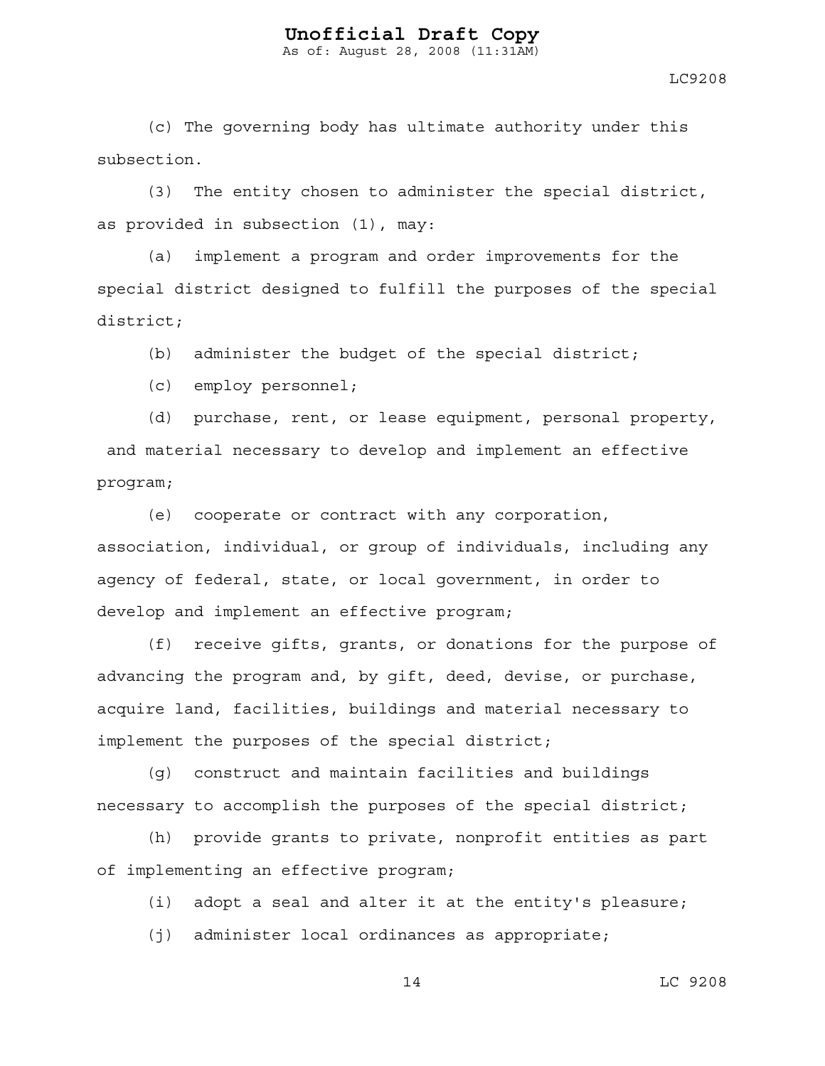(c) The governing body has ultimate authority under this subsection.

(3) The entity chosen to administer the special district, as provided in subsection (1), may:

(a) implement a program and order improvements for the special district designed to fulfill the purposes of the special district;

(b) administer the budget of the special district;

(c) employ personnel;

(d) purchase, rent, or lease equipment, personal property, and material necessary to develop and implement an effective program;

(e) cooperate or contract with any corporation, association, individual, or group of individuals, including any agency of federal, state, or local government, in order to develop and implement an effective program;

(f) receive gifts, grants, or donations for the purpose of advancing the program and, by gift, deed, devise, or purchase, acquire land, facilities, buildings and material necessary to implement the purposes of the special district;

(g) construct and maintain facilities and buildings necessary to accomplish the purposes of the special district;

(h) provide grants to private, nonprofit entities as part of implementing an effective program;

(i) adopt a seal and alter it at the entity's pleasure;

(j) administer local ordinances as appropriate;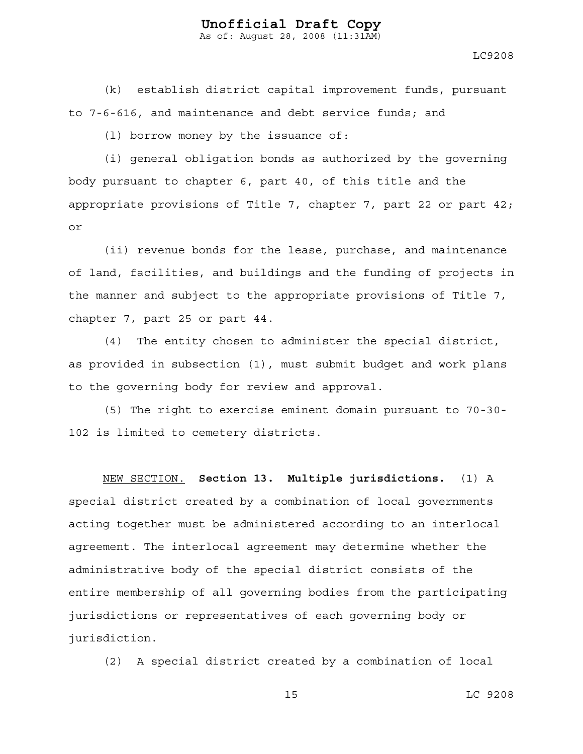(k) establish district capital improvement funds, pursuant to 7-6-616, and maintenance and debt service funds; and

(l) borrow money by the issuance of:

(i) general obligation bonds as authorized by the governing body pursuant to chapter 6, part 40, of this title and the appropriate provisions of Title 7, chapter 7, part 22 or part 42; or

(ii) revenue bonds for the lease, purchase, and maintenance of land, facilities, and buildings and the funding of projects in the manner and subject to the appropriate provisions of Title 7, chapter 7, part 25 or part 44.

(4) The entity chosen to administer the special district, as provided in subsection (1), must submit budget and work plans to the governing body for review and approval.

(5) The right to exercise eminent domain pursuant to 70-30-102 is limited to cemetery districts.

NEW SECTION. **Section 13. Multiple jurisdictions.** (1) A special district created by a combination of local governments acting together must be administered according to an interlocal agreement. The interlocal agreement may determine whether the administrative body of the special district consists of the entire membership of all governing bodies from the participating jurisdictions or representatives of each governing body or jurisdiction.

(2) A special district created by a combination of local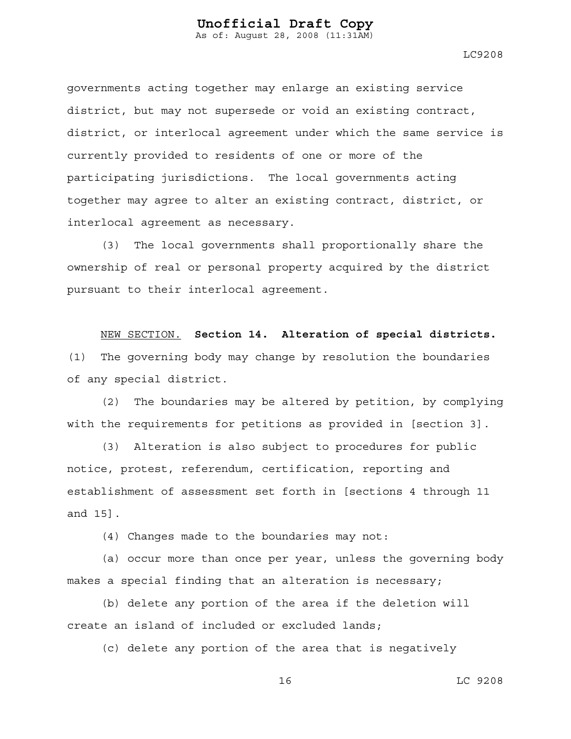governments acting together may enlarge an existing service district, but may not supersede or void an existing contract, district, or interlocal agreement under which the same service is currently provided to residents of one or more of the participating jurisdictions. The local governments acting together may agree to alter an existing contract, district, or interlocal agreement as necessary.

(3) The local governments shall proportionally share the ownership of real or personal property acquired by the district pursuant to their interlocal agreement.

NEW SECTION. **Section 14. Alteration of special districts.** (1) The governing body may change by resolution the boundaries of any special district.

(2) The boundaries may be altered by petition, by complying with the requirements for petitions as provided in [section 3].

(3) Alteration is also subject to procedures for public notice, protest, referendum, certification, reporting and establishment of assessment set forth in [sections 4 through 11 and 15].

(4) Changes made to the boundaries may not:

(a) occur more than once per year, unless the governing body makes a special finding that an alteration is necessary;

(b) delete any portion of the area if the deletion will create an island of included or excluded lands;

(c) delete any portion of the area that is negatively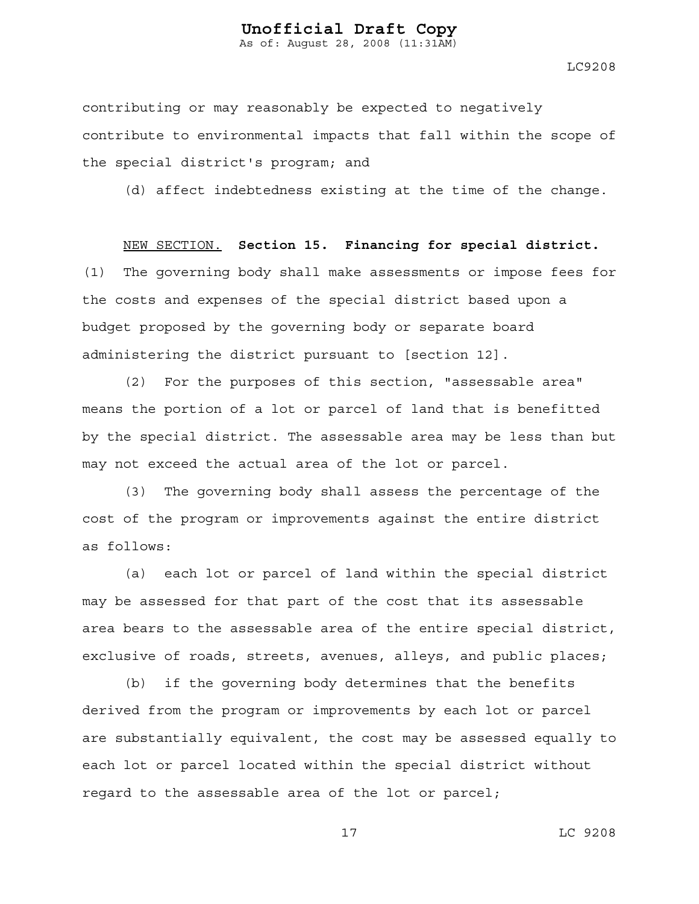contributing or may reasonably be expected to negatively contribute to environmental impacts that fall within the scope of the special district's program; and

(d) affect indebtedness existing at the time of the change.

NEW SECTION. **Section 15. Financing for special district.** (1) The governing body shall make assessments or impose fees for the costs and expenses of the special district based upon a budget proposed by the governing body or separate board administering the district pursuant to [section 12].

(2) For the purposes of this section, "assessable area" means the portion of a lot or parcel of land that is benefitted by the special district. The assessable area may be less than but may not exceed the actual area of the lot or parcel.

(3) The governing body shall assess the percentage of the cost of the program or improvements against the entire district as follows:

(a) each lot or parcel of land within the special district may be assessed for that part of the cost that its assessable area bears to the assessable area of the entire special district, exclusive of roads, streets, avenues, alleys, and public places;

(b) if the governing body determines that the benefits derived from the program or improvements by each lot or parcel are substantially equivalent, the cost may be assessed equally to each lot or parcel located within the special district without regard to the assessable area of the lot or parcel;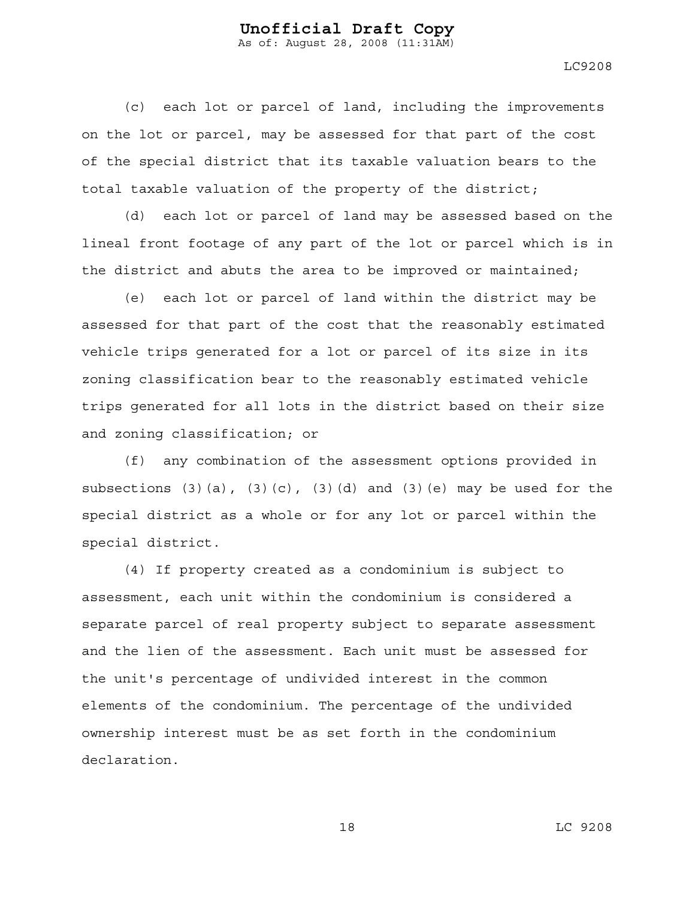(c) each lot or parcel of land, including the improvements on the lot or parcel, may be assessed for that part of the cost of the special district that its taxable valuation bears to the total taxable valuation of the property of the district;

(d) each lot or parcel of land may be assessed based on the lineal front footage of any part of the lot or parcel which is in the district and abuts the area to be improved or maintained;

(e) each lot or parcel of land within the district may be assessed for that part of the cost that the reasonably estimated vehicle trips generated for a lot or parcel of its size in its zoning classification bear to the reasonably estimated vehicle trips generated for all lots in the district based on their size and zoning classification; or

(f) any combination of the assessment options provided in subsections (3)(a), (3)(c), (3)(d) and (3)(e) may be used for the special district as a whole or for any lot or parcel within the special district.

(4) If property created as a condominium is subject to assessment, each unit within the condominium is considered a separate parcel of real property subject to separate assessment and the lien of the assessment. Each unit must be assessed for the unit's percentage of undivided interest in the common elements of the condominium. The percentage of the undivided ownership interest must be as set forth in the condominium declaration.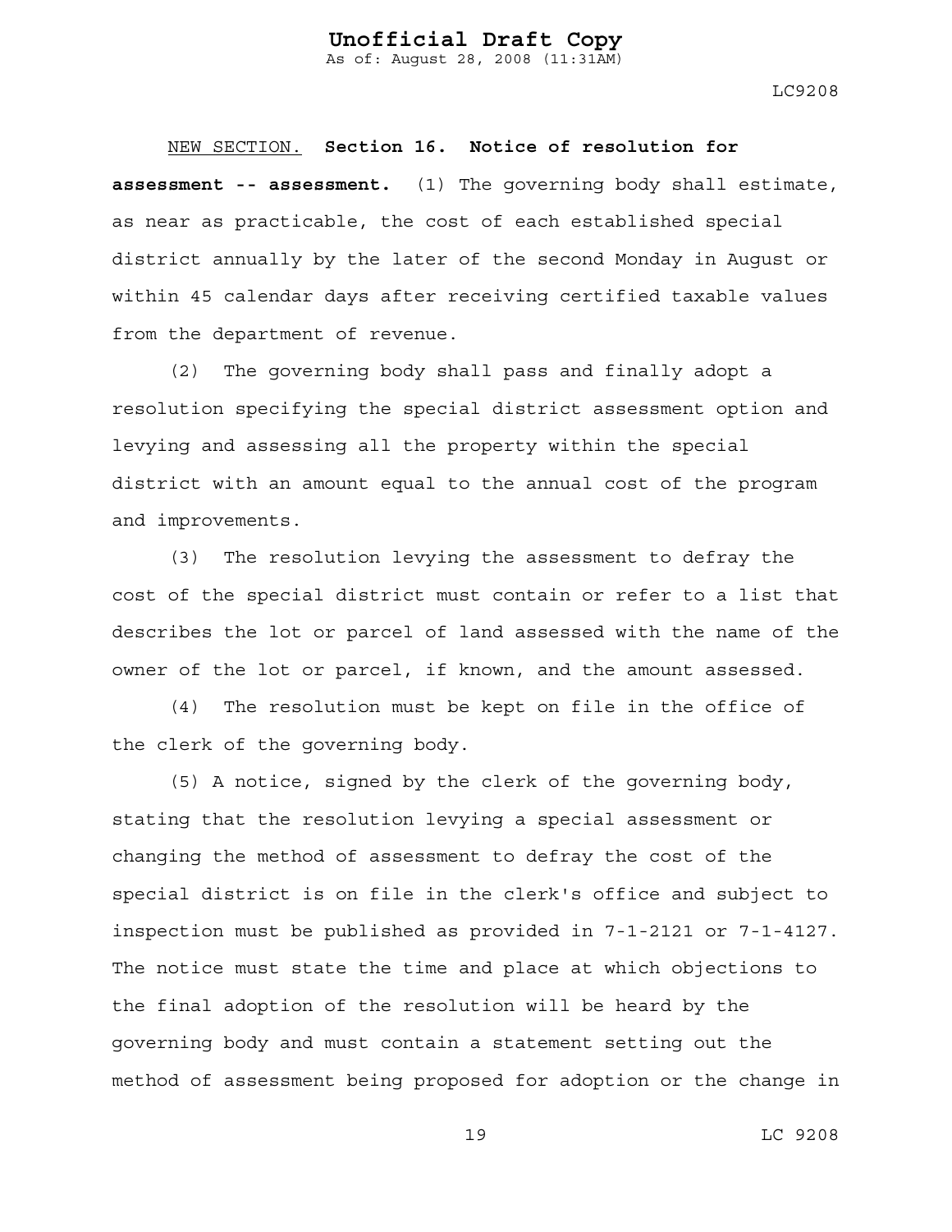NEW SECTION. **Section 16. Notice of resolution for assessment -- assessment.** (1) The governing body shall estimate, as near as practicable, the cost of each established special district annually by the later of the second Monday in August or within 45 calendar days after receiving certified taxable values from the department of revenue.

(2) The governing body shall pass and finally adopt a resolution specifying the special district assessment option and levying and assessing all the property within the special district with an amount equal to the annual cost of the program and improvements.

(3) The resolution levying the assessment to defray the cost of the special district must contain or refer to a list that describes the lot or parcel of land assessed with the name of the owner of the lot or parcel, if known, and the amount assessed.

(4) The resolution must be kept on file in the office of the clerk of the governing body.

(5) A notice, signed by the clerk of the governing body, stating that the resolution levying a special assessment or changing the method of assessment to defray the cost of the special district is on file in the clerk's office and subject to inspection must be published as provided in 7-1-2121 or 7-1-4127. The notice must state the time and place at which objections to the final adoption of the resolution will be heard by the governing body and must contain a statement setting out the method of assessment being proposed for adoption or the change in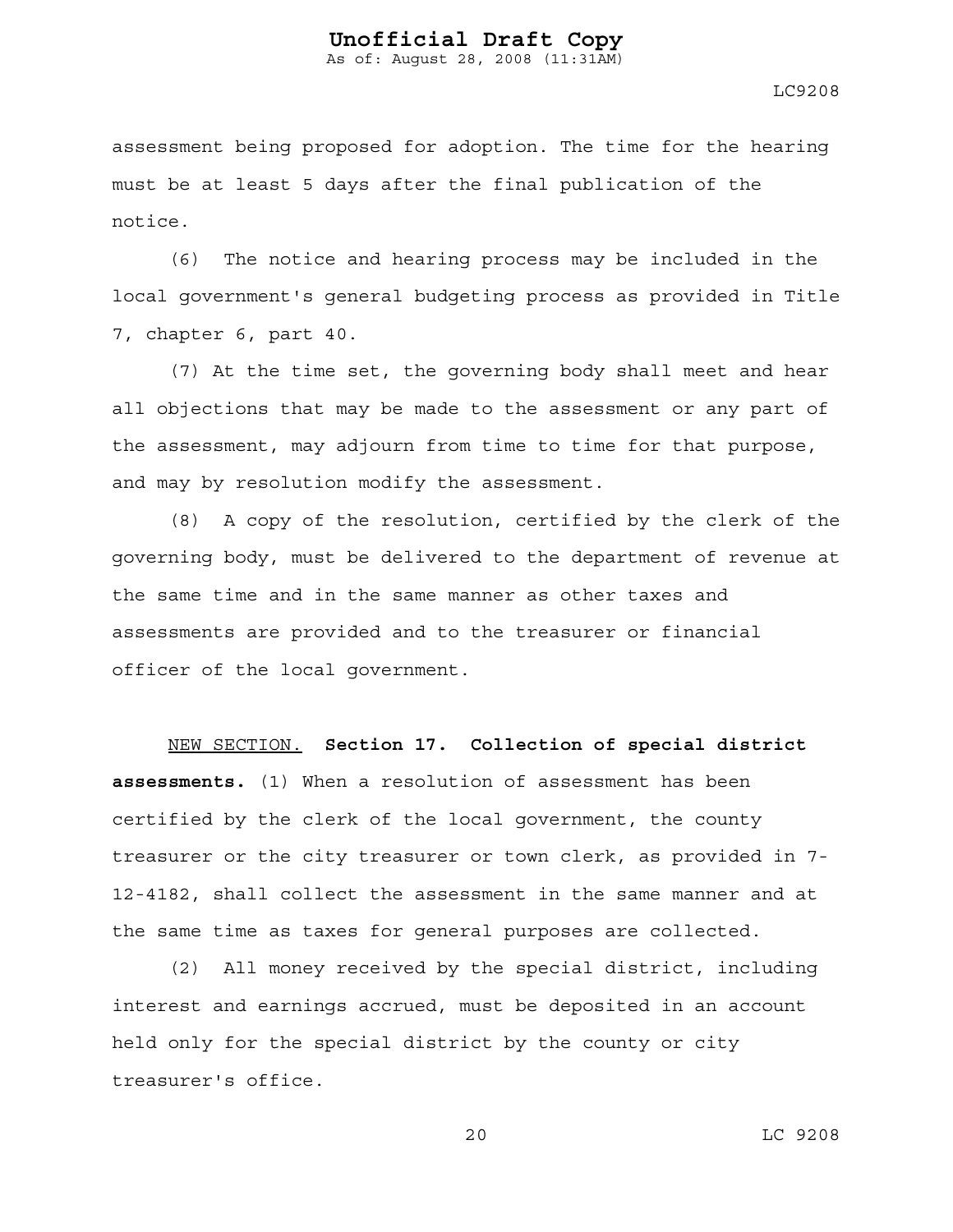assessment being proposed for adoption. The time for the hearing must be at least 5 days after the final publication of the notice.

(6) The notice and hearing process may be included in the local government's general budgeting process as provided in Title 7, chapter 6, part 40.

(7) At the time set, the governing body shall meet and hear all objections that may be made to the assessment or any part of the assessment, may adjourn from time to time for that purpose, and may by resolution modify the assessment.

(8) A copy of the resolution, certified by the clerk of the governing body, must be delivered to the department of revenue at the same time and in the same manner as other taxes and assessments are provided and to the treasurer or financial officer of the local government.

NEW SECTION. **Section 17. Collection of special district assessments.** (1) When a resolution of assessment has been certified by the clerk of the local government, the county treasurer or the city treasurer or town clerk, as provided in 7-12-4182, shall collect the assessment in the same manner and at the same time as taxes for general purposes are collected.

(2) All money received by the special district, including interest and earnings accrued, must be deposited in an account held only for the special district by the county or city treasurer's office.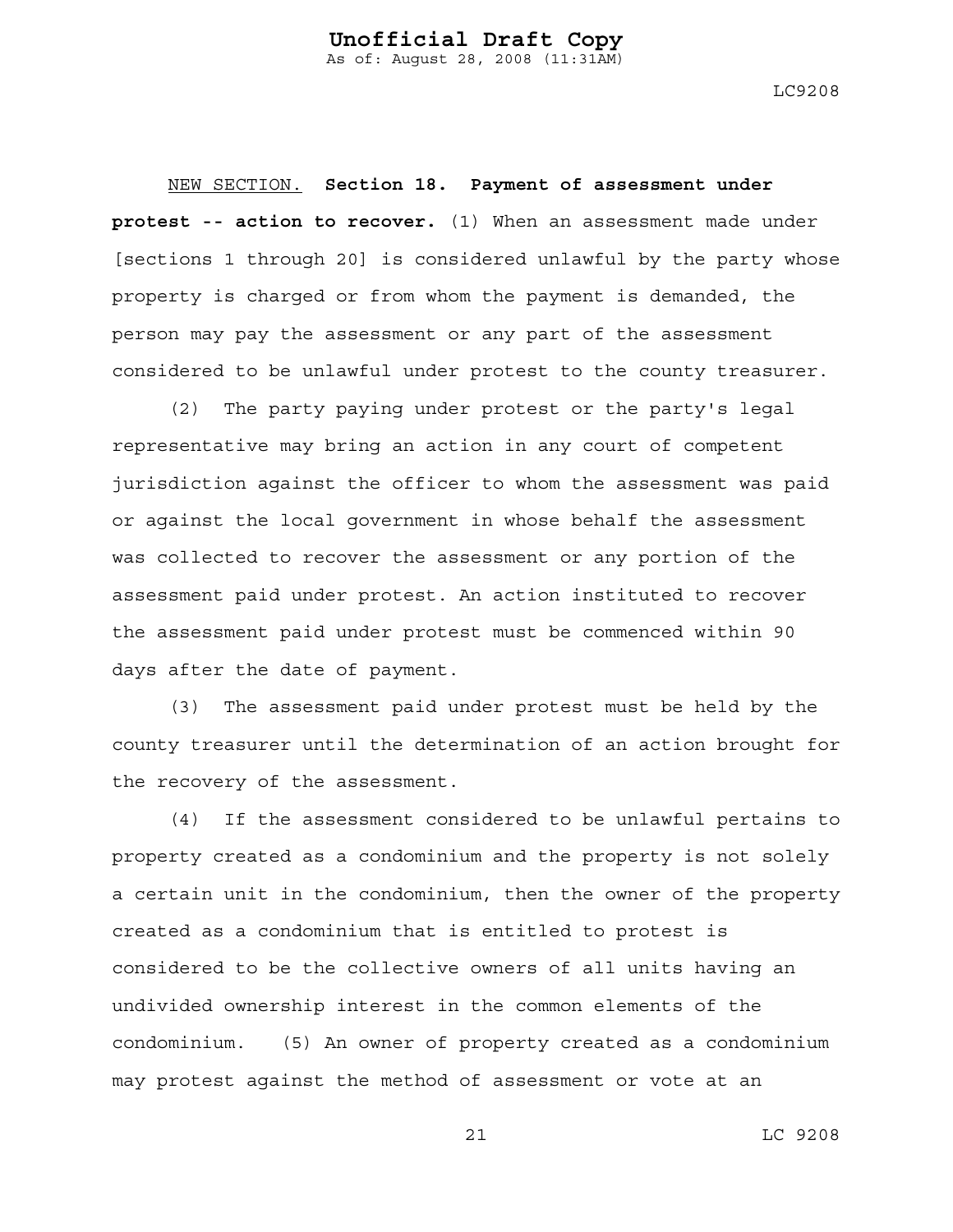NEW SECTION. **Section 18. Payment of assessment under protest -- action to recover.** (1) When an assessment made under [sections 1 through 20] is considered unlawful by the party whose property is charged or from whom the payment is demanded, the person may pay the assessment or any part of the assessment considered to be unlawful under protest to the county treasurer.

(2) The party paying under protest or the party's legal representative may bring an action in any court of competent jurisdiction against the officer to whom the assessment was paid or against the local government in whose behalf the assessment was collected to recover the assessment or any portion of the assessment paid under protest. An action instituted to recover the assessment paid under protest must be commenced within 90 days after the date of payment.

(3) The assessment paid under protest must be held by the county treasurer until the determination of an action brought for the recovery of the assessment.

(4) If the assessment considered to be unlawful pertains to property created as a condominium and the property is not solely a certain unit in the condominium, then the owner of the property created as a condominium that is entitled to protest is considered to be the collective owners of all units having an undivided ownership interest in the common elements of the condominium. (5) An owner of property created as a condominium may protest against the method of assessment or vote at an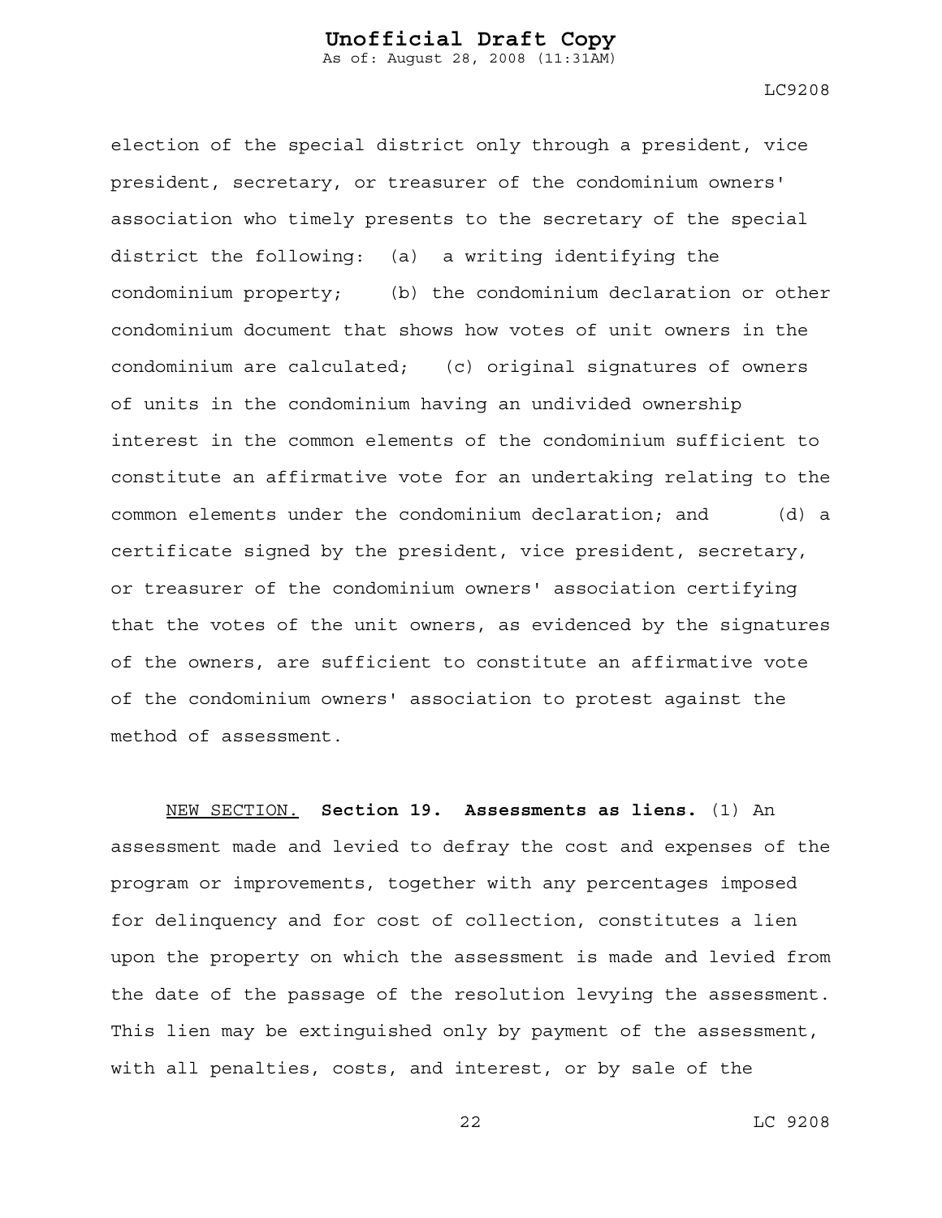election of the special district only through a president, vice president, secretary, or treasurer of the condominium owners' association who timely presents to the secretary of the special district the following: (a) a writing identifying the condominium property; (b) the condominium declaration or other condominium document that shows how votes of unit owners in the condominium are calculated; (c) original signatures of owners of units in the condominium having an undivided ownership interest in the common elements of the condominium sufficient to constitute an affirmative vote for an undertaking relating to the common elements under the condominium declaration; and (d) a certificate signed by the president, vice president, secretary, or treasurer of the condominium owners' association certifying that the votes of the unit owners, as evidenced by the signatures of the owners, are sufficient to constitute an affirmative vote of the condominium owners' association to protest against the method of assessment.

NEW SECTION. **Section 19. Assessments as liens.** (1) An assessment made and levied to defray the cost and expenses of the program or improvements, together with any percentages imposed for delinquency and for cost of collection, constitutes a lien upon the property on which the assessment is made and levied from the date of the passage of the resolution levying the assessment. This lien may be extinguished only by payment of the assessment, with all penalties, costs, and interest, or by sale of the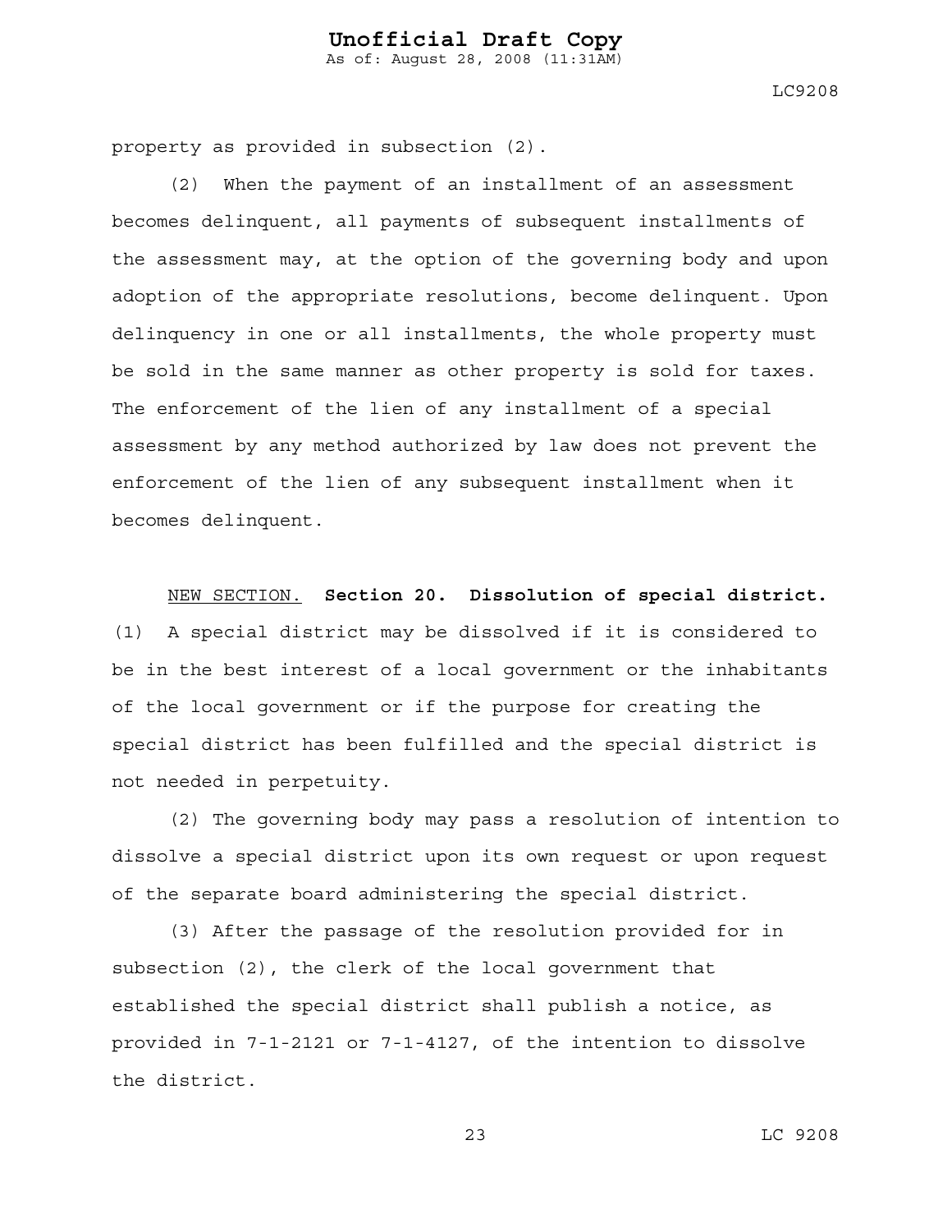property as provided in subsection (2).

(2) When the payment of an installment of an assessment becomes delinquent, all payments of subsequent installments of the assessment may, at the option of the governing body and upon adoption of the appropriate resolutions, become delinquent. Upon delinquency in one or all installments, the whole property must be sold in the same manner as other property is sold for taxes. The enforcement of the lien of any installment of a special assessment by any method authorized by law does not prevent the enforcement of the lien of any subsequent installment when it becomes delinquent.

NEW SECTION. **Section 20. Dissolution of special district.** (1) A special district may be dissolved if it is considered to be in the best interest of a local government or the inhabitants of the local government or if the purpose for creating the special district has been fulfilled and the special district is not needed in perpetuity.

(2) The governing body may pass a resolution of intention to dissolve a special district upon its own request or upon request of the separate board administering the special district.

(3) After the passage of the resolution provided for in subsection (2), the clerk of the local government that established the special district shall publish a notice, as provided in 7-1-2121 or 7-1-4127, of the intention to dissolve the district.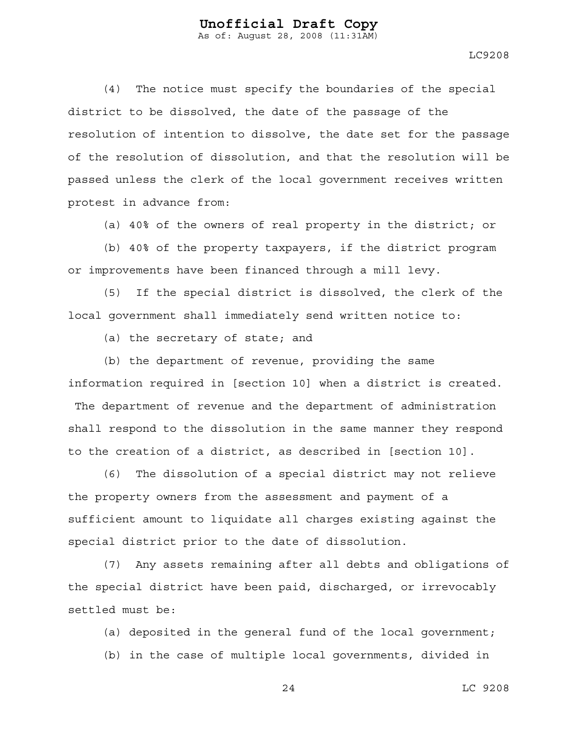(4) The notice must specify the boundaries of the special district to be dissolved, the date of the passage of the resolution of intention to dissolve, the date set for the passage of the resolution of dissolution, and that the resolution will be passed unless the clerk of the local government receives written protest in advance from:

(a) 40% of the owners of real property in the district; or

(b) 40% of the property taxpayers, if the district program or improvements have been financed through a mill levy.

(5) If the special district is dissolved, the clerk of the local government shall immediately send written notice to:

(a) the secretary of state; and

(b) the department of revenue, providing the same information required in [section 10] when a district is created. The department of revenue and the department of administration shall respond to the dissolution in the same manner they respond to the creation of a district, as described in [section 10].

(6) The dissolution of a special district may not relieve the property owners from the assessment and payment of a sufficient amount to liquidate all charges existing against the special district prior to the date of dissolution.

(7) Any assets remaining after all debts and obligations of the special district have been paid, discharged, or irrevocably settled must be:

(a) deposited in the general fund of the local government;

(b) in the case of multiple local governments, divided in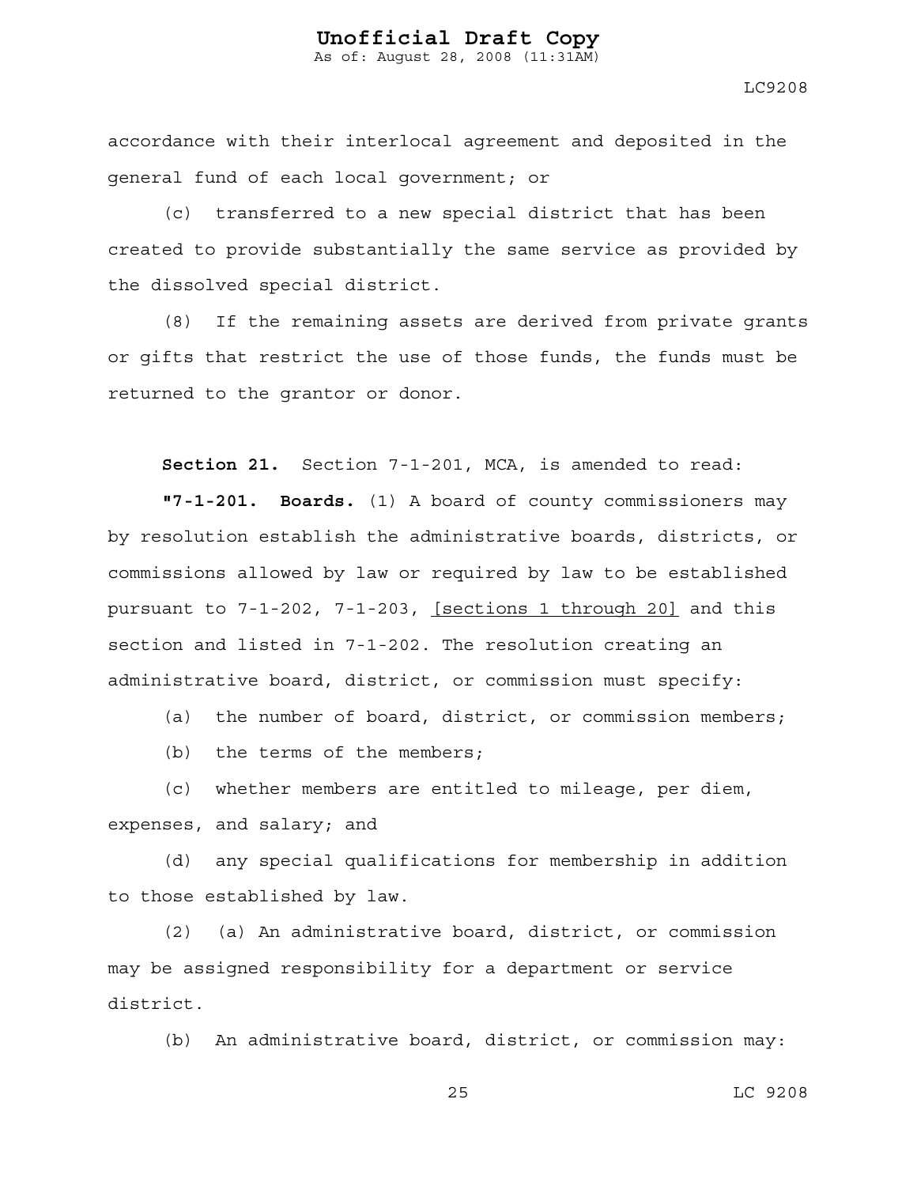accordance with their interlocal agreement and deposited in the general fund of each local government; or

(c) transferred to a new special district that has been created to provide substantially the same service as provided by the dissolved special district.

(8) If the remaining assets are derived from private grants or gifts that restrict the use of those funds, the funds must be returned to the grantor or donor.

**Section 21.** Section 7-1-201, MCA, is amended to read:

**"7-1-201. Boards.** (1) A board of county commissioners may by resolution establish the administrative boards, districts, or commissions allowed by law or required by law to be established pursuant to 7-1-202, 7-1-203, <u>[sections 1 through 20]</u> and this section and listed in 7-1-202. The resolution creating an administrative board, district, or commission must specify:

(a) the number of board, district, or commission members;

(b) the terms of the members;

(c) whether members are entitled to mileage, per diem, expenses, and salary; and

(d) any special qualifications for membership in addition to those established by law.

(2) (a) An administrative board, district, or commission may be assigned responsibility for a department or service district.

(b) An administrative board, district, or commission may: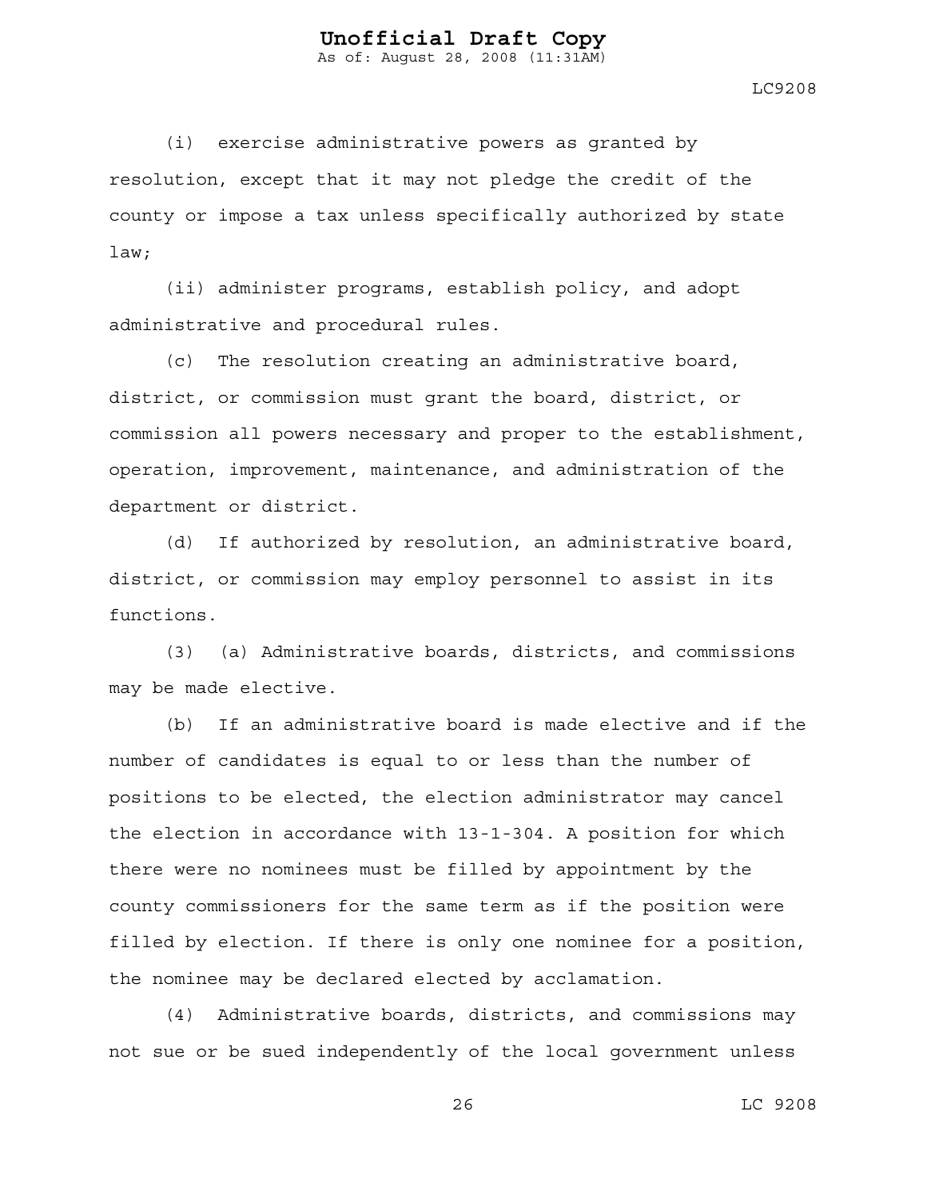(i) exercise administrative powers as granted by resolution, except that it may not pledge the credit of the county or impose a tax unless specifically authorized by state law;

(ii) administer programs, establish policy, and adopt administrative and procedural rules.

(c) The resolution creating an administrative board, district, or commission must grant the board, district, or commission all powers necessary and proper to the establishment, operation, improvement, maintenance, and administration of the department or district.

(d) If authorized by resolution, an administrative board, district, or commission may employ personnel to assist in its functions.

(3) (a) Administrative boards, districts, and commissions may be made elective.

(b) If an administrative board is made elective and if the number of candidates is equal to or less than the number of positions to be elected, the election administrator may cancel the election in accordance with 13-1-304. A position for which there were no nominees must be filled by appointment by the county commissioners for the same term as if the position were filled by election. If there is only one nominee for a position, the nominee may be declared elected by acclamation.

(4) Administrative boards, districts, and commissions may not sue or be sued independently of the local government unless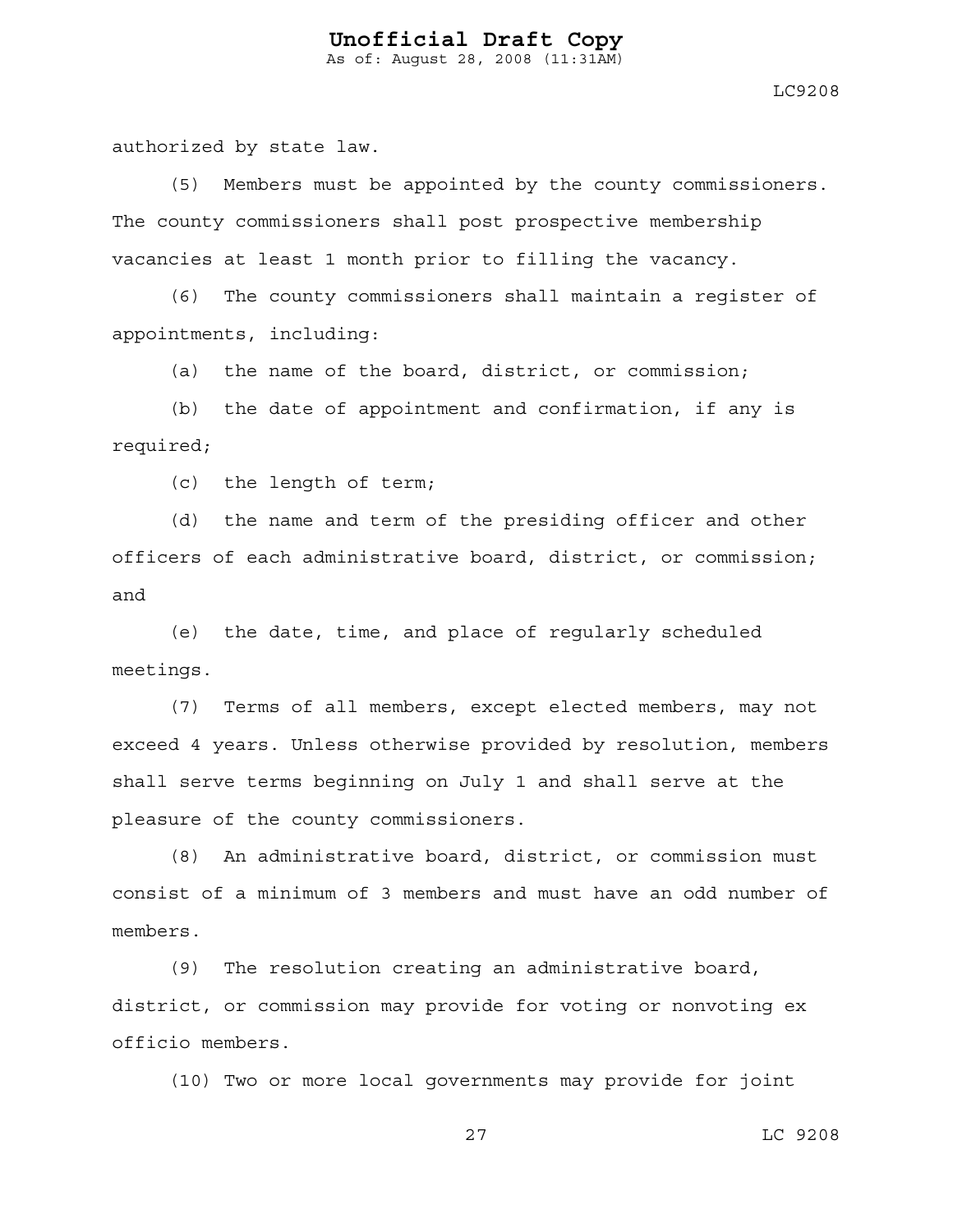authorized by state law.

(5) Members must be appointed by the county commissioners. The county commissioners shall post prospective membership vacancies at least 1 month prior to filling the vacancy.

(6) The county commissioners shall maintain a register of appointments, including:

(a) the name of the board, district, or commission;

(b) the date of appointment and confirmation, if any is required;

(c) the length of term;

(d) the name and term of the presiding officer and other officers of each administrative board, district, or commission; and

(e) the date, time, and place of regularly scheduled meetings.

(7) Terms of all members, except elected members, may not exceed 4 years. Unless otherwise provided by resolution, members shall serve terms beginning on July 1 and shall serve at the pleasure of the county commissioners.

(8) An administrative board, district, or commission must consist of a minimum of 3 members and must have an odd number of members.

(9) The resolution creating an administrative board, district, or commission may provide for voting or nonvoting ex officio members.

(10) Two or more local governments may provide for joint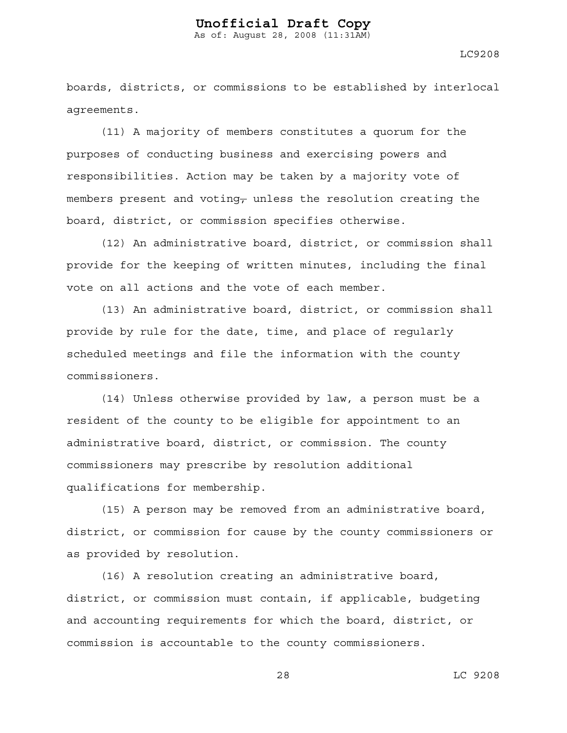boards, districts, or commissions to be established by interlocal agreements.

(11) A majority of members constitutes a quorum for the purposes of conducting business and exercising powers and responsibilities. Action may be taken by a majority vote of members present and voting~~,~~ unless the resolution creating the board, district, or commission specifies otherwise.

(12) An administrative board, district, or commission shall provide for the keeping of written minutes, including the final vote on all actions and the vote of each member.

(13) An administrative board, district, or commission shall provide by rule for the date, time, and place of regularly scheduled meetings and file the information with the county commissioners.

(14) Unless otherwise provided by law, a person must be a resident of the county to be eligible for appointment to an administrative board, district, or commission. The county commissioners may prescribe by resolution additional qualifications for membership.

(15) A person may be removed from an administrative board, district, or commission for cause by the county commissioners or as provided by resolution.

(16) A resolution creating an administrative board, district, or commission must contain, if applicable, budgeting and accounting requirements for which the board, district, or commission is accountable to the county commissioners.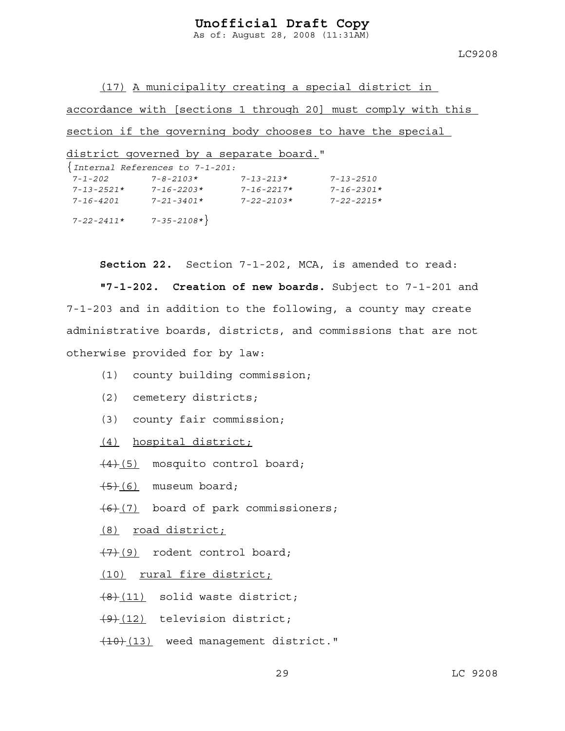(17) A municipality creating a special district in accordance with [sections 1 through 20] must comply with this section if the governing body chooses to have the special district governed by a separate board."

{*Internal References to 7-1-201:*

| | | | |
|---|---|---|---|
| *7-1-202* | *7-8-2103\** | *7-13-213\** | *7-13-2510* |
| *7-13-2521\** | *7-16-2203\** | *7-16-2217\** | *7-16-2301\** |
| *7-16-4201* | *7-21-3401\** | *7-22-2103\** | *7-22-2215\** |
| *7-22-2411\** | *7-35-2108\**} | | |

**Section 22.** Section 7-1-202, MCA, is amended to read:

**"7-1-202. Creation of new boards.** Subject to 7-1-201 and 7-1-203 and in addition to the following, a county may create administrative boards, districts, and commissions that are not otherwise provided for by law:

(1) county building commission;

(2) cemetery districts;

(3) county fair commission;

(4) hospital district;

~~(4)~~ (5) mosquito control board;

~~(5)~~ (6) museum board;

~~(6)~~ (7) board of park commissioners;

(8) road district;

~~(7)~~ (9) rodent control board;

(10) rural fire district;

~~(8)~~ (11) solid waste district;

~~(9)~~ (12) television district;

~~(10)~~ (13) weed management district."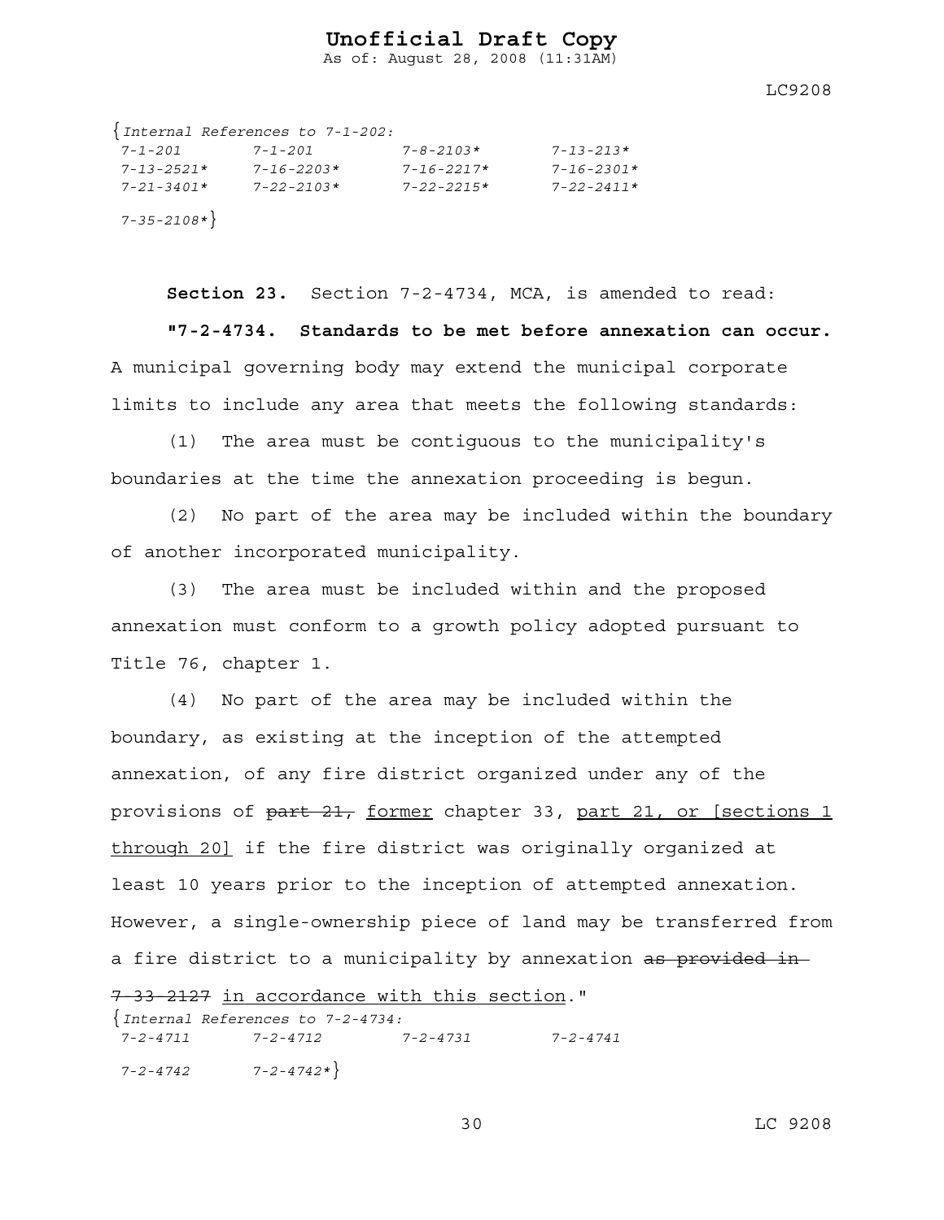{*Internal References to 7-1-202:*
*7-1-201 7-1-201 7-8-2103* 7-13-213**
*7-13-2521* 7-16-2203* 7-16-2217* 7-16-2301**
*7-21-3401* 7-22-2103* 7-22-2215* 7-22-2411**
*7-35-2108**}

**Section 23.** Section 7-2-4734, MCA, is amended to read:

**"7-2-4734. Standards to be met before annexation can occur.** A municipal governing body may extend the municipal corporate limits to include any area that meets the following standards:

(1) The area must be contiguous to the municipality's boundaries at the time the annexation proceeding is begun.

(2) No part of the area may be included within the boundary of another incorporated municipality.

(3) The area must be included within and the proposed annexation must conform to a growth policy adopted pursuant to Title 76, chapter 1.

(4) No part of the area may be included within the boundary, as existing at the inception of the attempted annexation, of any fire district organized under any of the provisions of ~~part 21,~~ <u>former</u> chapter 33, <u>part 21, or [sections 1 through 20]</u> if the fire district was originally organized at least 10 years prior to the inception of attempted annexation. However, a single-ownership piece of land may be transferred from a fire district to a municipality by annexation ~~as provided in 7-33-2127~~ <u>in accordance with this section</u>."

{*Internal References to 7-2-4734:*
*7-2-4711 7-2-4712 7-2-4731 7-2-4741*
*7-2-4742 7-2-4742**}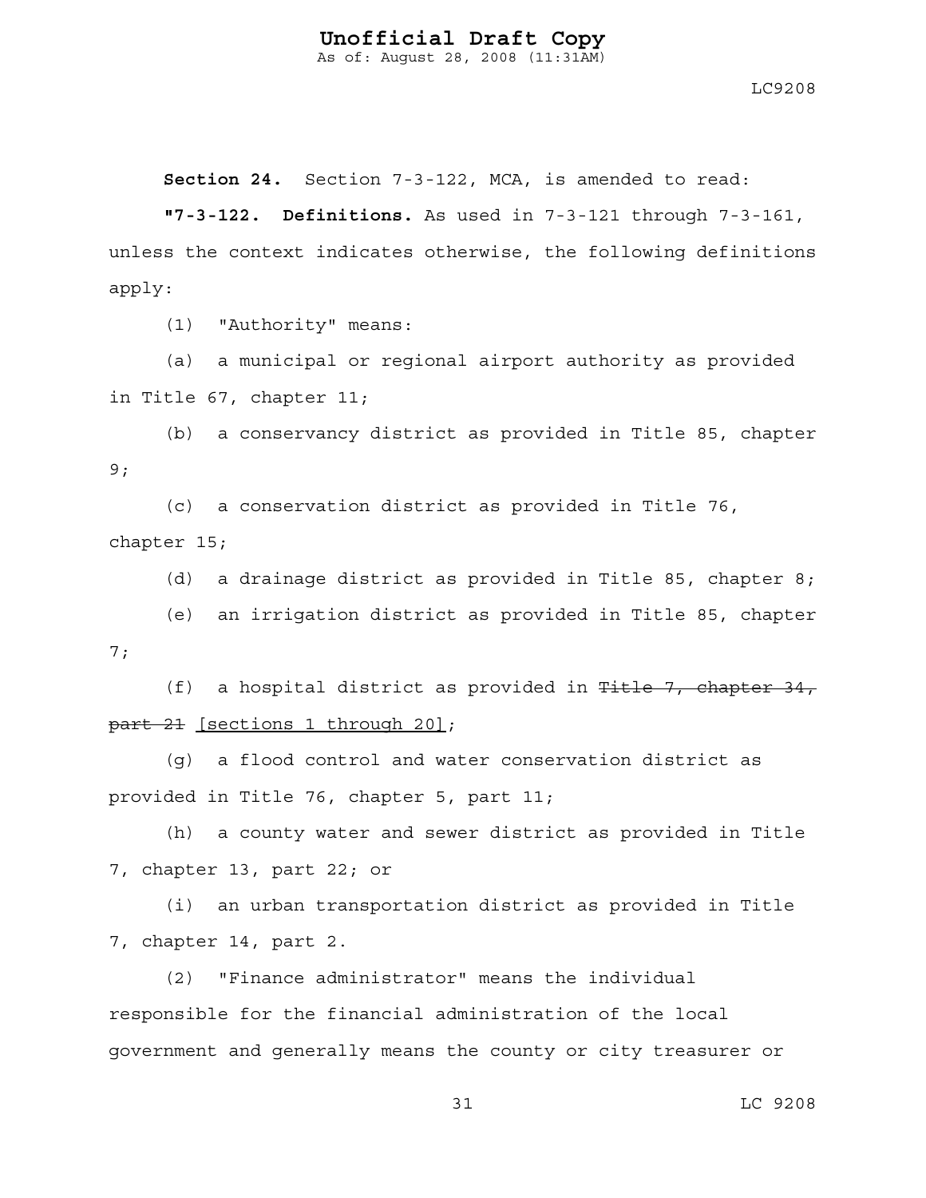**Section 24.** Section 7-3-122, MCA, is amended to read:

**"7-3-122. Definitions.** As used in 7-3-121 through 7-3-161, unless the context indicates otherwise, the following definitions apply:

(1) "Authority" means:

(a) a municipal or regional airport authority as provided in Title 67, chapter 11;

(b) a conservancy district as provided in Title 85, chapter 9;

(c) a conservation district as provided in Title 76, chapter 15;

(d) a drainage district as provided in Title 85, chapter 8;

(e) an irrigation district as provided in Title 85, chapter 7;

(f) a hospital district as provided in ~~Title 7, chapter 34, part 21~~ <u>[sections 1 through 20]</u>;

(g) a flood control and water conservation district as provided in Title 76, chapter 5, part 11;

(h) a county water and sewer district as provided in Title 7, chapter 13, part 22; or

(i) an urban transportation district as provided in Title 7, chapter 14, part 2.

(2) "Finance administrator" means the individual responsible for the financial administration of the local government and generally means the county or city treasurer or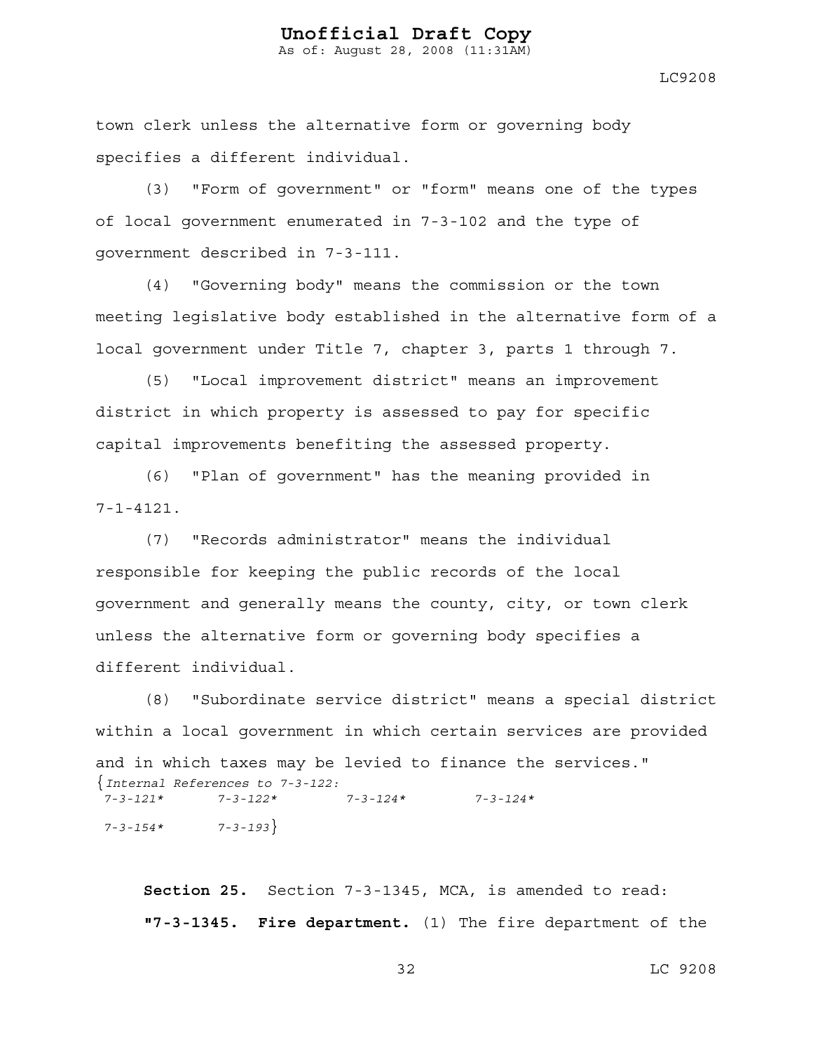town clerk unless the alternative form or governing body specifies a different individual.

(3) "Form of government" or "form" means one of the types of local government enumerated in 7-3-102 and the type of government described in 7-3-111.

(4) "Governing body" means the commission or the town meeting legislative body established in the alternative form of a local government under Title 7, chapter 3, parts 1 through 7.

(5) "Local improvement district" means an improvement district in which property is assessed to pay for specific capital improvements benefiting the assessed property.

(6) "Plan of government" has the meaning provided in 7-1-4121.

(7) "Records administrator" means the individual responsible for keeping the public records of the local government and generally means the county, city, or town clerk unless the alternative form or governing body specifies a different individual.

(8) "Subordinate service district" means a special district within a local government in which certain services are provided and in which taxes may be levied to finance the services."

{*Internal References to 7-3-122:*
*7-3-121*     *7-3-122*     *7-3-124*     *7-3-124*
*7-3-154*     *7-3-193*}

**Section 25.** Section 7-3-1345, MCA, is amended to read:

**"7-3-1345. Fire department.** (1) The fire department of the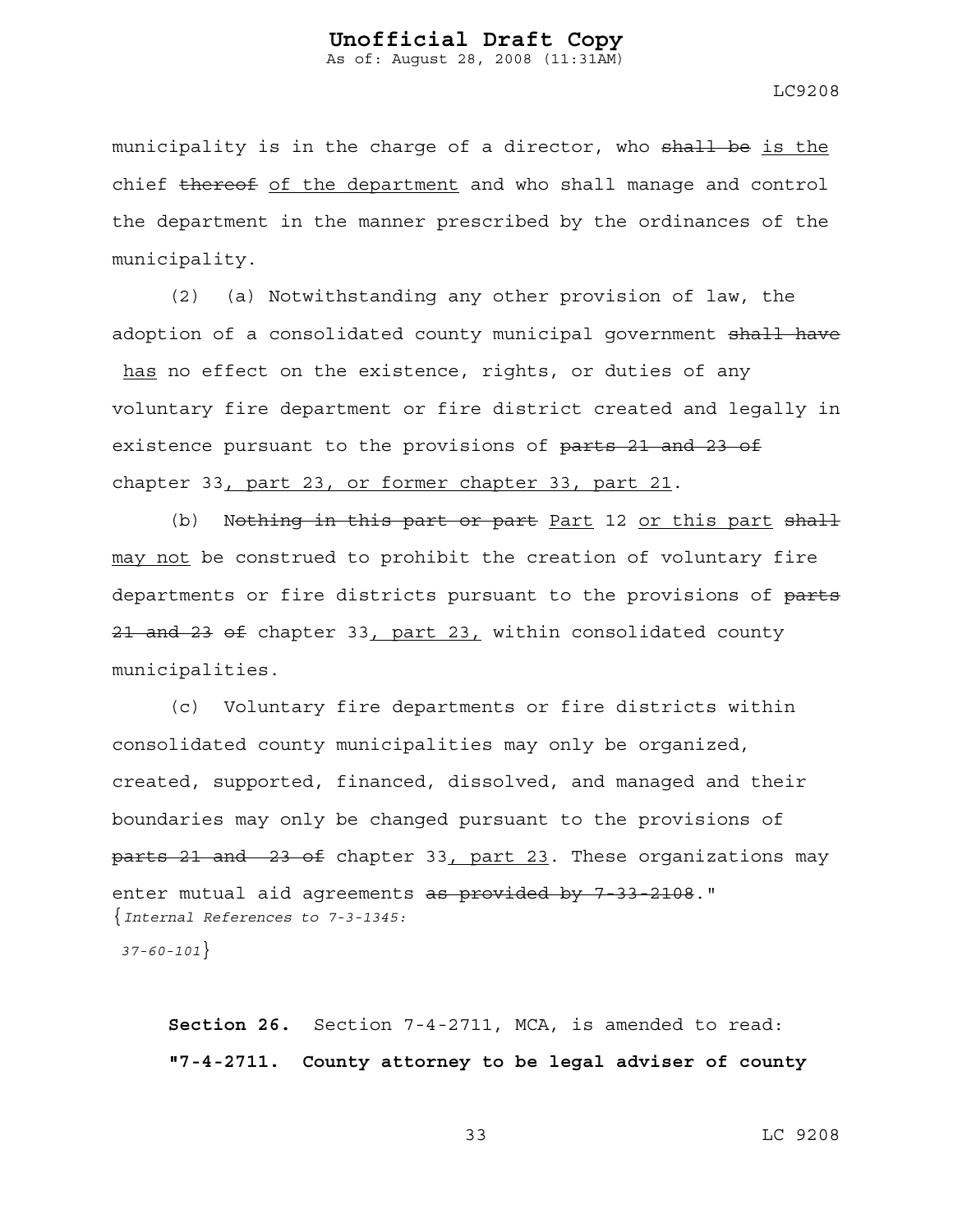municipality is in the charge of a director, who ~~shall be~~ <u>is the</u> chief ~~thereof~~ <u>of the department</u> and who shall manage and control the department in the manner prescribed by the ordinances of the municipality.

(2) (a) Notwithstanding any other provision of law, the adoption of a consolidated county municipal government ~~shall have~~ <u>has</u> no effect on the existence, rights, or duties of any voluntary fire department or fire district created and legally in existence pursuant to the provisions of ~~parts 21 and 23 of~~ chapter 33<u>, part 23, or former chapter 33, part 21</u>.

(b) N~~othing in this part or part~~ <u>Part</u> 12 <u>or this part</u> ~~shall~~ <u>may not</u> be construed to prohibit the creation of voluntary fire departments or fire districts pursuant to the provisions of ~~parts 21 and 23 of~~ chapter 33<u>, part 23,</u> within consolidated county municipalities.

(c) Voluntary fire departments or fire districts within consolidated county municipalities may only be organized, created, supported, financed, dissolved, and managed and their boundaries may only be changed pursuant to the provisions of ~~parts 21 and 23 of~~ chapter 33<u>, part 23</u>. These organizations may enter mutual aid agreements ~~as provided by 7-33-2108~~."

{*Internal References to 7-3-1345: 37-60-101*}

**Section 26.** Section 7-4-2711, MCA, is amended to read:

**"7-4-2711. County attorney to be legal adviser of county**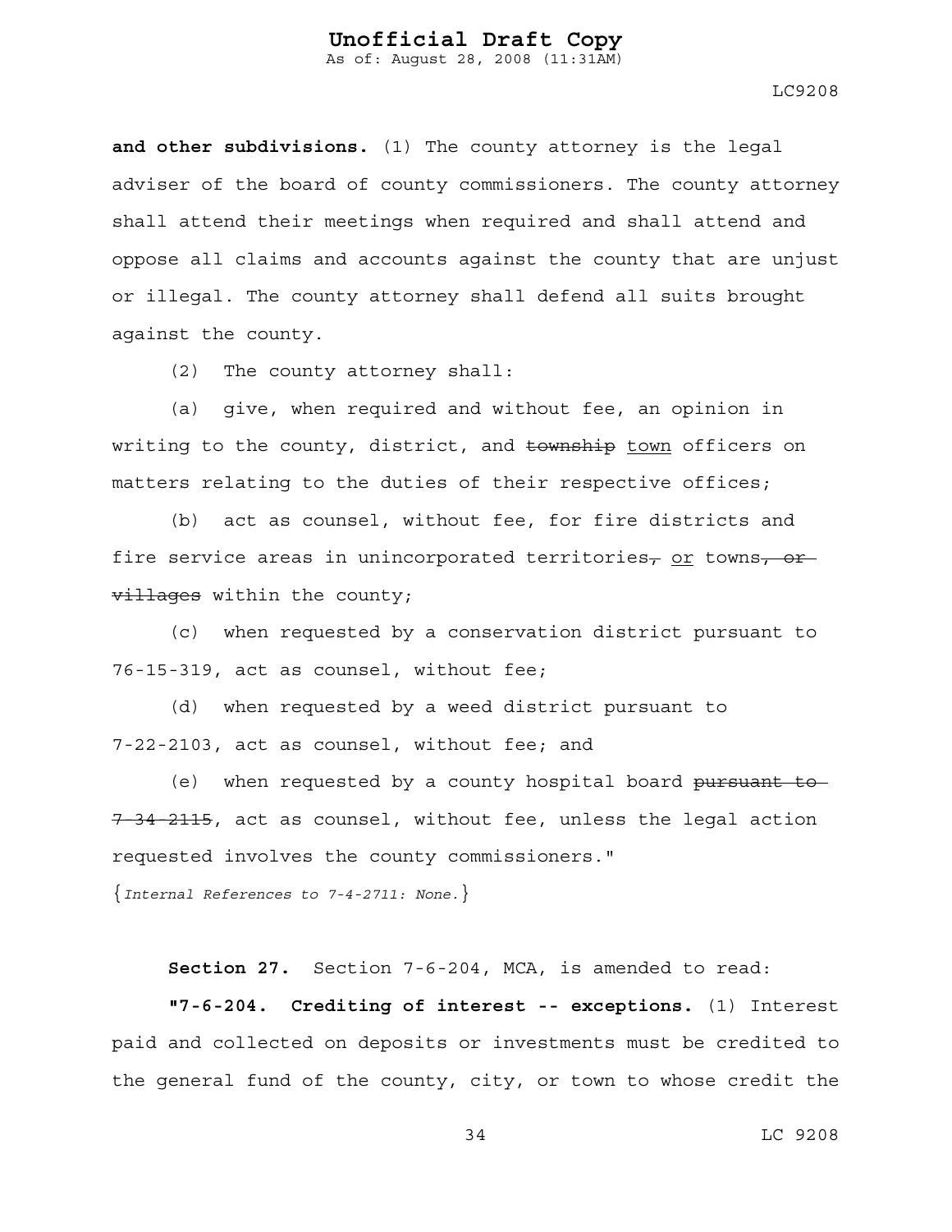**and other subdivisions.** (1) The county attorney is the legal adviser of the board of county commissioners. The county attorney shall attend their meetings when required and shall attend and oppose all claims and accounts against the county that are unjust or illegal. The county attorney shall defend all suits brought against the county.

(2) The county attorney shall:

(a) give, when required and without fee, an opinion in writing to the county, district, and ~~township~~ <u>town</u> officers on matters relating to the duties of their respective offices;

(b) act as counsel, without fee, for fire districts and fire service areas in unincorporated territories~~,~~ <u>or</u> towns~~, or villages~~ within the county;

(c) when requested by a conservation district pursuant to 76-15-319, act as counsel, without fee;

(d) when requested by a weed district pursuant to 7-22-2103, act as counsel, without fee; and

(e) when requested by a county hospital board ~~pursuant to 7-34-2115~~, act as counsel, without fee, unless the legal action requested involves the county commissioners."

{*Internal References to 7-4-2711: None.*}

**Section 27.** Section 7-6-204, MCA, is amended to read:

**"7-6-204. Crediting of interest -- exceptions.** (1) Interest paid and collected on deposits or investments must be credited to the general fund of the county, city, or town to whose credit the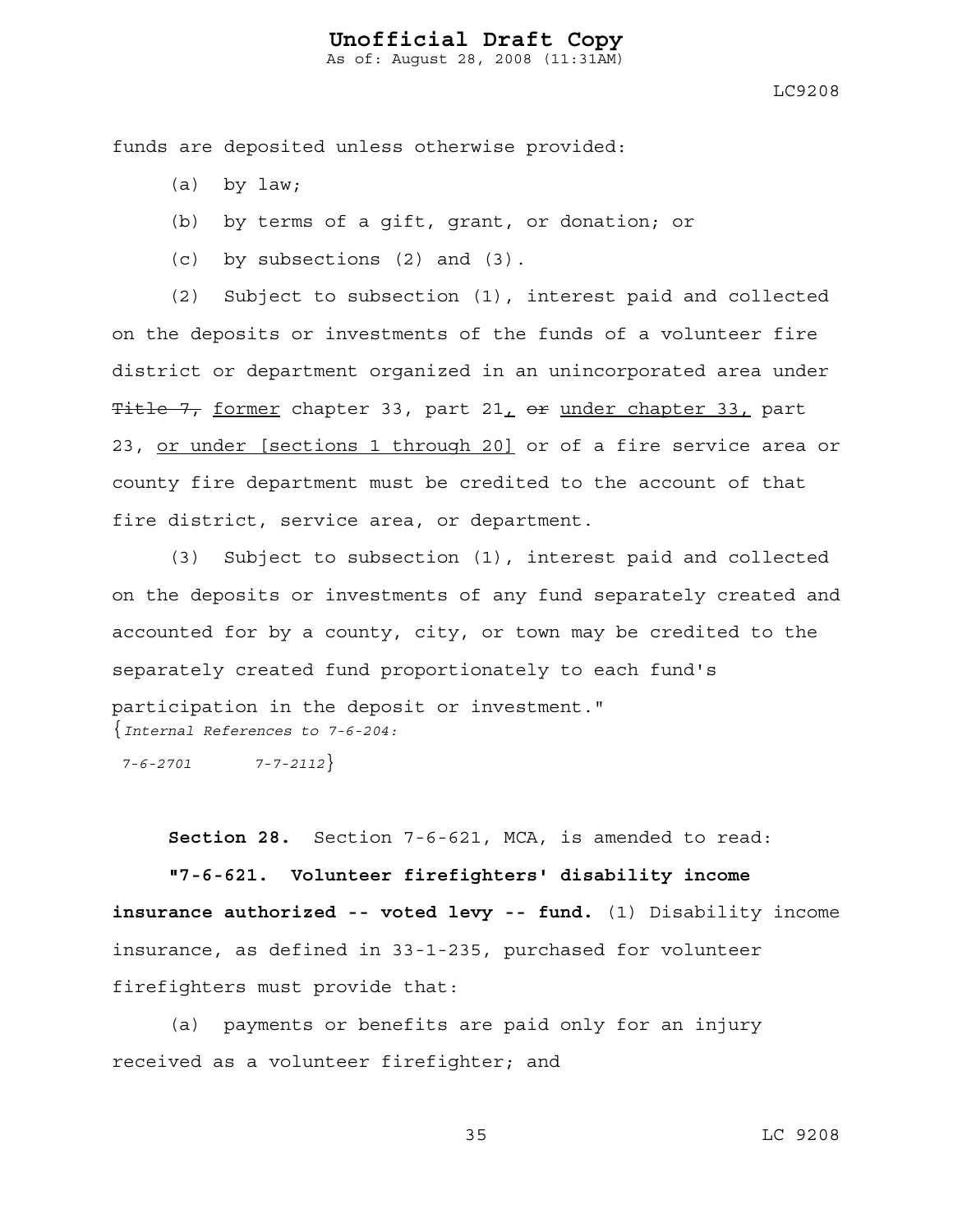funds are deposited unless otherwise provided:

(a) by law;

(b) by terms of a gift, grant, or donation; or

(c) by subsections (2) and (3).

(2) Subject to subsection (1), interest paid and collected on the deposits or investments of the funds of a volunteer fire district or department organized in an unincorporated area under ~~Title 7,~~ <u>former</u> chapter 33, part 21<u>,</u> ~~or~~ <u>under chapter 33,</u> part 23, <u>or under [sections 1 through 20]</u> or of a fire service area or county fire department must be credited to the account of that fire district, service area, or department.

(3) Subject to subsection (1), interest paid and collected on the deposits or investments of any fund separately created and accounted for by a county, city, or town may be credited to the separately created fund proportionately to each fund's participation in the deposit or investment."

{*Internal References to 7-6-204:*
*7-6-2701 7-7-2112*}

**Section 28.** Section 7-6-621, MCA, is amended to read:

**"7-6-621. Volunteer firefighters' disability income insurance authorized -- voted levy -- fund.** (1) Disability income insurance, as defined in 33-1-235, purchased for volunteer firefighters must provide that:

(a) payments or benefits are paid only for an injury received as a volunteer firefighter; and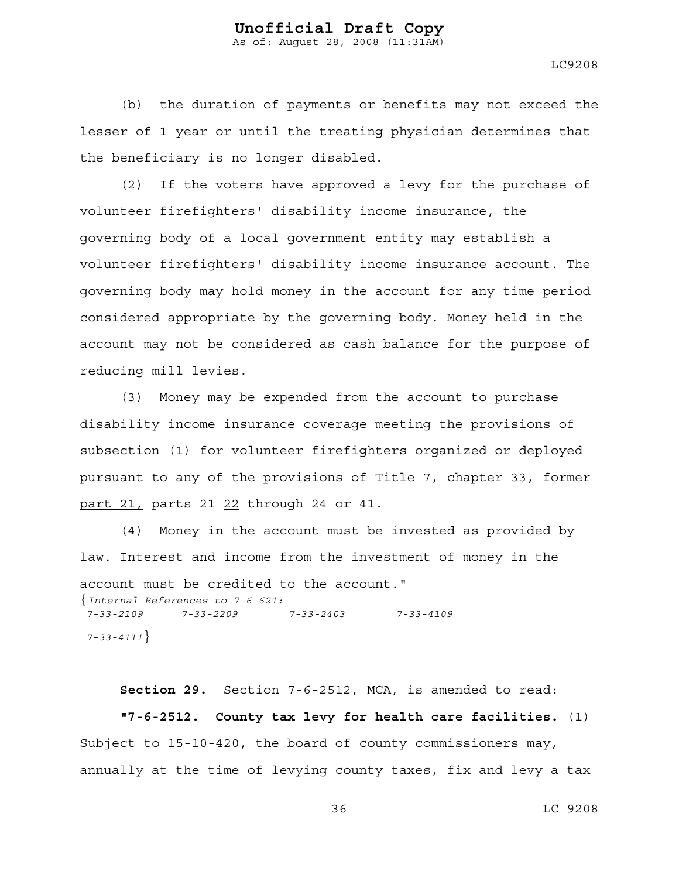(b) the duration of payments or benefits may not exceed the lesser of 1 year or until the treating physician determines that the beneficiary is no longer disabled.

(2) If the voters have approved a levy for the purchase of volunteer firefighters' disability income insurance, the governing body of a local government entity may establish a volunteer firefighters' disability income insurance account. The governing body may hold money in the account for any time period considered appropriate by the governing body. Money held in the account may not be considered as cash balance for the purpose of reducing mill levies.

(3) Money may be expended from the account to purchase disability income insurance coverage meeting the provisions of subsection (1) for volunteer firefighters organized or deployed pursuant to any of the provisions of Title 7, chapter 33, <u>former part 21,</u> parts ~~21~~ <u>22</u> through 24 or 41.

(4) Money in the account must be invested as provided by law. Interest and income from the investment of money in the account must be credited to the account."

{*Internal References to 7-6-621:*
*7-33-2109 7-33-2209 7-33-2403 7-33-4109*
*7-33-4111*}

**Section 29.** Section 7-6-2512, MCA, is amended to read:

**"7-6-2512. County tax levy for health care facilities.** (1) Subject to 15-10-420, the board of county commissioners may, annually at the time of levying county taxes, fix and levy a tax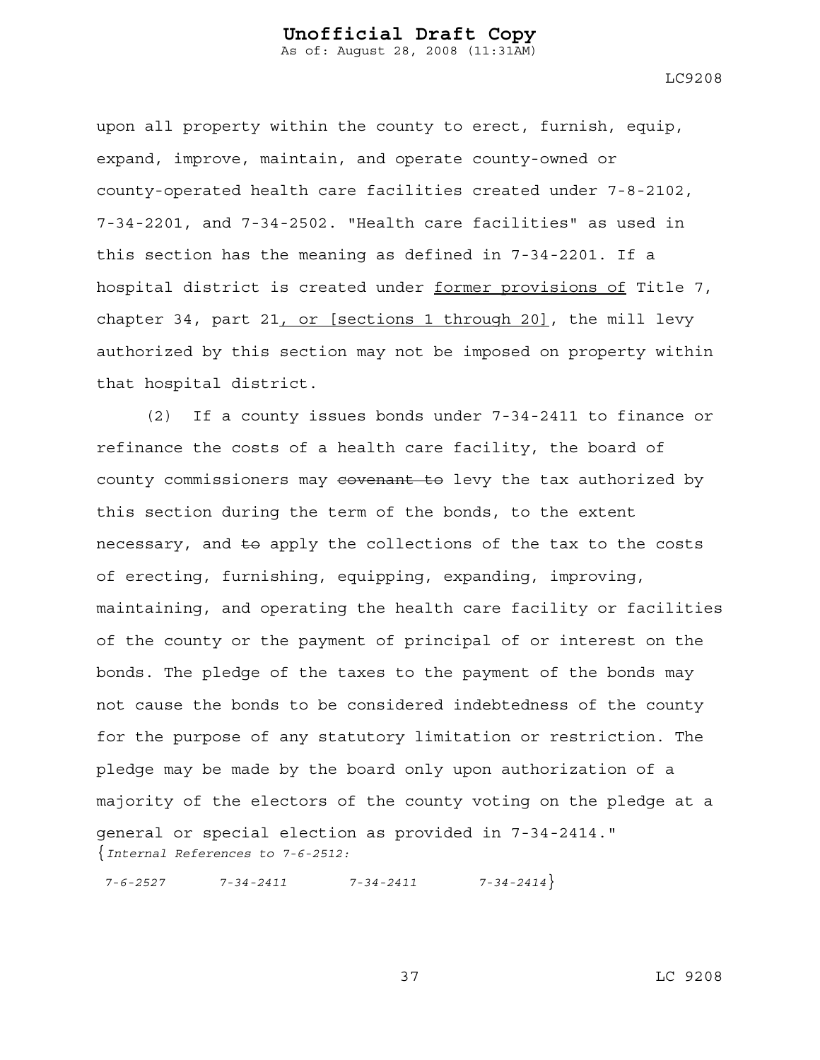upon all property within the county to erect, furnish, equip, expand, improve, maintain, and operate county-owned or county-operated health care facilities created under 7-8-2102, 7-34-2201, and 7-34-2502. "Health care facilities" as used in this section has the meaning as defined in 7-34-2201. If a hospital district is created under <u>former provisions of</u> Title 7, chapter 34, part 21<u>, or [sections 1 through 20]</u>, the mill levy authorized by this section may not be imposed on property within that hospital district.

(2) If a county issues bonds under 7-34-2411 to finance or refinance the costs of a health care facility, the board of county commissioners may ~~covenant to~~ levy the tax authorized by this section during the term of the bonds, to the extent necessary, and ~~to~~ apply the collections of the tax to the costs of erecting, furnishing, equipping, expanding, improving, maintaining, and operating the health care facility or facilities of the county or the payment of principal of or interest on the bonds. The pledge of the taxes to the payment of the bonds may not cause the bonds to be considered indebtedness of the county for the purpose of any statutory limitation or restriction. The pledge may be made by the board only upon authorization of a majority of the electors of the county voting on the pledge at a general or special election as provided in 7-34-2414."

{*Internal References to 7-6-2512:*

*7-6-2527* *7-34-2411* *7-34-2411* *7-34-2414*}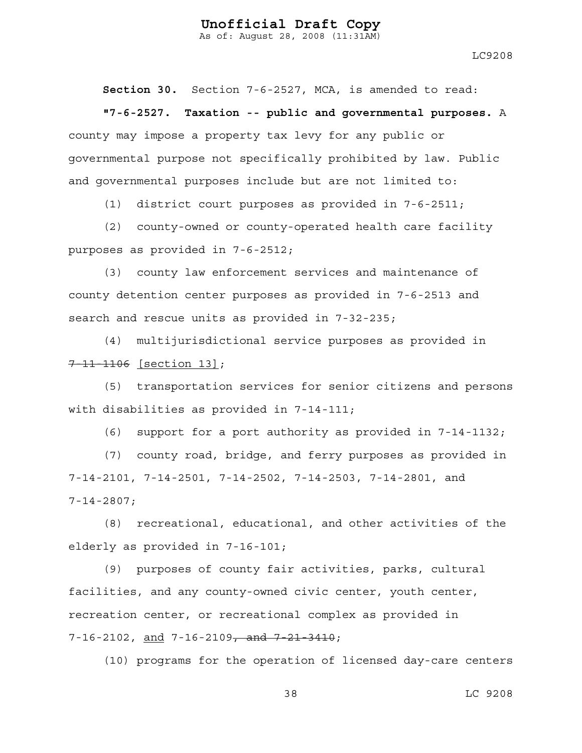**Section 30.** Section 7-6-2527, MCA, is amended to read:

**"7-6-2527. Taxation -- public and governmental purposes.** A county may impose a property tax levy for any public or governmental purpose not specifically prohibited by law. Public and governmental purposes include but are not limited to:

(1) district court purposes as provided in 7-6-2511;

(2) county-owned or county-operated health care facility purposes as provided in 7-6-2512;

(3) county law enforcement services and maintenance of county detention center purposes as provided in 7-6-2513 and search and rescue units as provided in 7-32-235;

(4) multijurisdictional service purposes as provided in ~~7-11-1106~~ <u>[section 13]</u>;

(5) transportation services for senior citizens and persons with disabilities as provided in 7-14-111;

(6) support for a port authority as provided in 7-14-1132;

(7) county road, bridge, and ferry purposes as provided in 7-14-2101, 7-14-2501, 7-14-2502, 7-14-2503, 7-14-2801, and 7-14-2807;

(8) recreational, educational, and other activities of the elderly as provided in 7-16-101;

(9) purposes of county fair activities, parks, cultural facilities, and any county-owned civic center, youth center, recreation center, or recreational complex as provided in 7-16-2102, <u>and</u> 7-16-2109~~, and 7-21-3410~~;

(10) programs for the operation of licensed day-care centers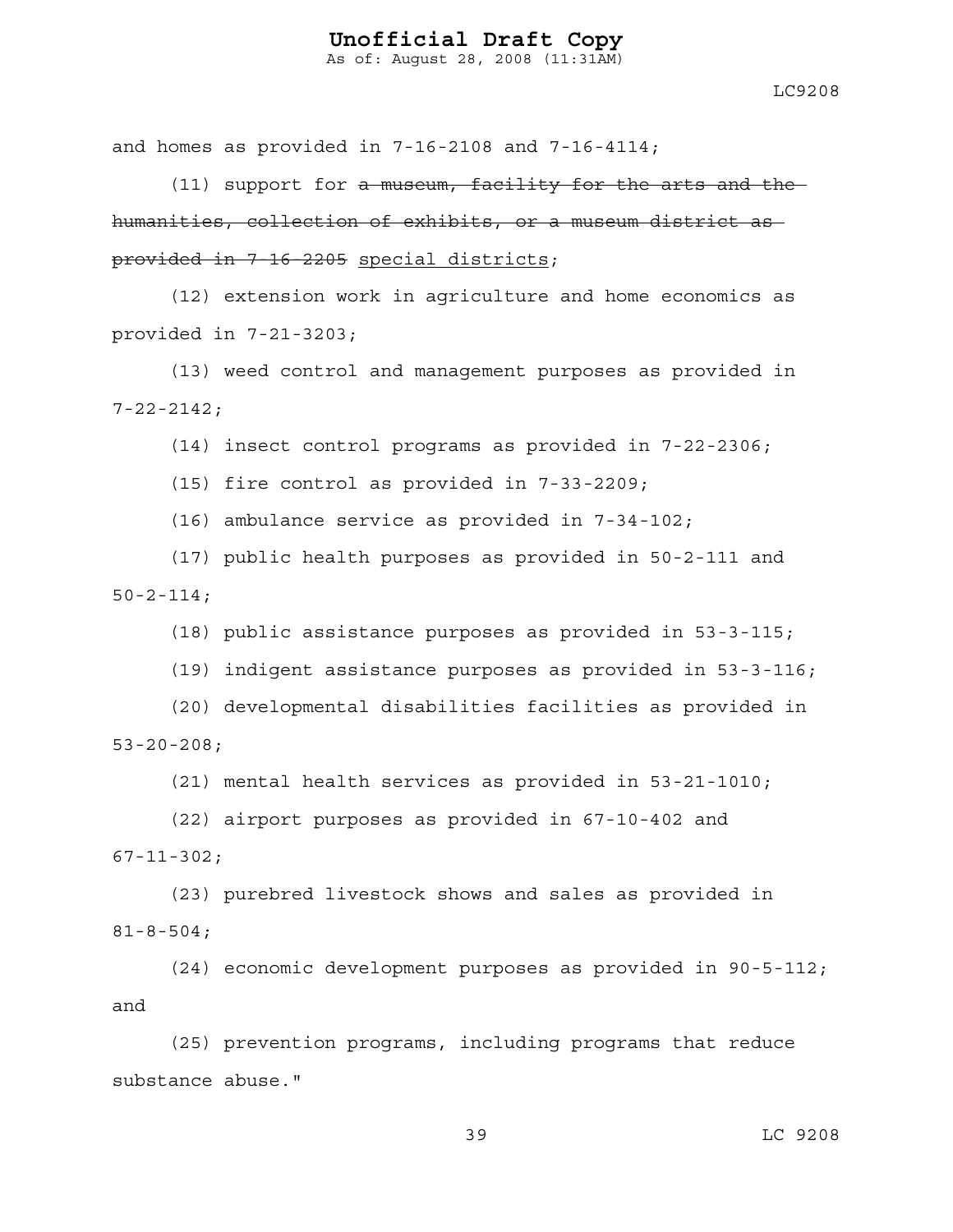and homes as provided in 7-16-2108 and 7-16-4114;

(11) support for ~~a museum, facility for the arts and the humanities, collection of exhibits, or a museum district as provided in 7-16-2205~~ <u>special districts</u>;

(12) extension work in agriculture and home economics as provided in 7-21-3203;

(13) weed control and management purposes as provided in 7-22-2142;

(14) insect control programs as provided in 7-22-2306;

(15) fire control as provided in 7-33-2209;

(16) ambulance service as provided in 7-34-102;

(17) public health purposes as provided in 50-2-111 and 50-2-114;

(18) public assistance purposes as provided in 53-3-115;

(19) indigent assistance purposes as provided in 53-3-116;

(20) developmental disabilities facilities as provided in 53-20-208;

(21) mental health services as provided in 53-21-1010;

(22) airport purposes as provided in 67-10-402 and 67-11-302;

(23) purebred livestock shows and sales as provided in 81-8-504;

(24) economic development purposes as provided in 90-5-112; and

(25) prevention programs, including programs that reduce substance abuse."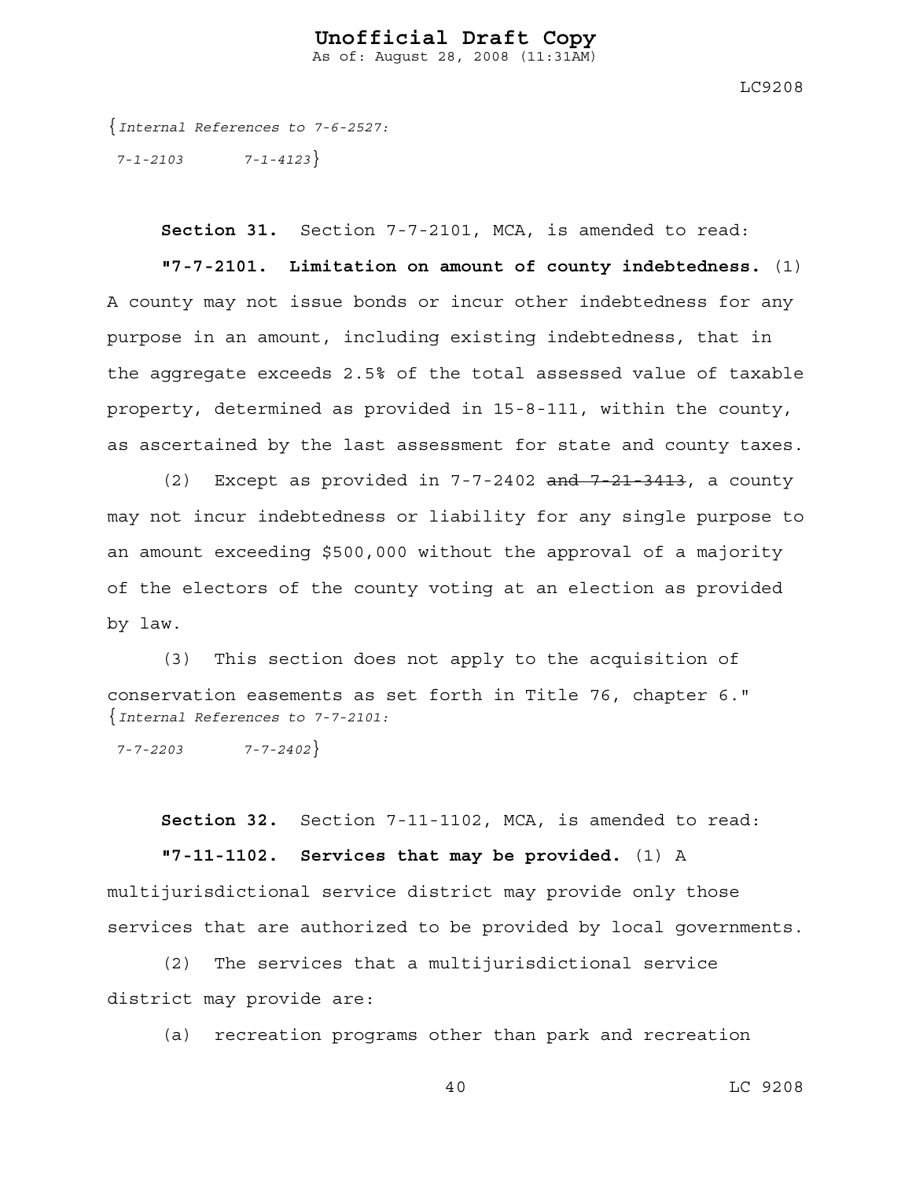{*Internal References to 7-6-2527:*
*7-1-2103 7-1-4123*}

**Section 31.** Section 7-7-2101, MCA, is amended to read:

**"7-7-2101. Limitation on amount of county indebtedness.** (1) A county may not issue bonds or incur other indebtedness for any purpose in an amount, including existing indebtedness, that in the aggregate exceeds 2.5% of the total assessed value of taxable property, determined as provided in 15-8-111, within the county, as ascertained by the last assessment for state and county taxes.

(2) Except as provided in 7-7-2402 ~~and 7-21-3413~~, a county may not incur indebtedness or liability for any single purpose to an amount exceeding $500,000 without the approval of a majority of the electors of the county voting at an election as provided by law.

(3) This section does not apply to the acquisition of conservation easements as set forth in Title 76, chapter 6."
{*Internal References to 7-7-2101:*
*7-7-2203 7-7-2402*}

**Section 32.** Section 7-11-1102, MCA, is amended to read:

**"7-11-1102. Services that may be provided.** (1) A multijurisdictional service district may provide only those services that are authorized to be provided by local governments.

(2) The services that a multijurisdictional service district may provide are:

(a) recreation programs other than park and recreation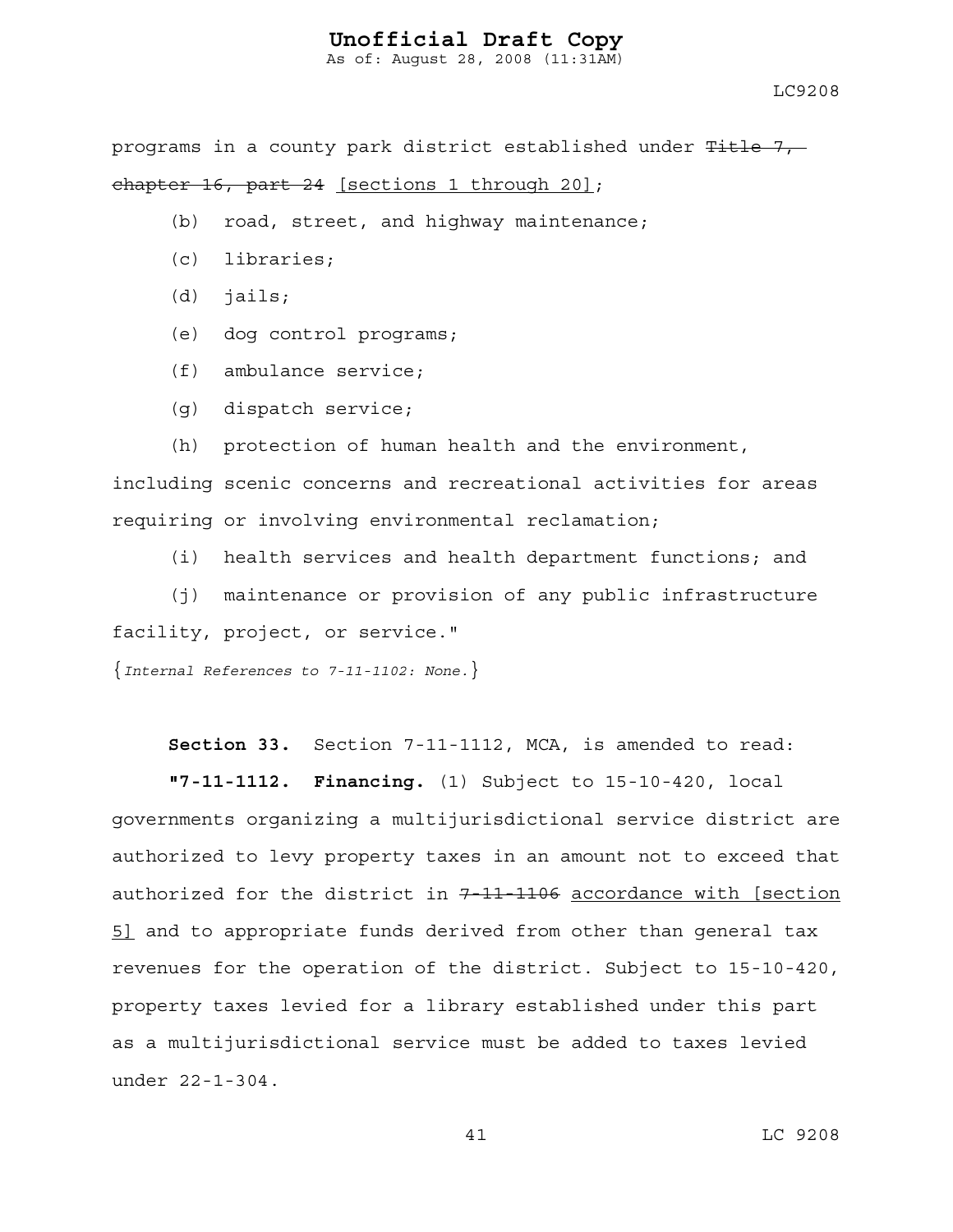programs in a county park district established under ~~Title 7, chapter 16, part 24~~ [sections 1 through 20];

(b) road, street, and highway maintenance;

(c) libraries;

(d) jails;

(e) dog control programs;

(f) ambulance service;

(g) dispatch service;

(h) protection of human health and the environment, including scenic concerns and recreational activities for areas requiring or involving environmental reclamation;

(i) health services and health department functions; and

(j) maintenance or provision of any public infrastructure facility, project, or service."

{*Internal References to 7-11-1102: None.*}

**Section 33.** Section 7-11-1112, MCA, is amended to read:

**"7-11-1112. Financing.** (1) Subject to 15-10-420, local governments organizing a multijurisdictional service district are authorized to levy property taxes in an amount not to exceed that authorized for the district in ~~7-11-1106~~ <u>accordance with [section 5]</u> and to appropriate funds derived from other than general tax revenues for the operation of the district. Subject to 15-10-420, property taxes levied for a library established under this part as a multijurisdictional service must be added to taxes levied under 22-1-304.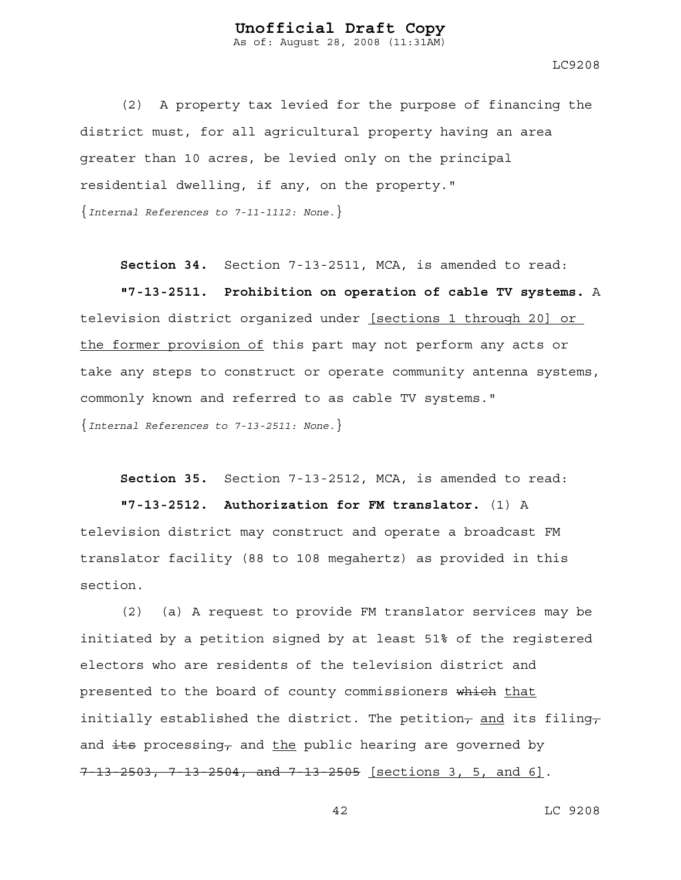(2) A property tax levied for the purpose of financing the district must, for all agricultural property having an area greater than 10 acres, be levied only on the principal residential dwelling, if any, on the property."

{*Internal References to 7-11-1112: None.*}

**Section 34.** Section 7-13-2511, MCA, is amended to read:

**"7-13-2511. Prohibition on operation of cable TV systems.** A television district organized under <u>[sections 1 through 20] or the former provision of</u> this part may not perform any acts or take any steps to construct or operate community antenna systems, commonly known and referred to as cable TV systems."

{*Internal References to 7-13-2511: None.*}

**Section 35.** Section 7-13-2512, MCA, is amended to read:

**"7-13-2512. Authorization for FM translator.** (1) A television district may construct and operate a broadcast FM translator facility (88 to 108 megahertz) as provided in this section.

(2) (a) A request to provide FM translator services may be initiated by a petition signed by at least 51% of the registered electors who are residents of the television district and presented to the board of county commissioners ~~which~~ <u>that</u> initially established the district. The petition~~,~~ <u>and</u> its filing~~,~~ and ~~its~~ processing~~,~~ and <u>the</u> public hearing are governed by ~~7-13-2503, 7-13-2504, and 7-13-2505~~ <u>[sections 3, 5, and 6]</u>.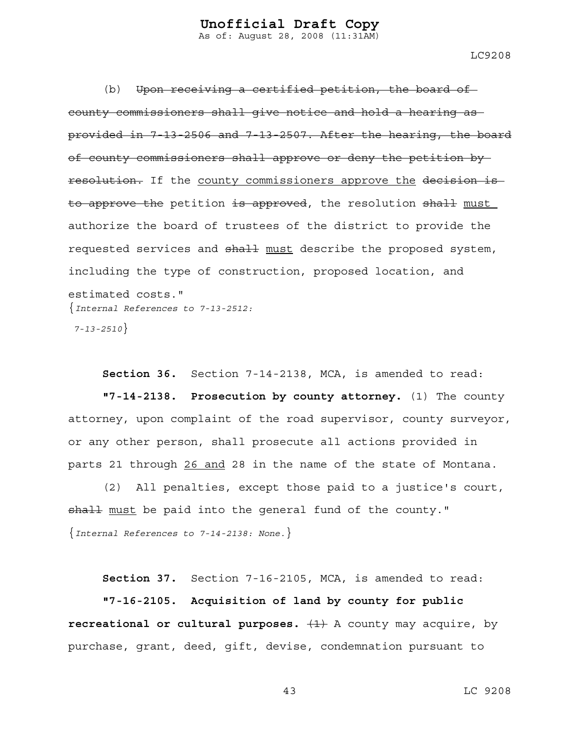(b) ~~Upon receiving a certified petition, the board of county commissioners shall give notice and hold a hearing as provided in 7-13-2506 and 7-13-2507. After the hearing, the board of county commissioners shall approve or deny the petition by resolution.~~ If the <u>county commissioners approve the</u> ~~decision is to approve the~~ petition ~~is approved~~, the resolution ~~shall~~ <u>must</u> authorize the board of trustees of the district to provide the requested services and ~~shall~~ <u>must</u> describe the proposed system, including the type of construction, proposed location, and estimated costs."

{*Internal References to 7-13-2512: 7-13-2510*}

**Section 36.** Section 7-14-2138, MCA, is amended to read:

**"7-14-2138. Prosecution by county attorney.** (1) The county attorney, upon complaint of the road supervisor, county surveyor, or any other person, shall prosecute all actions provided in parts 21 through <u>26 and</u> 28 in the name of the state of Montana.

(2) All penalties, except those paid to a justice's court, ~~shall~~ <u>must</u> be paid into the general fund of the county."

{*Internal References to 7-14-2138: None.*}

**Section 37.** Section 7-16-2105, MCA, is amended to read:

**"7-16-2105. Acquisition of land by county for public recreational or cultural purposes.** ~~(1)~~ A county may acquire, by purchase, grant, deed, gift, devise, condemnation pursuant to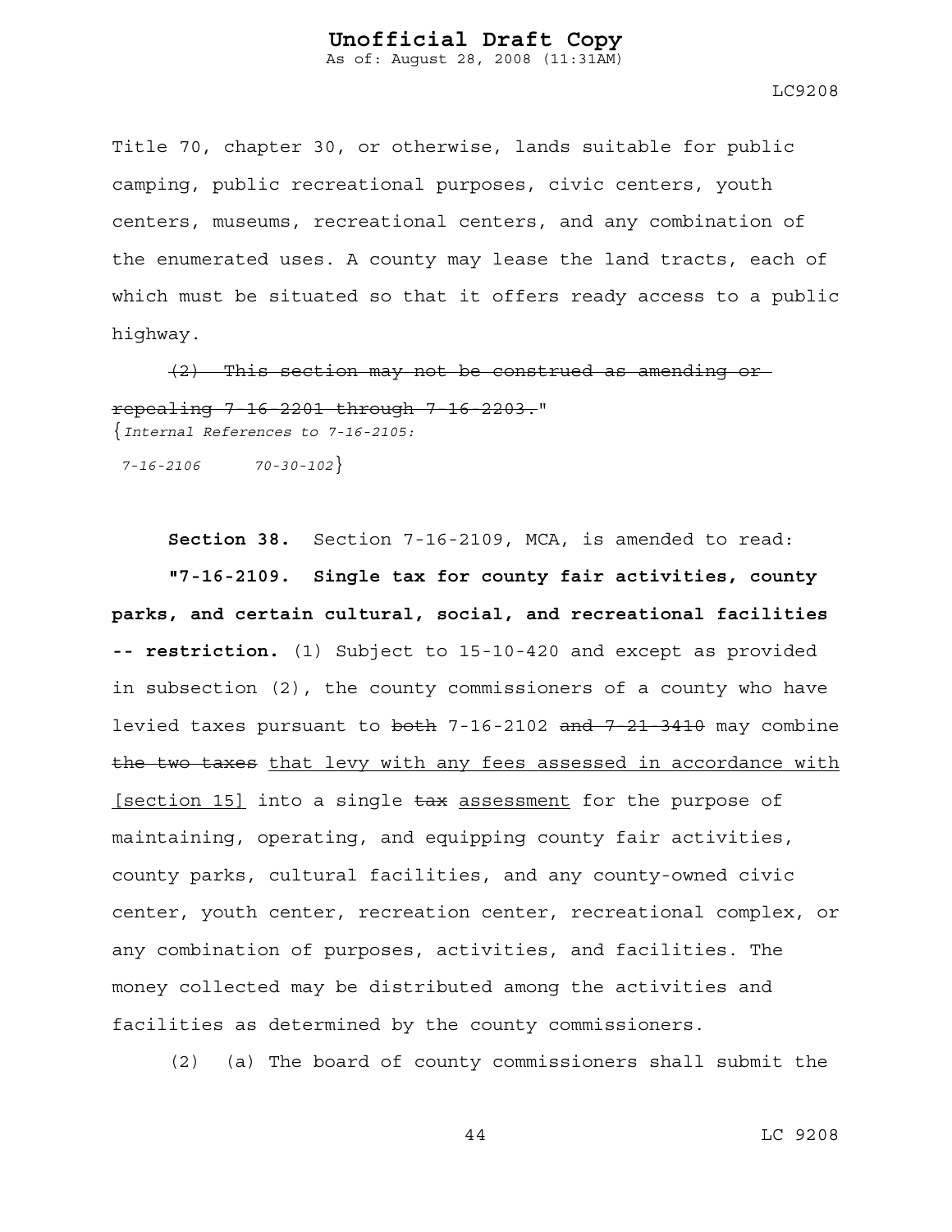Title 70, chapter 30, or otherwise, lands suitable for public camping, public recreational purposes, civic centers, youth centers, museums, recreational centers, and any combination of the enumerated uses. A county may lease the land tracts, each of which must be situated so that it offers ready access to a public highway.

~~(2) This section may not be construed as amending or repealing 7-16-2201 through 7-16-2203.~~"

{*Internal References to 7-16-2105:*
*7-16-2106 70-30-102*}

**Section 38.** Section 7-16-2109, MCA, is amended to read:

**"7-16-2109. Single tax for county fair activities, county parks, and certain cultural, social, and recreational facilities -- restriction.** (1) Subject to 15-10-420 and except as provided in subsection (2), the county commissioners of a county who have levied taxes pursuant to ~~both~~ 7-16-2102 ~~and 7-21-3410~~ may combine ~~the two taxes~~ <u>that levy with any fees assessed in accordance with [section 15]</u> into a single ~~tax~~ <u>assessment</u> for the purpose of maintaining, operating, and equipping county fair activities, county parks, cultural facilities, and any county-owned civic center, youth center, recreation center, recreational complex, or any combination of purposes, activities, and facilities. The money collected may be distributed among the activities and facilities as determined by the county commissioners.

(2) (a) The board of county commissioners shall submit the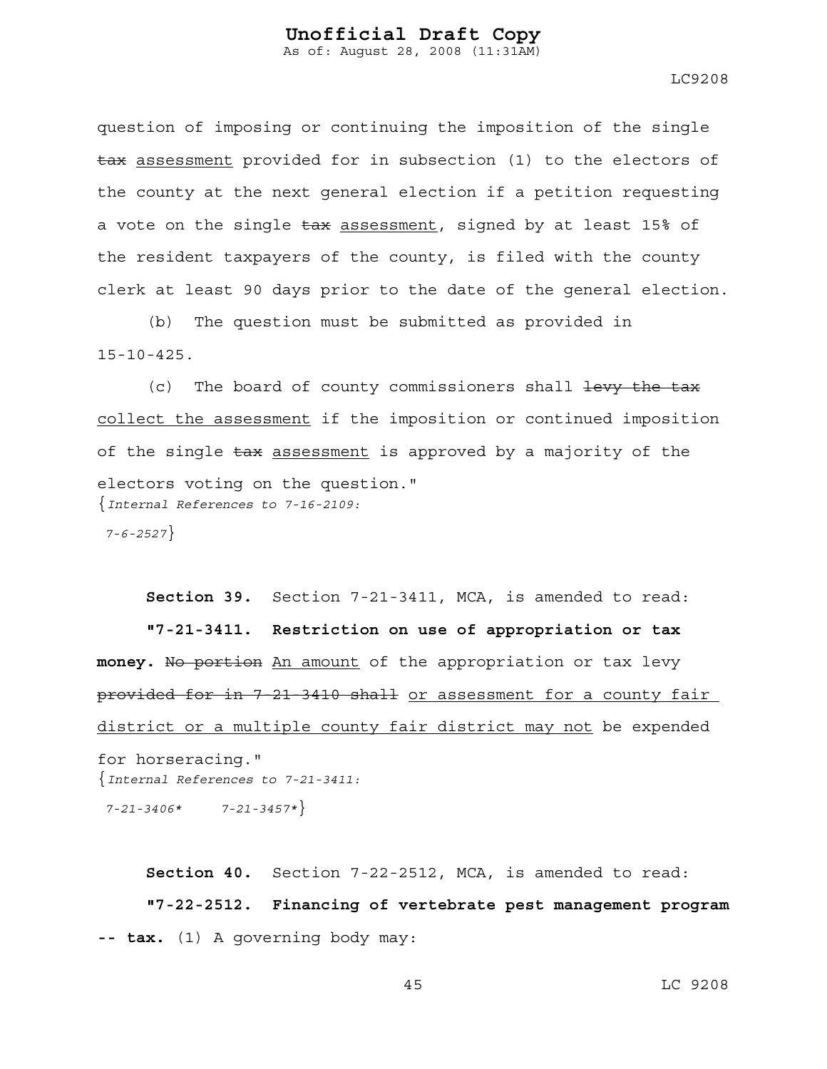question of imposing or continuing the imposition of the single ~~tax~~ <u>assessment</u> provided for in subsection (1) to the electors of the county at the next general election if a petition requesting a vote on the single ~~tax~~ <u>assessment</u>, signed by at least 15% of the resident taxpayers of the county, is filed with the county clerk at least 90 days prior to the date of the general election.

(b) The question must be submitted as provided in 15-10-425.

(c) The board of county commissioners shall ~~levy the tax~~ <u>collect the assessment</u> if the imposition or continued imposition of the single ~~tax~~ <u>assessment</u> is approved by a majority of the electors voting on the question."

{*Internal References to 7-16-2109:*
*7-6-2527*}

**Section 39.** Section 7-21-3411, MCA, is amended to read:

**"7-21-3411. Restriction on use of appropriation or tax money.** ~~No portion~~ <u>An amount</u> of the appropriation or tax levy ~~provided for in 7-21-3410 shall~~ <u>or assessment for a county fair district or a multiple county fair district may not</u> be expended for horseracing."

{*Internal References to 7-21-3411:*
*7-21-3406\*    7-21-3457\**}

**Section 40.** Section 7-22-2512, MCA, is amended to read:

**"7-22-2512. Financing of vertebrate pest management program -- tax.** (1) A governing body may: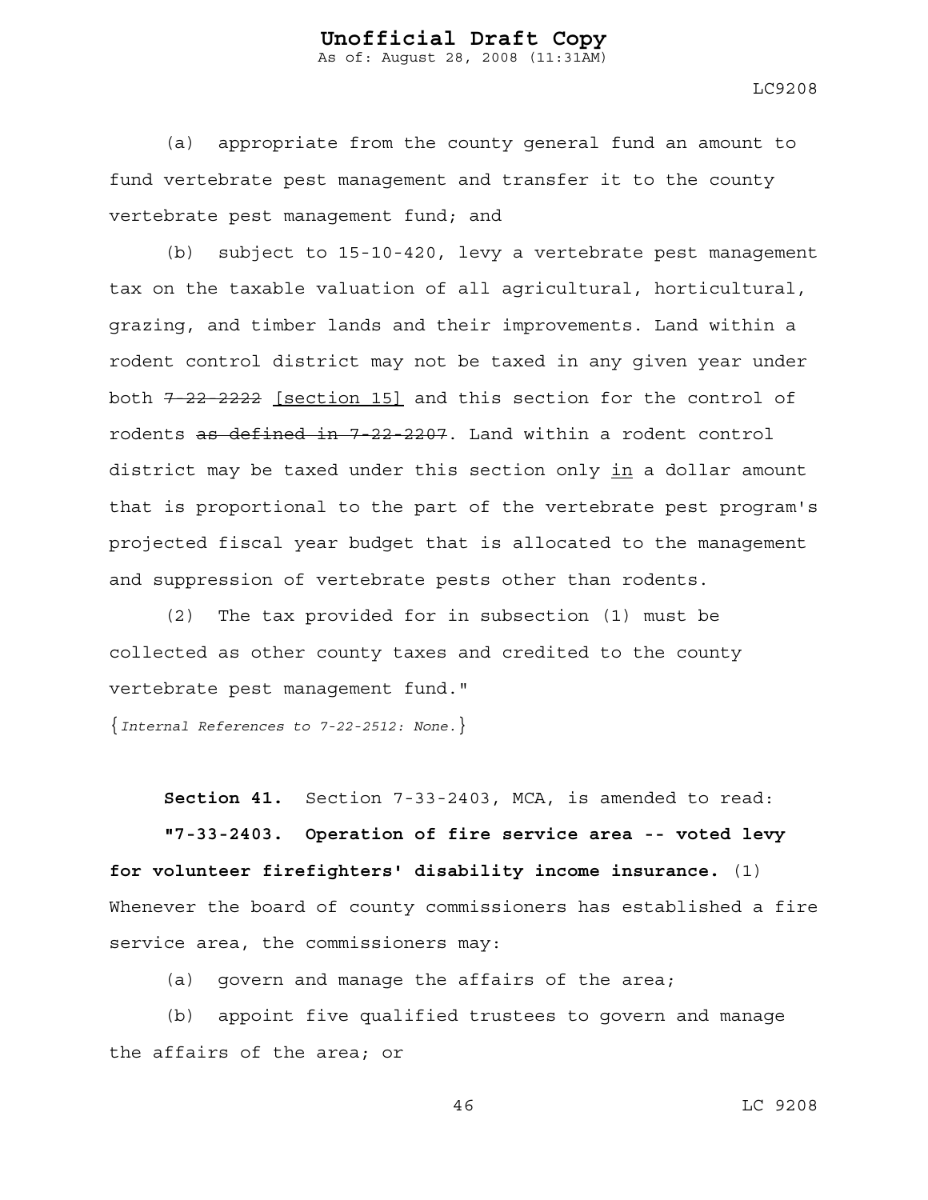(a) appropriate from the county general fund an amount to fund vertebrate pest management and transfer it to the county vertebrate pest management fund; and

(b) subject to 15-10-420, levy a vertebrate pest management tax on the taxable valuation of all agricultural, horticultural, grazing, and timber lands and their improvements. Land within a rodent control district may not be taxed in any given year under both ~~7-22-2222~~ <u>[section 15]</u> and this section for the control of rodents ~~as defined in 7-22-2207~~. Land within a rodent control district may be taxed under this section only <u>in</u> a dollar amount that is proportional to the part of the vertebrate pest program's projected fiscal year budget that is allocated to the management and suppression of vertebrate pests other than rodents.

(2) The tax provided for in subsection (1) must be collected as other county taxes and credited to the county vertebrate pest management fund."

{*Internal References to 7-22-2512: None.*}

**Section 41.** Section 7-33-2403, MCA, is amended to read:

**"7-33-2403. Operation of fire service area -- voted levy for volunteer firefighters' disability income insurance.** (1) Whenever the board of county commissioners has established a fire service area, the commissioners may:

(a) govern and manage the affairs of the area;

(b) appoint five qualified trustees to govern and manage the affairs of the area; or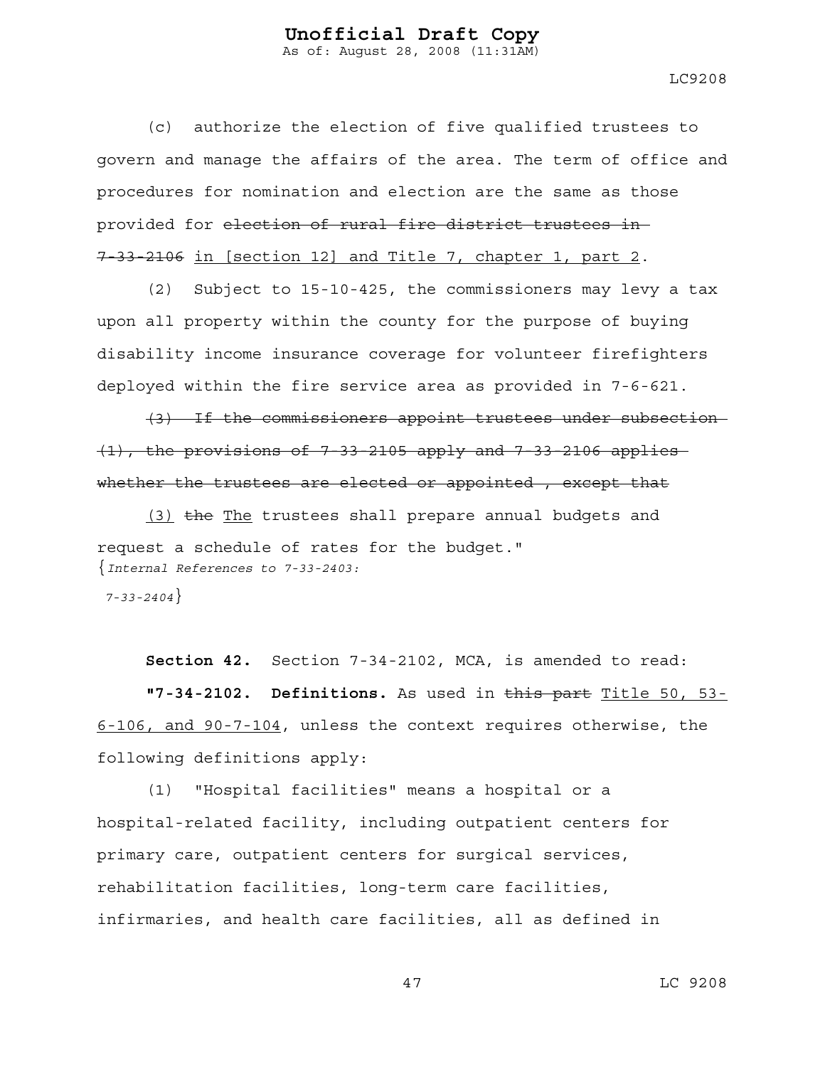(c) authorize the election of five qualified trustees to govern and manage the affairs of the area. The term of office and procedures for nomination and election are the same as those provided for ~~election of rural fire district trustees in 7-33-2106~~ <u>in [section 12] and Title 7, chapter 1, part 2</u>.

(2) Subject to 15-10-425, the commissioners may levy a tax upon all property within the county for the purpose of buying disability income insurance coverage for volunteer firefighters deployed within the fire service area as provided in 7-6-621.

~~(3) If the commissioners appoint trustees under subsection (1), the provisions of 7-33-2105 apply and 7-33-2106 applies whether the trustees are elected or appointed , except that~~

<u>(3)</u> ~~the~~ <u>The</u> trustees shall prepare annual budgets and request a schedule of rates for the budget."

{*Internal References to 7-33-2403:*
*7-33-2404*}

**Section 42.** Section 7-34-2102, MCA, is amended to read:

**"7-34-2102. Definitions.** As used in ~~this part~~ <u>Title 50, 53-6-106, and 90-7-104</u>, unless the context requires otherwise, the following definitions apply:

(1) "Hospital facilities" means a hospital or a hospital-related facility, including outpatient centers for primary care, outpatient centers for surgical services, rehabilitation facilities, long-term care facilities, infirmaries, and health care facilities, all as defined in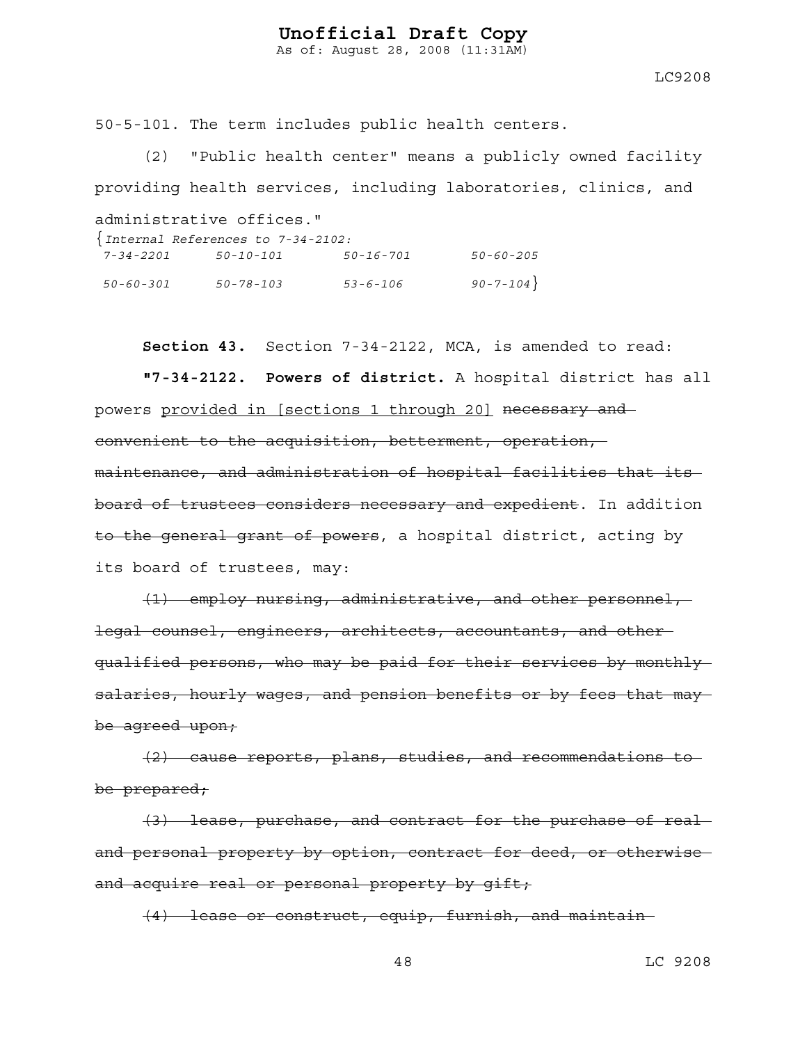50-5-101. The term includes public health centers.

(2) "Public health center" means a publicly owned facility providing health services, including laboratories, clinics, and administrative offices."

{*Internal References to 7-34-2102:*
*7-34-2201 50-10-101 50-16-701 50-60-205*
*50-60-301 50-78-103 53-6-106 90-7-104*}

**Section 43.** Section 7-34-2122, MCA, is amended to read:

**"7-34-2122. Powers of district.** A hospital district has all powers <u>provided in [sections 1 through 20]</u> ~~necessary and convenient to the acquisition, betterment, operation, maintenance, and administration of hospital facilities that its board of trustees considers necessary and expedient~~. In addition ~~to the general grant of powers~~, a hospital district, acting by its board of trustees, may:

~~(1) employ nursing, administrative, and other personnel, legal counsel, engineers, architects, accountants, and other qualified persons, who may be paid for their services by monthly salaries, hourly wages, and pension benefits or by fees that may be agreed upon;~~

~~(2) cause reports, plans, studies, and recommendations to be prepared;~~

~~(3) lease, purchase, and contract for the purchase of real and personal property by option, contract for deed, or otherwise and acquire real or personal property by gift;~~

~~(4) lease or construct, equip, furnish, and maintain~~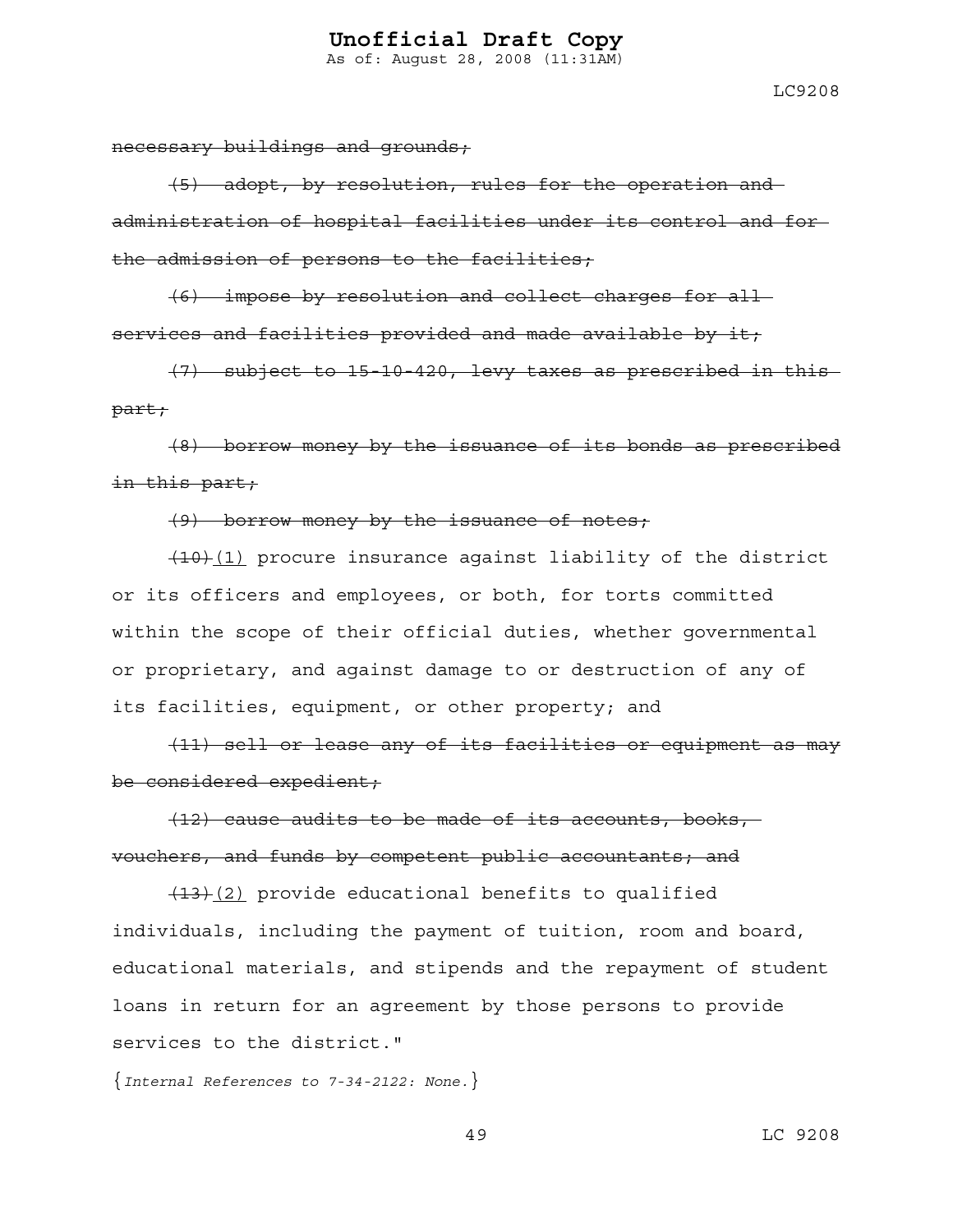~~necessary buildings and grounds;~~

~~(5) adopt, by resolution, rules for the operation and administration of hospital facilities under its control and for the admission of persons to the facilities;~~

~~(6) impose by resolution and collect charges for all services and facilities provided and made available by it;~~

~~(7) subject to 15-10-420, levy taxes as prescribed in this part;~~

~~(8) borrow money by the issuance of its bonds as prescribed in this part;~~

~~(9) borrow money by the issuance of notes;~~

~~(10)~~(1) procure insurance against liability of the district or its officers and employees, or both, for torts committed within the scope of their official duties, whether governmental or proprietary, and against damage to or destruction of any of its facilities, equipment, or other property; and

~~(11) sell or lease any of its facilities or equipment as may be considered expedient;~~

~~(12) cause audits to be made of its accounts, books, vouchers, and funds by competent public accountants; and~~

~~(13)~~(2) provide educational benefits to qualified individuals, including the payment of tuition, room and board, educational materials, and stipends and the repayment of student loans in return for an agreement by those persons to provide services to the district."

{*Internal References to 7-34-2122: None.*}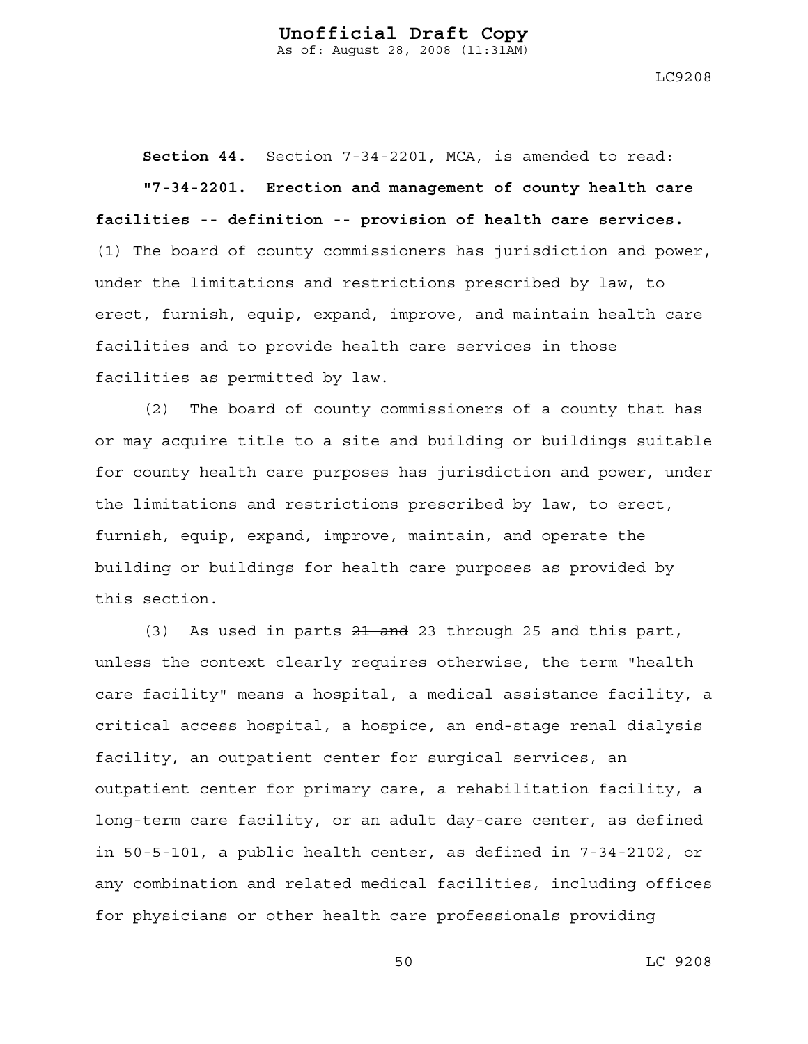**Section 44.** Section 7-34-2201, MCA, is amended to read:

**"7-34-2201. Erection and management of county health care facilities -- definition -- provision of health care services.** (1) The board of county commissioners has jurisdiction and power, under the limitations and restrictions prescribed by law, to erect, furnish, equip, expand, improve, and maintain health care facilities and to provide health care services in those facilities as permitted by law.

(2) The board of county commissioners of a county that has or may acquire title to a site and building or buildings suitable for county health care purposes has jurisdiction and power, under the limitations and restrictions prescribed by law, to erect, furnish, equip, expand, improve, maintain, and operate the building or buildings for health care purposes as provided by this section.

(3) As used in parts ~~21 and~~ 23 through 25 and this part, unless the context clearly requires otherwise, the term "health care facility" means a hospital, a medical assistance facility, a critical access hospital, a hospice, an end-stage renal dialysis facility, an outpatient center for surgical services, an outpatient center for primary care, a rehabilitation facility, a long-term care facility, or an adult day-care center, as defined in 50-5-101, a public health center, as defined in 7-34-2102, or any combination and related medical facilities, including offices for physicians or other health care professionals providing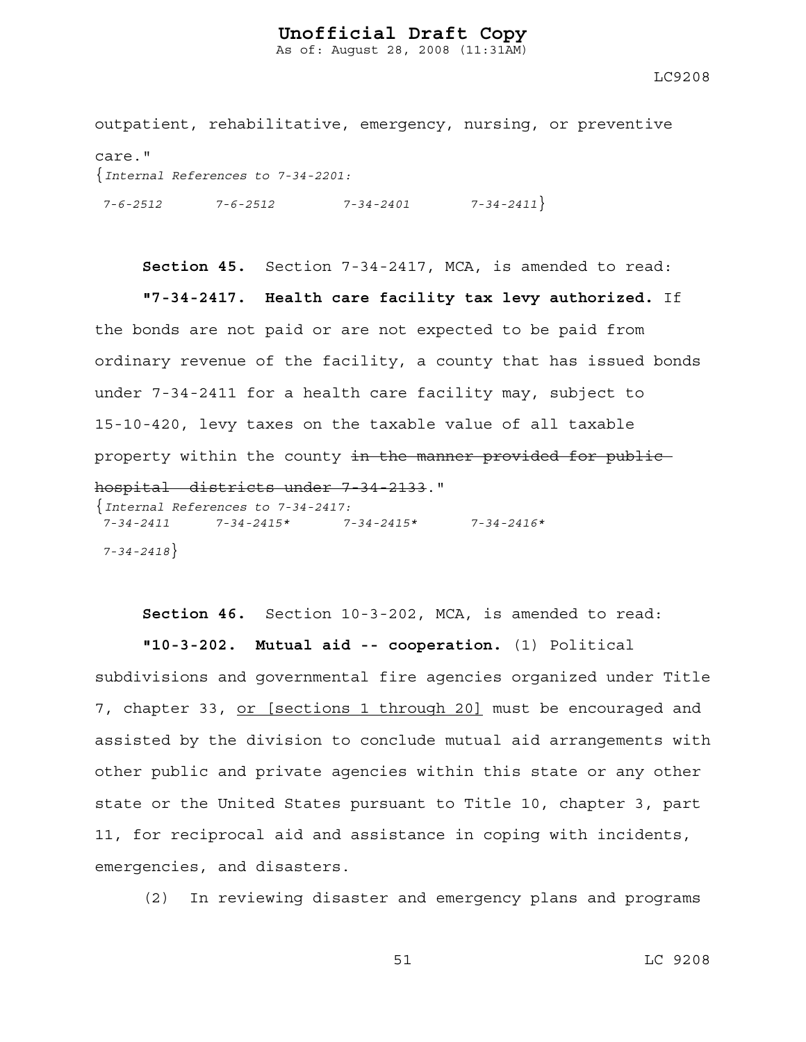outpatient, rehabilitative, emergency, nursing, or preventive care."
{*Internal References to 7-34-2201:*
*7-6-2512 7-6-2512 7-34-2401 7-34-2411*}

**Section 45.** Section 7-34-2417, MCA, is amended to read:

**"7-34-2417. Health care facility tax levy authorized.** If the bonds are not paid or are not expected to be paid from ordinary revenue of the facility, a county that has issued bonds under 7-34-2411 for a health care facility may, subject to 15-10-420, levy taxes on the taxable value of all taxable property within the county ~~in the manner provided for public hospital districts under 7-34-2133~~."
{*Internal References to 7-34-2417:*
*7-34-2411 7-34-2415* 7-34-2415* 7-34-2416**
*7-34-2418*}

**Section 46.** Section 10-3-202, MCA, is amended to read:

**"10-3-202. Mutual aid -- cooperation.** (1) Political subdivisions and governmental fire agencies organized under Title 7, chapter 33, <u>or [sections 1 through 20]</u> must be encouraged and assisted by the division to conclude mutual aid arrangements with other public and private agencies within this state or any other state or the United States pursuant to Title 10, chapter 3, part 11, for reciprocal aid and assistance in coping with incidents, emergencies, and disasters.

(2) In reviewing disaster and emergency plans and programs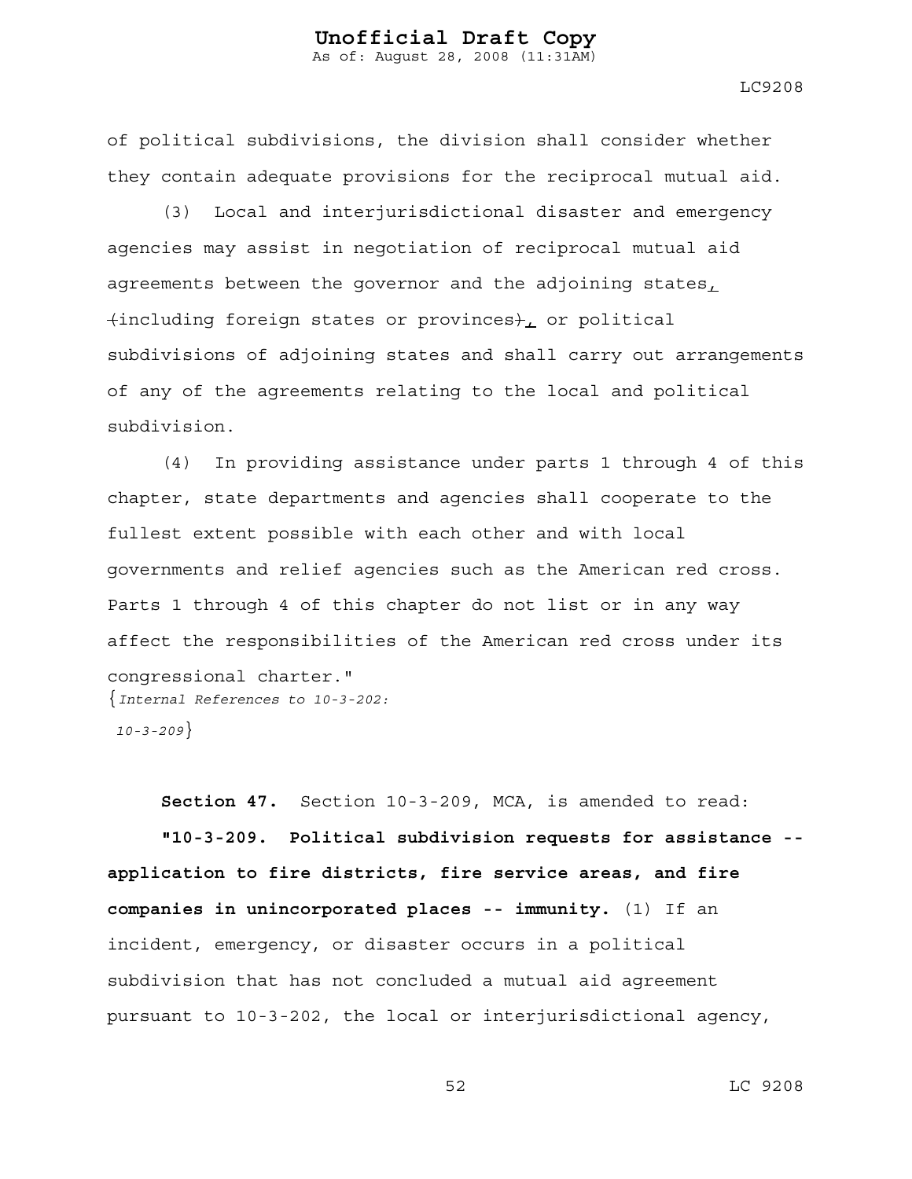of political subdivisions, the division shall consider whether they contain adequate provisions for the reciprocal mutual aid.

(3) Local and interjurisdictional disaster and emergency agencies may assist in negotiation of reciprocal mutual aid agreements between the governor and the adjoining states, ~~(~~including foreign states or provinces~~)~~, or political subdivisions of adjoining states and shall carry out arrangements of any of the agreements relating to the local and political subdivision.

(4) In providing assistance under parts 1 through 4 of this chapter, state departments and agencies shall cooperate to the fullest extent possible with each other and with local governments and relief agencies such as the American red cross. Parts 1 through 4 of this chapter do not list or in any way affect the responsibilities of the American red cross under its congressional charter."

{*Internal References to 10-3-202:*
*10-3-209*}

**Section 47.** Section 10-3-209, MCA, is amended to read:

**"10-3-209. Political subdivision requests for assistance -- application to fire districts, fire service areas, and fire companies in unincorporated places -- immunity.** (1) If an incident, emergency, or disaster occurs in a political subdivision that has not concluded a mutual aid agreement pursuant to 10-3-202, the local or interjurisdictional agency,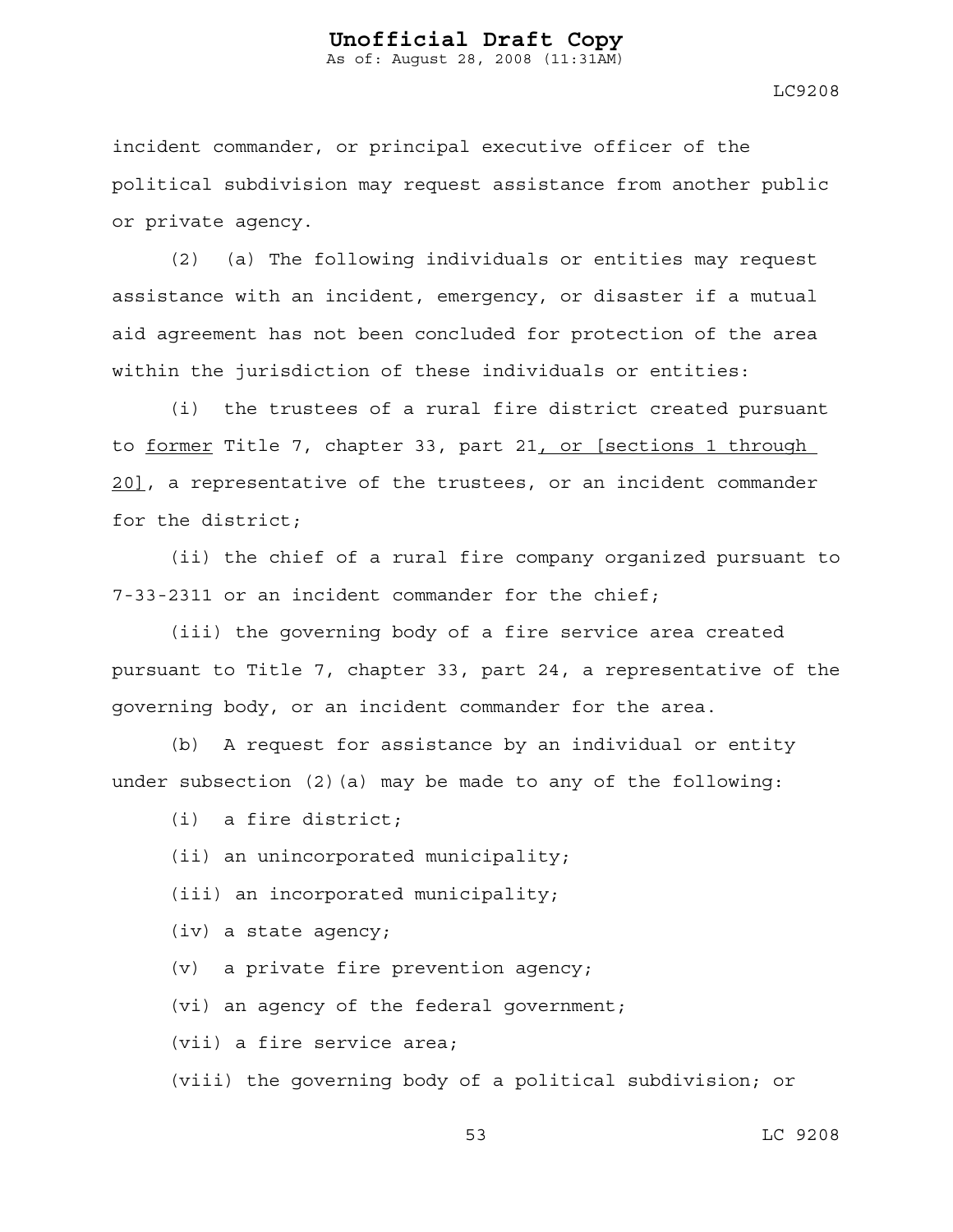incident commander, or principal executive officer of the political subdivision may request assistance from another public or private agency.

(2) (a) The following individuals or entities may request assistance with an incident, emergency, or disaster if a mutual aid agreement has not been concluded for protection of the area within the jurisdiction of these individuals or entities:

(i) the trustees of a rural fire district created pursuant to <u>former</u> Title 7, chapter 33, part 21<u>, or [sections 1 through 20]</u>, a representative of the trustees, or an incident commander for the district;

(ii) the chief of a rural fire company organized pursuant to 7-33-2311 or an incident commander for the chief;

(iii) the governing body of a fire service area created pursuant to Title 7, chapter 33, part 24, a representative of the governing body, or an incident commander for the area.

(b) A request for assistance by an individual or entity under subsection (2)(a) may be made to any of the following:

(i) a fire district;

(ii) an unincorporated municipality;

(iii) an incorporated municipality;

(iv) a state agency;

(v) a private fire prevention agency;

(vi) an agency of the federal government;

(vii) a fire service area;

(viii) the governing body of a political subdivision; or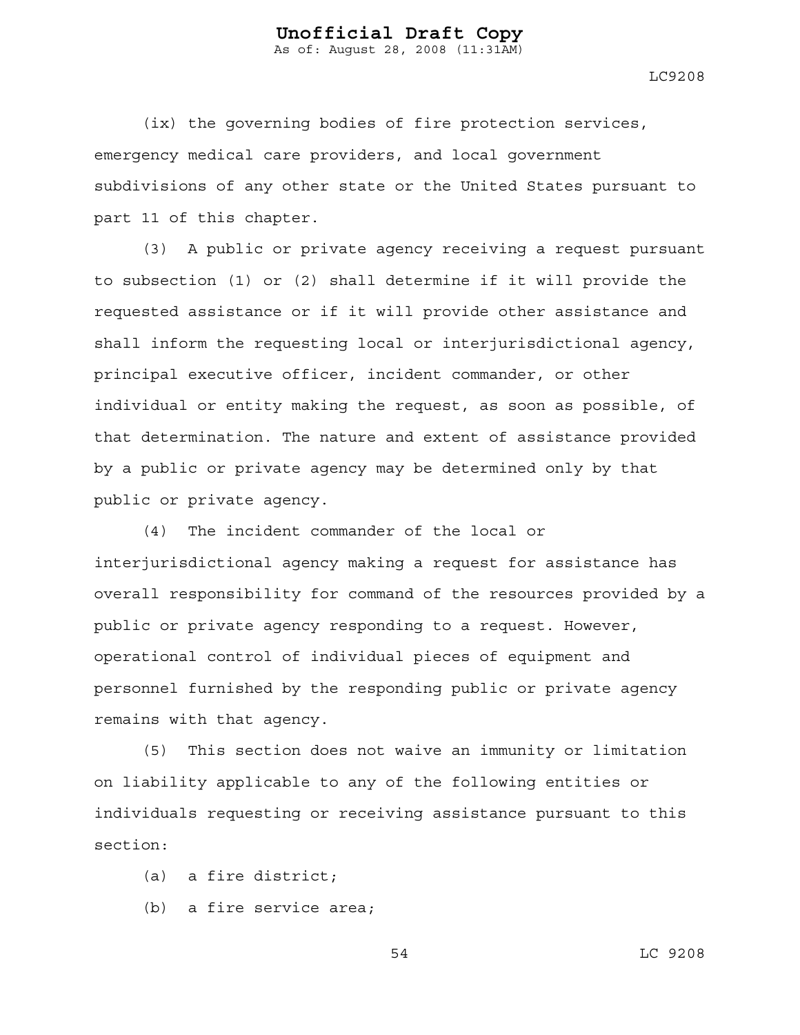(ix) the governing bodies of fire protection services, emergency medical care providers, and local government subdivisions of any other state or the United States pursuant to part 11 of this chapter.

(3) A public or private agency receiving a request pursuant to subsection (1) or (2) shall determine if it will provide the requested assistance or if it will provide other assistance and shall inform the requesting local or interjurisdictional agency, principal executive officer, incident commander, or other individual or entity making the request, as soon as possible, of that determination. The nature and extent of assistance provided by a public or private agency may be determined only by that public or private agency.

(4) The incident commander of the local or interjurisdictional agency making a request for assistance has overall responsibility for command of the resources provided by a public or private agency responding to a request. However, operational control of individual pieces of equipment and personnel furnished by the responding public or private agency remains with that agency.

(5) This section does not waive an immunity or limitation on liability applicable to any of the following entities or individuals requesting or receiving assistance pursuant to this section:

(a) a fire district;

(b) a fire service area;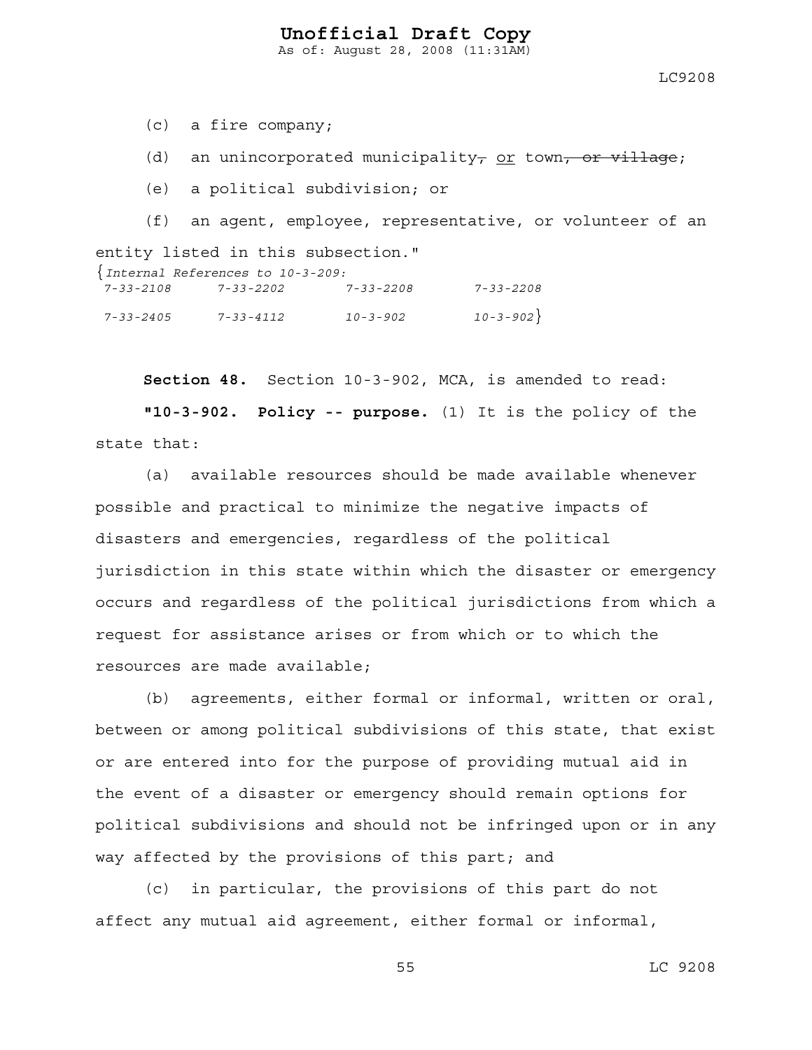(c) a fire company;

(d) an unincorporated municipality~~,~~ <u>or</u> town~~, or village~~;

(e) a political subdivision; or

(f) an agent, employee, representative, or volunteer of an entity listed in this subsection."

{*Internal References to 10-3-209:*
*7-33-2108 7-33-2202 7-33-2208 7-33-2208*
*7-33-2405 7-33-4112 10-3-902 10-3-902*}

**Section 48.** Section 10-3-902, MCA, is amended to read:

**"10-3-902. Policy -- purpose.** (1) It is the policy of the state that:

(a) available resources should be made available whenever possible and practical to minimize the negative impacts of disasters and emergencies, regardless of the political jurisdiction in this state within which the disaster or emergency occurs and regardless of the political jurisdictions from which a request for assistance arises or from which or to which the resources are made available;

(b) agreements, either formal or informal, written or oral, between or among political subdivisions of this state, that exist or are entered into for the purpose of providing mutual aid in the event of a disaster or emergency should remain options for political subdivisions and should not be infringed upon or in any way affected by the provisions of this part; and

(c) in particular, the provisions of this part do not affect any mutual aid agreement, either formal or informal,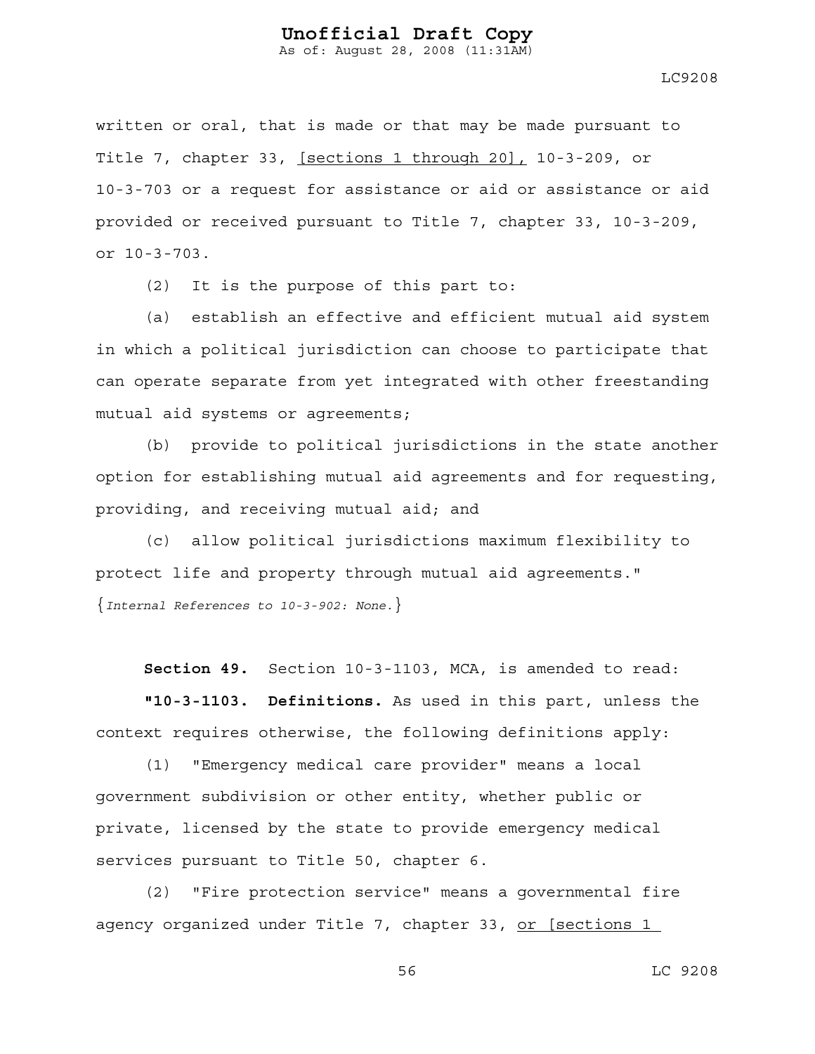written or oral, that is made or that may be made pursuant to Title 7, chapter 33, <u>[sections 1 through 20],</u> 10-3-209, or 10-3-703 or a request for assistance or aid or assistance or aid provided or received pursuant to Title 7, chapter 33, 10-3-209, or 10-3-703.

(2) It is the purpose of this part to:

(a) establish an effective and efficient mutual aid system in which a political jurisdiction can choose to participate that can operate separate from yet integrated with other freestanding mutual aid systems or agreements;

(b) provide to political jurisdictions in the state another option for establishing mutual aid agreements and for requesting, providing, and receiving mutual aid; and

(c) allow political jurisdictions maximum flexibility to protect life and property through mutual aid agreements."

{*Internal References to 10-3-902: None.*}

**Section 49.** Section 10-3-1103, MCA, is amended to read:

**"10-3-1103. Definitions.** As used in this part, unless the context requires otherwise, the following definitions apply:

(1) "Emergency medical care provider" means a local government subdivision or other entity, whether public or private, licensed by the state to provide emergency medical services pursuant to Title 50, chapter 6.

(2) "Fire protection service" means a governmental fire agency organized under Title 7, chapter 33, <u>or [sections 1</u>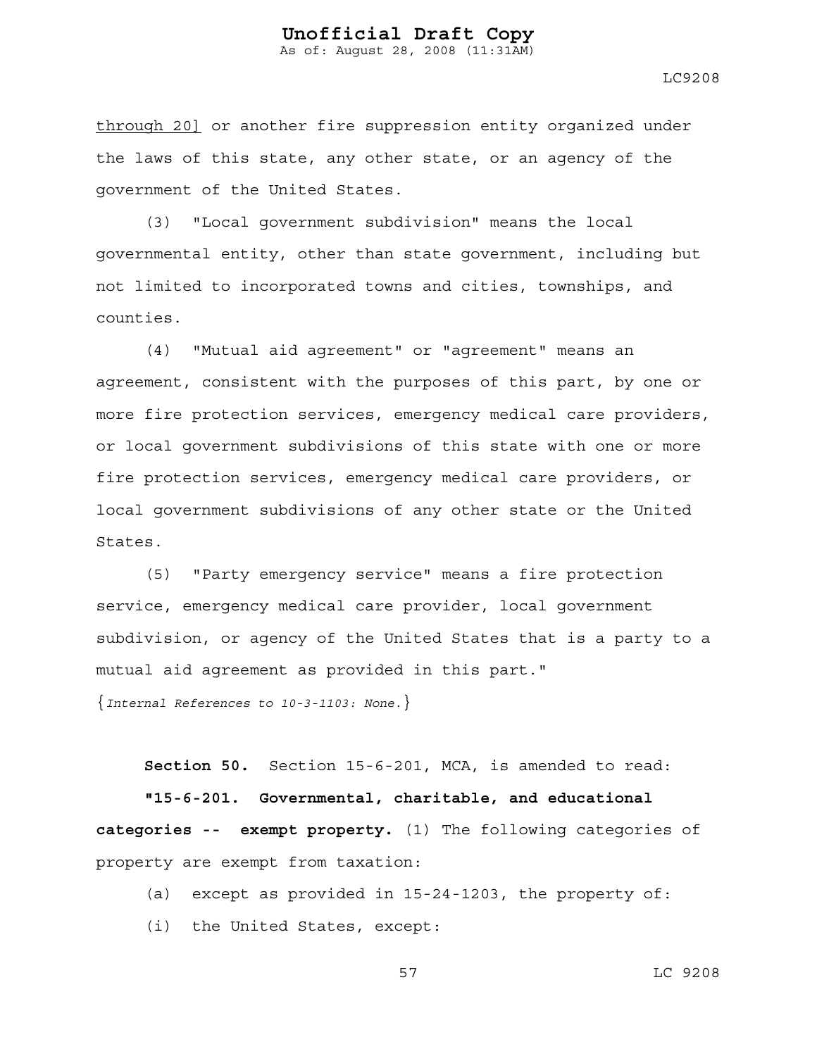through 20] or another fire suppression entity organized under the laws of this state, any other state, or an agency of the government of the United States.

(3) "Local government subdivision" means the local governmental entity, other than state government, including but not limited to incorporated towns and cities, townships, and counties.

(4) "Mutual aid agreement" or "agreement" means an agreement, consistent with the purposes of this part, by one or more fire protection services, emergency medical care providers, or local government subdivisions of this state with one or more fire protection services, emergency medical care providers, or local government subdivisions of any other state or the United States.

(5) "Party emergency service" means a fire protection service, emergency medical care provider, local government subdivision, or agency of the United States that is a party to a mutual aid agreement as provided in this part."

{*Internal References to 10-3-1103: None.*}

**Section 50.** Section 15-6-201, MCA, is amended to read:

**"15-6-201. Governmental, charitable, and educational categories -- exempt property.** (1) The following categories of property are exempt from taxation:

(a) except as provided in 15-24-1203, the property of:

(i) the United States, except: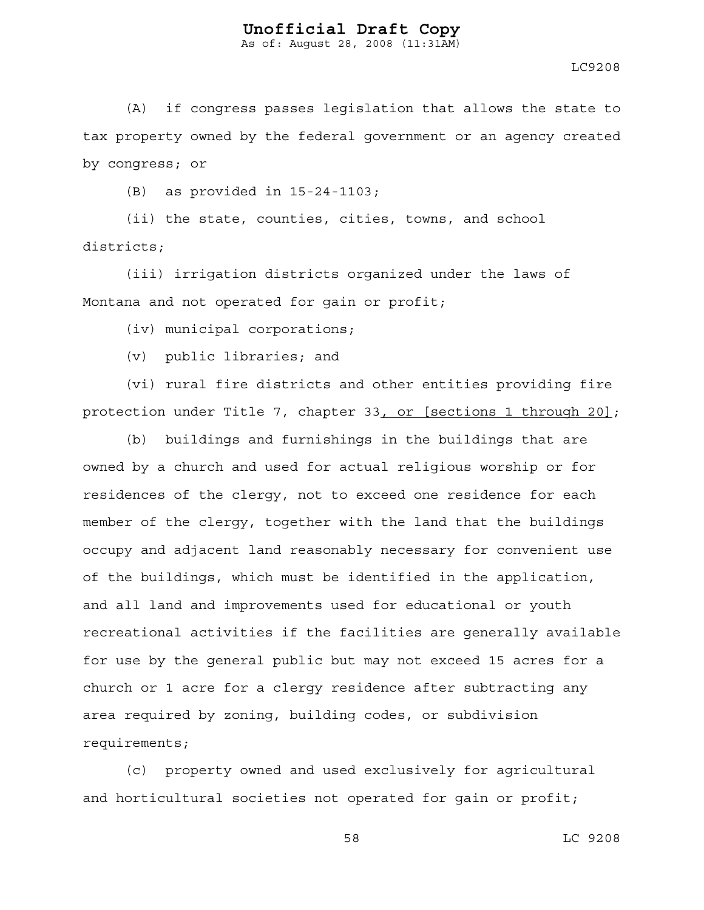(A) if congress passes legislation that allows the state to tax property owned by the federal government or an agency created by congress; or

(B) as provided in 15-24-1103;

(ii) the state, counties, cities, towns, and school districts;

(iii) irrigation districts organized under the laws of Montana and not operated for gain or profit;

(iv) municipal corporations;

(v) public libraries; and

(vi) rural fire districts and other entities providing fire protection under Title 7, chapter 33<u>, or [sections 1 through 20]</u>;

(b) buildings and furnishings in the buildings that are owned by a church and used for actual religious worship or for residences of the clergy, not to exceed one residence for each member of the clergy, together with the land that the buildings occupy and adjacent land reasonably necessary for convenient use of the buildings, which must be identified in the application, and all land and improvements used for educational or youth recreational activities if the facilities are generally available for use by the general public but may not exceed 15 acres for a church or 1 acre for a clergy residence after subtracting any area required by zoning, building codes, or subdivision requirements;

(c) property owned and used exclusively for agricultural and horticultural societies not operated for gain or profit;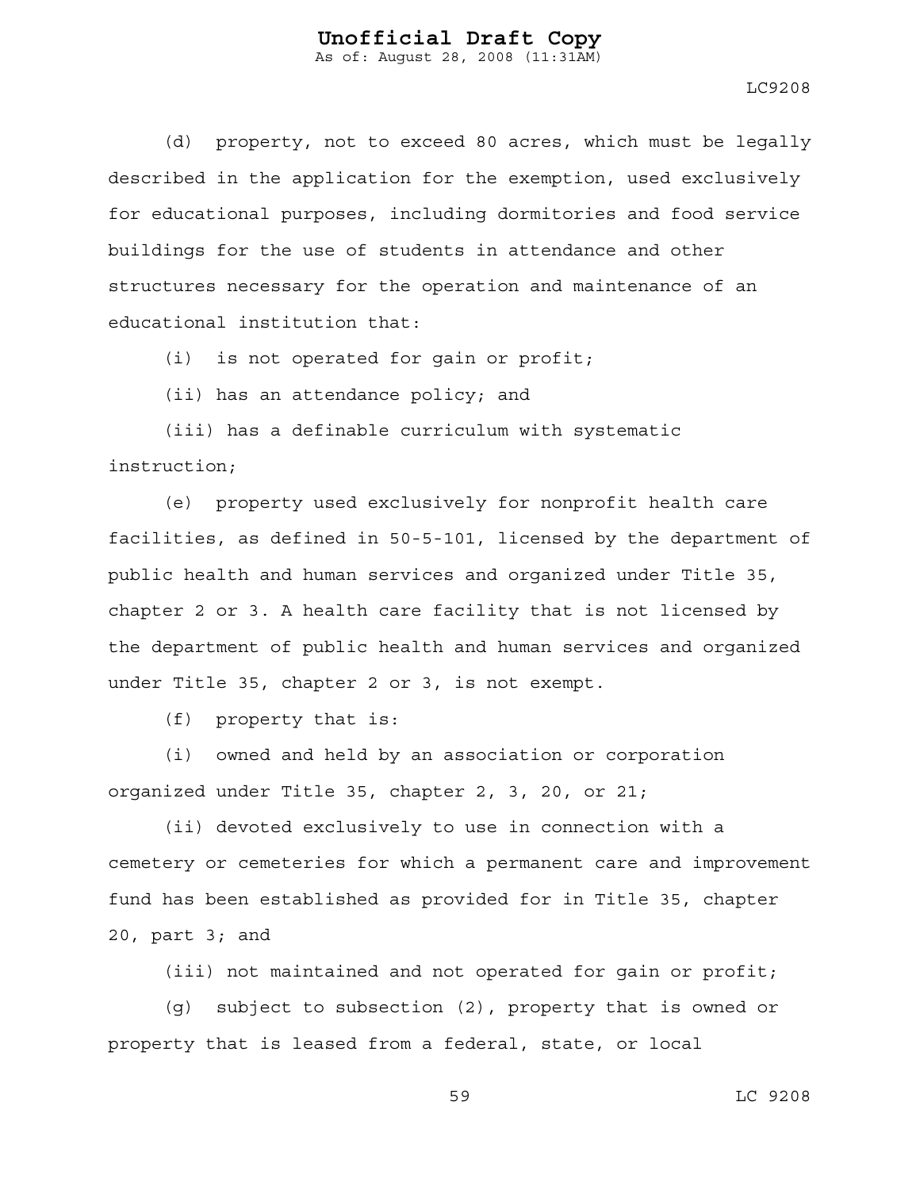(d) property, not to exceed 80 acres, which must be legally described in the application for the exemption, used exclusively for educational purposes, including dormitories and food service buildings for the use of students in attendance and other structures necessary for the operation and maintenance of an educational institution that:

(i) is not operated for gain or profit;

(ii) has an attendance policy; and

(iii) has a definable curriculum with systematic instruction;

(e) property used exclusively for nonprofit health care facilities, as defined in 50-5-101, licensed by the department of public health and human services and organized under Title 35, chapter 2 or 3. A health care facility that is not licensed by the department of public health and human services and organized under Title 35, chapter 2 or 3, is not exempt.

(f) property that is:

(i) owned and held by an association or corporation organized under Title 35, chapter 2, 3, 20, or 21;

(ii) devoted exclusively to use in connection with a cemetery or cemeteries for which a permanent care and improvement fund has been established as provided for in Title 35, chapter 20, part 3; and

(iii) not maintained and not operated for gain or profit;

(g) subject to subsection (2), property that is owned or property that is leased from a federal, state, or local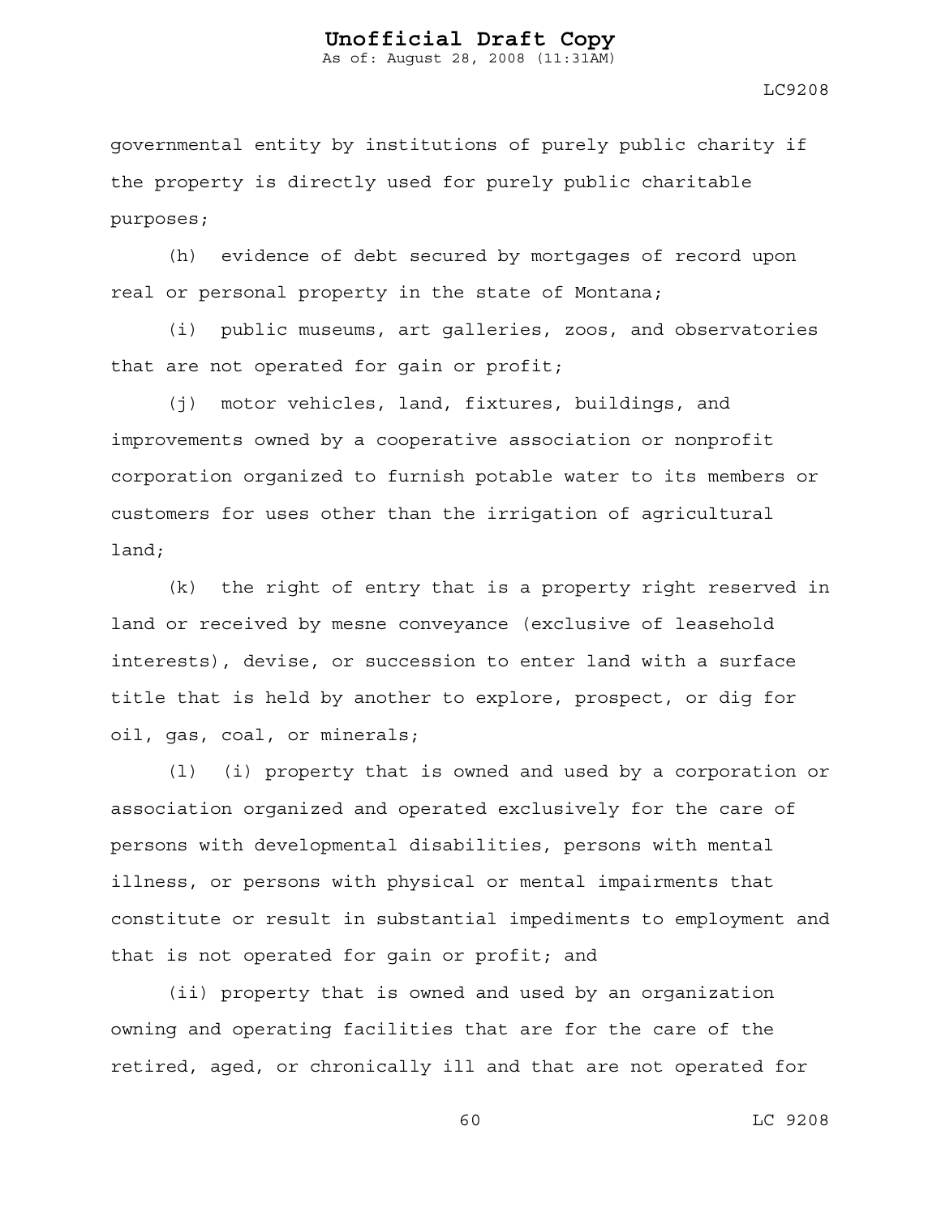governmental entity by institutions of purely public charity if the property is directly used for purely public charitable purposes;

(h) evidence of debt secured by mortgages of record upon real or personal property in the state of Montana;

(i) public museums, art galleries, zoos, and observatories that are not operated for gain or profit;

(j) motor vehicles, land, fixtures, buildings, and improvements owned by a cooperative association or nonprofit corporation organized to furnish potable water to its members or customers for uses other than the irrigation of agricultural land;

(k) the right of entry that is a property right reserved in land or received by mesne conveyance (exclusive of leasehold interests), devise, or succession to enter land with a surface title that is held by another to explore, prospect, or dig for oil, gas, coal, or minerals;

(l) (i) property that is owned and used by a corporation or association organized and operated exclusively for the care of persons with developmental disabilities, persons with mental illness, or persons with physical or mental impairments that constitute or result in substantial impediments to employment and that is not operated for gain or profit; and

(ii) property that is owned and used by an organization owning and operating facilities that are for the care of the retired, aged, or chronically ill and that are not operated for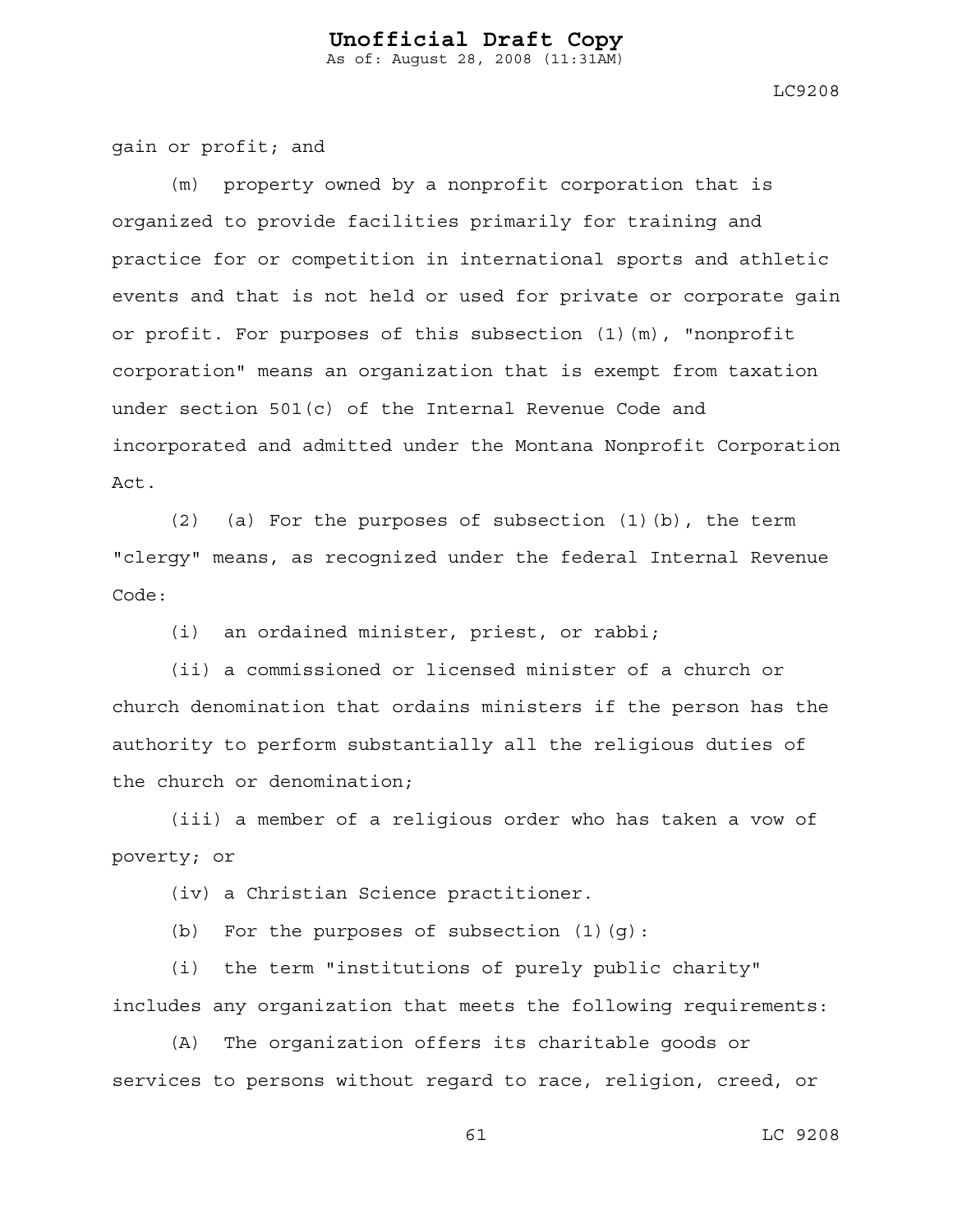gain or profit; and

(m) property owned by a nonprofit corporation that is organized to provide facilities primarily for training and practice for or competition in international sports and athletic events and that is not held or used for private or corporate gain or profit. For purposes of this subsection (1)(m), "nonprofit corporation" means an organization that is exempt from taxation under section 501(c) of the Internal Revenue Code and incorporated and admitted under the Montana Nonprofit Corporation Act.

(2) (a) For the purposes of subsection (1)(b), the term "clergy" means, as recognized under the federal Internal Revenue Code:

(i) an ordained minister, priest, or rabbi;

(ii) a commissioned or licensed minister of a church or church denomination that ordains ministers if the person has the authority to perform substantially all the religious duties of the church or denomination;

(iii) a member of a religious order who has taken a vow of poverty; or

(iv) a Christian Science practitioner.

(b) For the purposes of subsection (1)(g):

(i) the term "institutions of purely public charity" includes any organization that meets the following requirements:

(A) The organization offers its charitable goods or services to persons without regard to race, religion, creed, or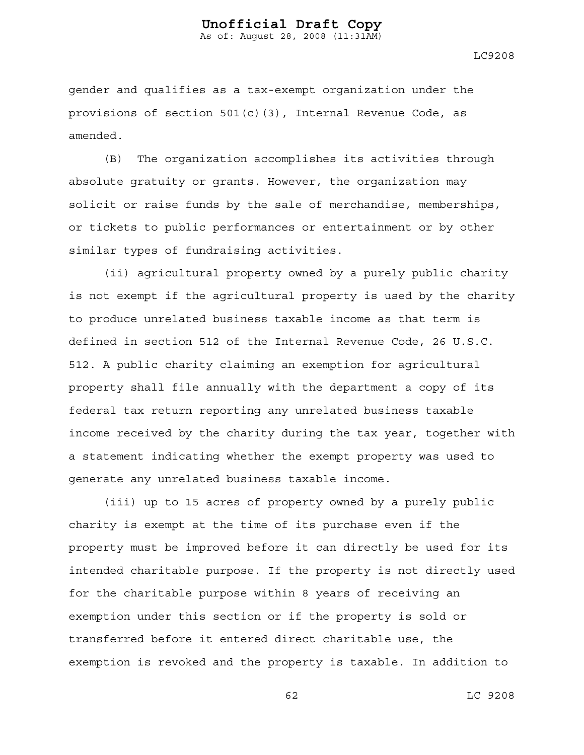gender and qualifies as a tax-exempt organization under the provisions of section 501(c)(3), Internal Revenue Code, as amended.

(B) The organization accomplishes its activities through absolute gratuity or grants. However, the organization may solicit or raise funds by the sale of merchandise, memberships, or tickets to public performances or entertainment or by other similar types of fundraising activities.

(ii) agricultural property owned by a purely public charity is not exempt if the agricultural property is used by the charity to produce unrelated business taxable income as that term is defined in section 512 of the Internal Revenue Code, 26 U.S.C. 512. A public charity claiming an exemption for agricultural property shall file annually with the department a copy of its federal tax return reporting any unrelated business taxable income received by the charity during the tax year, together with a statement indicating whether the exempt property was used to generate any unrelated business taxable income.

(iii) up to 15 acres of property owned by a purely public charity is exempt at the time of its purchase even if the property must be improved before it can directly be used for its intended charitable purpose. If the property is not directly used for the charitable purpose within 8 years of receiving an exemption under this section or if the property is sold or transferred before it entered direct charitable use, the exemption is revoked and the property is taxable. In addition to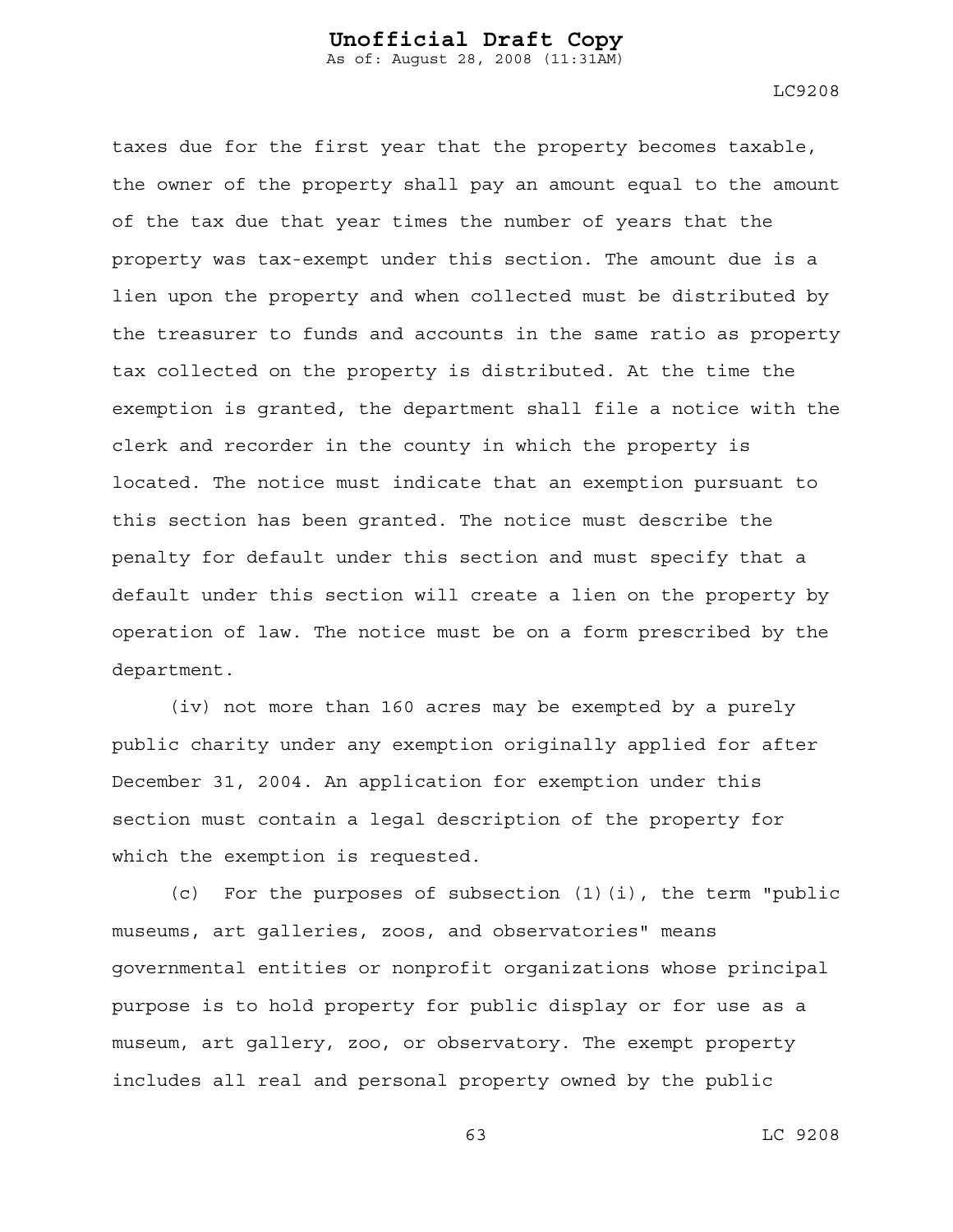taxes due for the first year that the property becomes taxable, the owner of the property shall pay an amount equal to the amount of the tax due that year times the number of years that the property was tax-exempt under this section. The amount due is a lien upon the property and when collected must be distributed by the treasurer to funds and accounts in the same ratio as property tax collected on the property is distributed. At the time the exemption is granted, the department shall file a notice with the clerk and recorder in the county in which the property is located. The notice must indicate that an exemption pursuant to this section has been granted. The notice must describe the penalty for default under this section and must specify that a default under this section will create a lien on the property by operation of law. The notice must be on a form prescribed by the department.

(iv) not more than 160 acres may be exempted by a purely public charity under any exemption originally applied for after December 31, 2004. An application for exemption under this section must contain a legal description of the property for which the exemption is requested.

(c) For the purposes of subsection (1)(i), the term "public museums, art galleries, zoos, and observatories" means governmental entities or nonprofit organizations whose principal purpose is to hold property for public display or for use as a museum, art gallery, zoo, or observatory. The exempt property includes all real and personal property owned by the public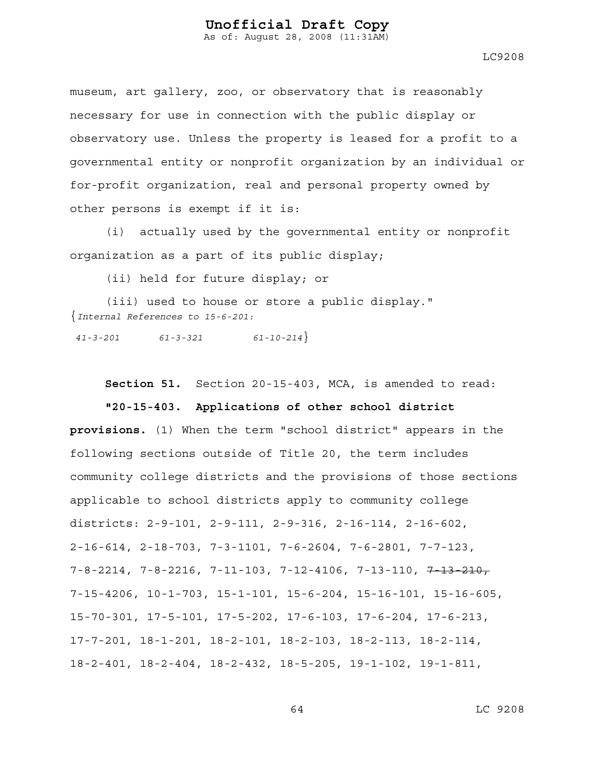museum, art gallery, zoo, or observatory that is reasonably necessary for use in connection with the public display or observatory use. Unless the property is leased for a profit to a governmental entity or nonprofit organization by an individual or for-profit organization, real and personal property owned by other persons is exempt if it is:

(i) actually used by the governmental entity or nonprofit organization as a part of its public display;

(ii) held for future display; or

(iii) used to house or store a public display."

{*Internal References to 15-6-201:*

*41-3-201 61-3-321 61-10-214*}

**Section 51.** Section 20-15-403, MCA, is amended to read:

**"20-15-403. Applications of other school district provisions.** (1) When the term "school district" appears in the following sections outside of Title 20, the term includes community college districts and the provisions of those sections applicable to school districts apply to community college districts: 2-9-101, 2-9-111, 2-9-316, 2-16-114, 2-16-602, 2-16-614, 2-18-703, 7-3-1101, 7-6-2604, 7-6-2801, 7-7-123, 7-8-2214, 7-8-2216, 7-11-103, 7-12-4106, 7-13-110, ~~7-13-210,~~ 7-15-4206, 10-1-703, 15-1-101, 15-6-204, 15-16-101, 15-16-605, 15-70-301, 17-5-101, 17-5-202, 17-6-103, 17-6-204, 17-6-213, 17-7-201, 18-1-201, 18-2-101, 18-2-103, 18-2-113, 18-2-114, 18-2-401, 18-2-404, 18-2-432, 18-5-205, 19-1-102, 19-1-811,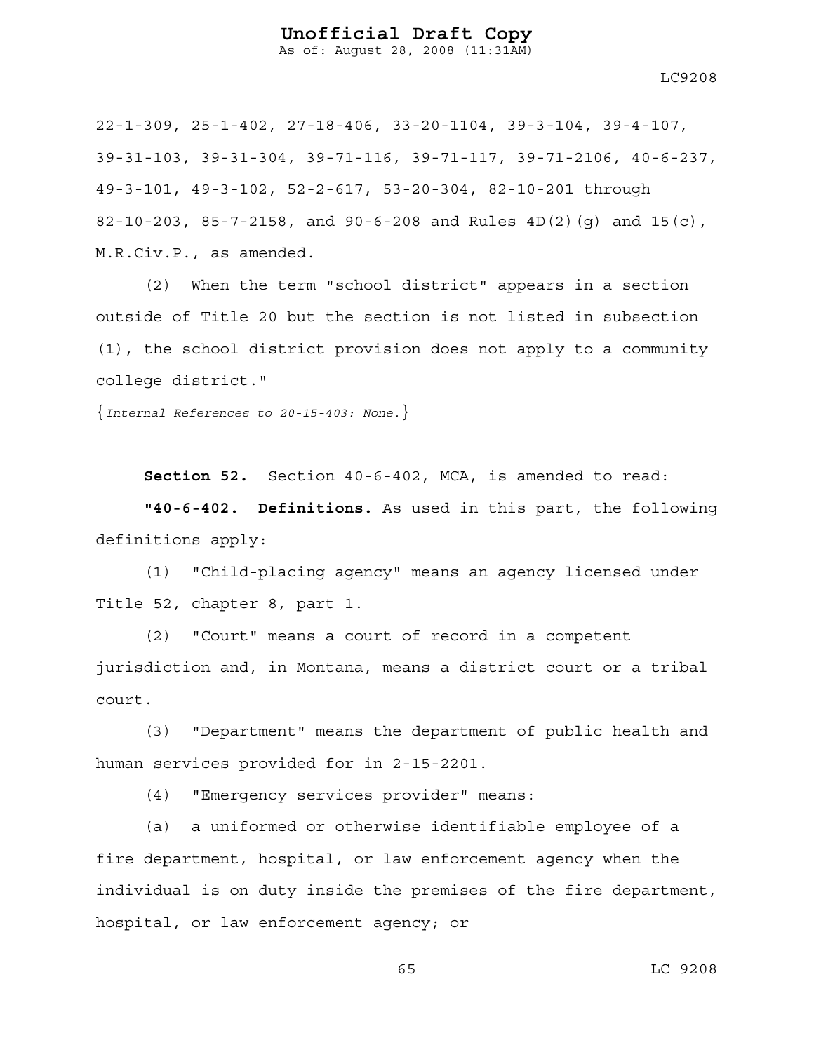22-1-309, 25-1-402, 27-18-406, 33-20-1104, 39-3-104, 39-4-107, 39-31-103, 39-31-304, 39-71-116, 39-71-117, 39-71-2106, 40-6-237, 49-3-101, 49-3-102, 52-2-617, 53-20-304, 82-10-201 through 82-10-203, 85-7-2158, and 90-6-208 and Rules 4D(2)(g) and 15(c), M.R.Civ.P., as amended.

(2) When the term "school district" appears in a section outside of Title 20 but the section is not listed in subsection (1), the school district provision does not apply to a community college district."

{*Internal References to 20-15-403: None.*}

**Section 52.** Section 40-6-402, MCA, is amended to read:

**"40-6-402. Definitions.** As used in this part, the following definitions apply:

(1) "Child-placing agency" means an agency licensed under Title 52, chapter 8, part 1.

(2) "Court" means a court of record in a competent jurisdiction and, in Montana, means a district court or a tribal court.

(3) "Department" means the department of public health and human services provided for in 2-15-2201.

(4) "Emergency services provider" means:

(a) a uniformed or otherwise identifiable employee of a fire department, hospital, or law enforcement agency when the individual is on duty inside the premises of the fire department, hospital, or law enforcement agency; or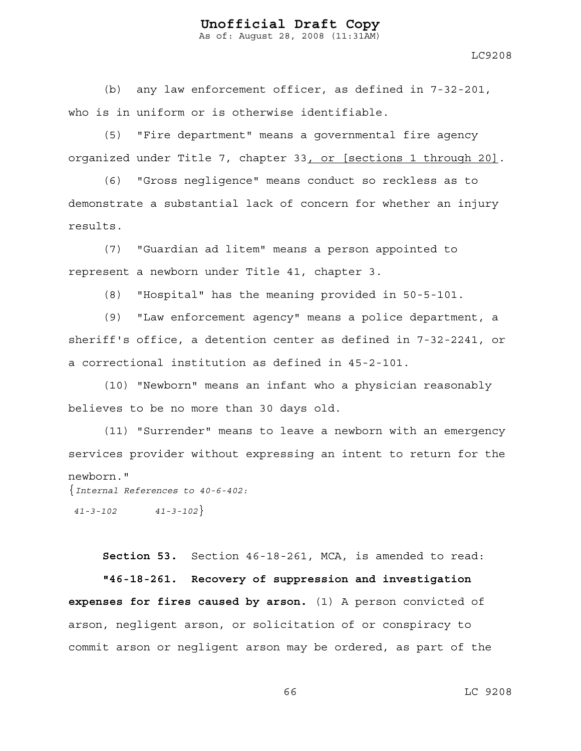(b) any law enforcement officer, as defined in 7-32-201, who is in uniform or is otherwise identifiable.

(5) "Fire department" means a governmental fire agency organized under Title 7, chapter 33<u>, or [sections 1 through 20]</u>.

(6) "Gross negligence" means conduct so reckless as to demonstrate a substantial lack of concern for whether an injury results.

(7) "Guardian ad litem" means a person appointed to represent a newborn under Title 41, chapter 3.

(8) "Hospital" has the meaning provided in 50-5-101.

(9) "Law enforcement agency" means a police department, a sheriff's office, a detention center as defined in 7-32-2241, or a correctional institution as defined in 45-2-101.

(10) "Newborn" means an infant who a physician reasonably believes to be no more than 30 days old.

(11) "Surrender" means to leave a newborn with an emergency services provider without expressing an intent to return for the newborn."

{*Internal References to 40-6-402:*
*41-3-102 41-3-102*}

**Section 53.** Section 46-18-261, MCA, is amended to read:

**"46-18-261. Recovery of suppression and investigation expenses for fires caused by arson.** (1) A person convicted of arson, negligent arson, or solicitation of or conspiracy to commit arson or negligent arson may be ordered, as part of the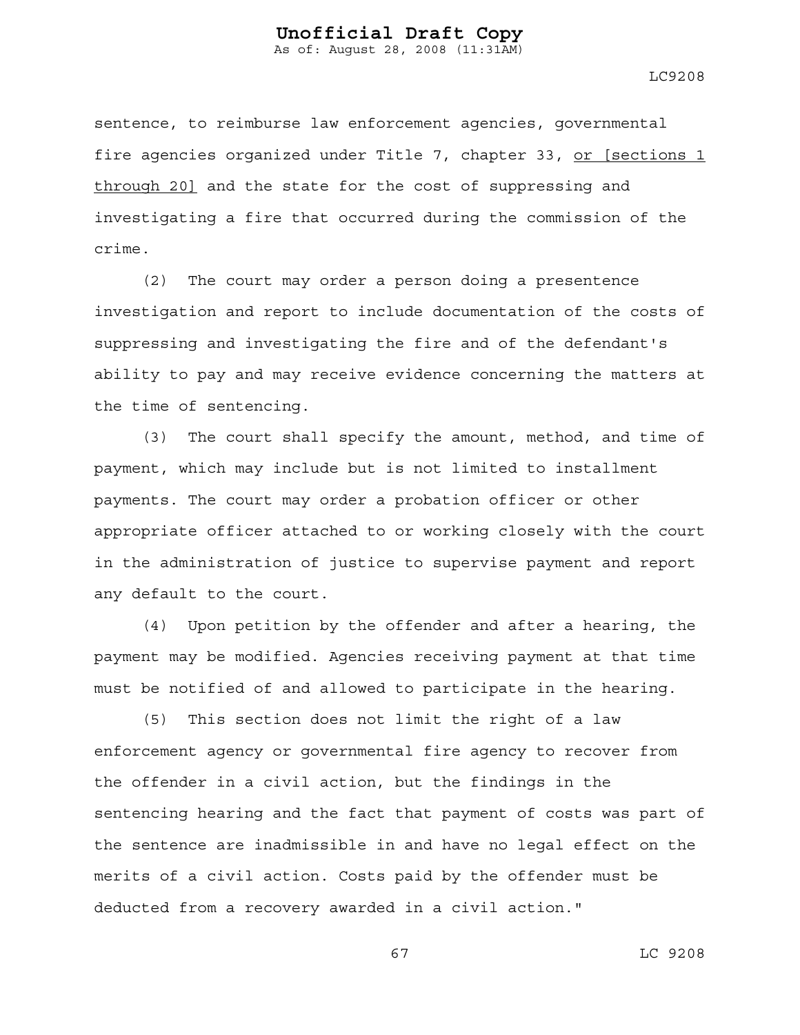sentence, to reimburse law enforcement agencies, governmental fire agencies organized under Title 7, chapter 33, <u>or [sections 1 through 20]</u> and the state for the cost of suppressing and investigating a fire that occurred during the commission of the crime.

(2) The court may order a person doing a presentence investigation and report to include documentation of the costs of suppressing and investigating the fire and of the defendant's ability to pay and may receive evidence concerning the matters at the time of sentencing.

(3) The court shall specify the amount, method, and time of payment, which may include but is not limited to installment payments. The court may order a probation officer or other appropriate officer attached to or working closely with the court in the administration of justice to supervise payment and report any default to the court.

(4) Upon petition by the offender and after a hearing, the payment may be modified. Agencies receiving payment at that time must be notified of and allowed to participate in the hearing.

(5) This section does not limit the right of a law enforcement agency or governmental fire agency to recover from the offender in a civil action, but the findings in the sentencing hearing and the fact that payment of costs was part of the sentence are inadmissible in and have no legal effect on the merits of a civil action. Costs paid by the offender must be deducted from a recovery awarded in a civil action."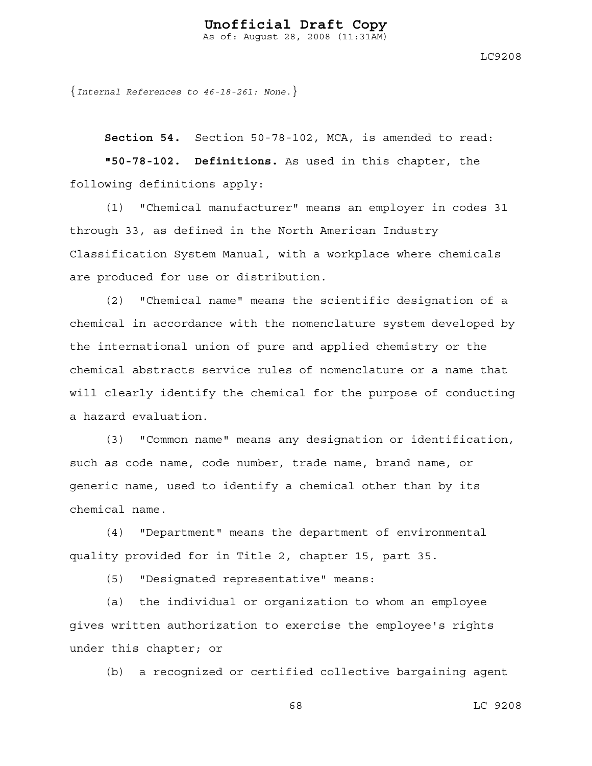{*Internal References to 46-18-261: None.*}

**Section 54.** Section 50-78-102, MCA, is amended to read:

**"50-78-102. Definitions.** As used in this chapter, the following definitions apply:

(1) "Chemical manufacturer" means an employer in codes 31 through 33, as defined in the North American Industry Classification System Manual, with a workplace where chemicals are produced for use or distribution.

(2) "Chemical name" means the scientific designation of a chemical in accordance with the nomenclature system developed by the international union of pure and applied chemistry or the chemical abstracts service rules of nomenclature or a name that will clearly identify the chemical for the purpose of conducting a hazard evaluation.

(3) "Common name" means any designation or identification, such as code name, code number, trade name, brand name, or generic name, used to identify a chemical other than by its chemical name.

(4) "Department" means the department of environmental quality provided for in Title 2, chapter 15, part 35.

(5) "Designated representative" means:

(a) the individual or organization to whom an employee gives written authorization to exercise the employee's rights under this chapter; or

(b) a recognized or certified collective bargaining agent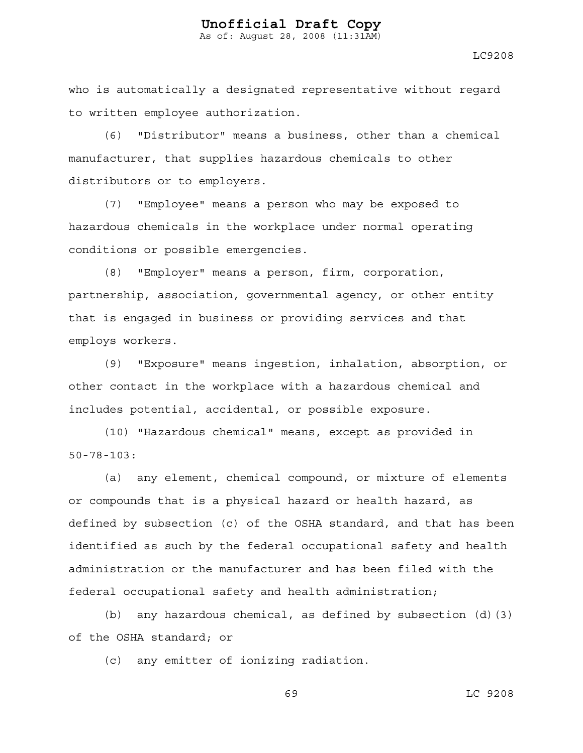who is automatically a designated representative without regard to written employee authorization.

(6) "Distributor" means a business, other than a chemical manufacturer, that supplies hazardous chemicals to other distributors or to employers.

(7) "Employee" means a person who may be exposed to hazardous chemicals in the workplace under normal operating conditions or possible emergencies.

(8) "Employer" means a person, firm, corporation, partnership, association, governmental agency, or other entity that is engaged in business or providing services and that employs workers.

(9) "Exposure" means ingestion, inhalation, absorption, or other contact in the workplace with a hazardous chemical and includes potential, accidental, or possible exposure.

(10) "Hazardous chemical" means, except as provided in 50-78-103:

(a) any element, chemical compound, or mixture of elements or compounds that is a physical hazard or health hazard, as defined by subsection (c) of the OSHA standard, and that has been identified as such by the federal occupational safety and health administration or the manufacturer and has been filed with the federal occupational safety and health administration;

(b) any hazardous chemical, as defined by subsection (d)(3) of the OSHA standard; or

(c) any emitter of ionizing radiation.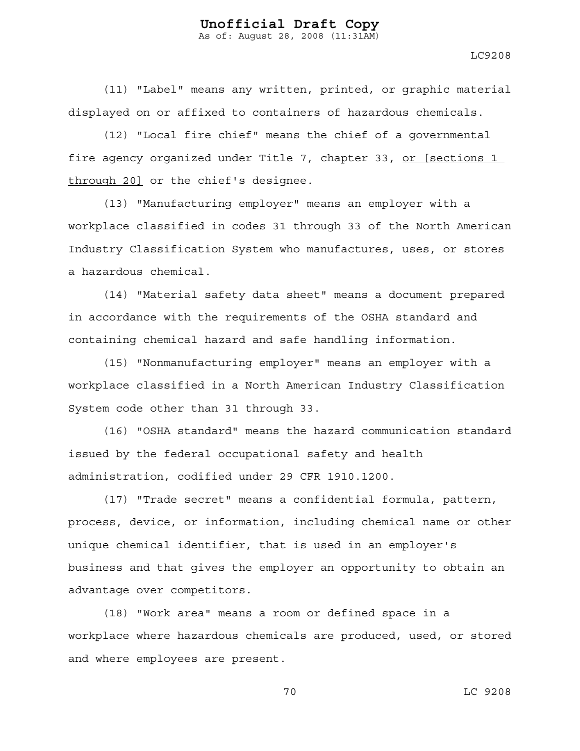(11) "Label" means any written, printed, or graphic material displayed on or affixed to containers of hazardous chemicals.

(12) "Local fire chief" means the chief of a governmental fire agency organized under Title 7, chapter 33, <u>or [sections 1 through 20]</u> or the chief's designee.

(13) "Manufacturing employer" means an employer with a workplace classified in codes 31 through 33 of the North American Industry Classification System who manufactures, uses, or stores a hazardous chemical.

(14) "Material safety data sheet" means a document prepared in accordance with the requirements of the OSHA standard and containing chemical hazard and safe handling information.

(15) "Nonmanufacturing employer" means an employer with a workplace classified in a North American Industry Classification System code other than 31 through 33.

(16) "OSHA standard" means the hazard communication standard issued by the federal occupational safety and health administration, codified under 29 CFR 1910.1200.

(17) "Trade secret" means a confidential formula, pattern, process, device, or information, including chemical name or other unique chemical identifier, that is used in an employer's business and that gives the employer an opportunity to obtain an advantage over competitors.

(18) "Work area" means a room or defined space in a workplace where hazardous chemicals are produced, used, or stored and where employees are present.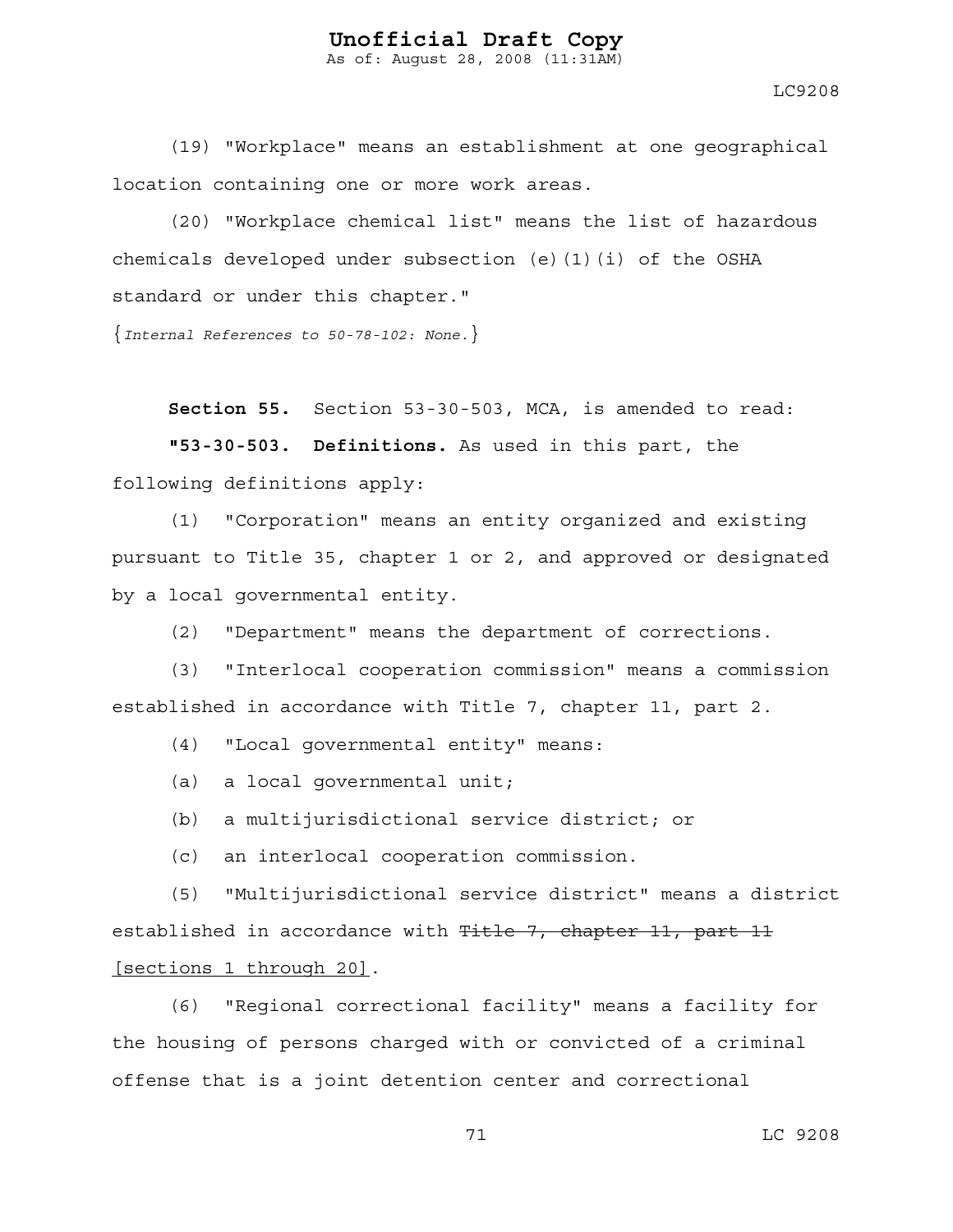(19) "Workplace" means an establishment at one geographical location containing one or more work areas.

(20) "Workplace chemical list" means the list of hazardous chemicals developed under subsection (e)(1)(i) of the OSHA standard or under this chapter."

{*Internal References to 50-78-102: None.*}

**Section 55.** Section 53-30-503, MCA, is amended to read:

**"53-30-503. Definitions.** As used in this part, the following definitions apply:

(1) "Corporation" means an entity organized and existing pursuant to Title 35, chapter 1 or 2, and approved or designated by a local governmental entity.

(2) "Department" means the department of corrections.

(3) "Interlocal cooperation commission" means a commission established in accordance with Title 7, chapter 11, part 2.

(4) "Local governmental entity" means:

(a) a local governmental unit;

(b) a multijurisdictional service district; or

(c) an interlocal cooperation commission.

(5) "Multijurisdictional service district" means a district established in accordance with ~~Title 7, chapter 11, part 11~~ <u>[sections 1 through 20]</u>.

(6) "Regional correctional facility" means a facility for the housing of persons charged with or convicted of a criminal offense that is a joint detention center and correctional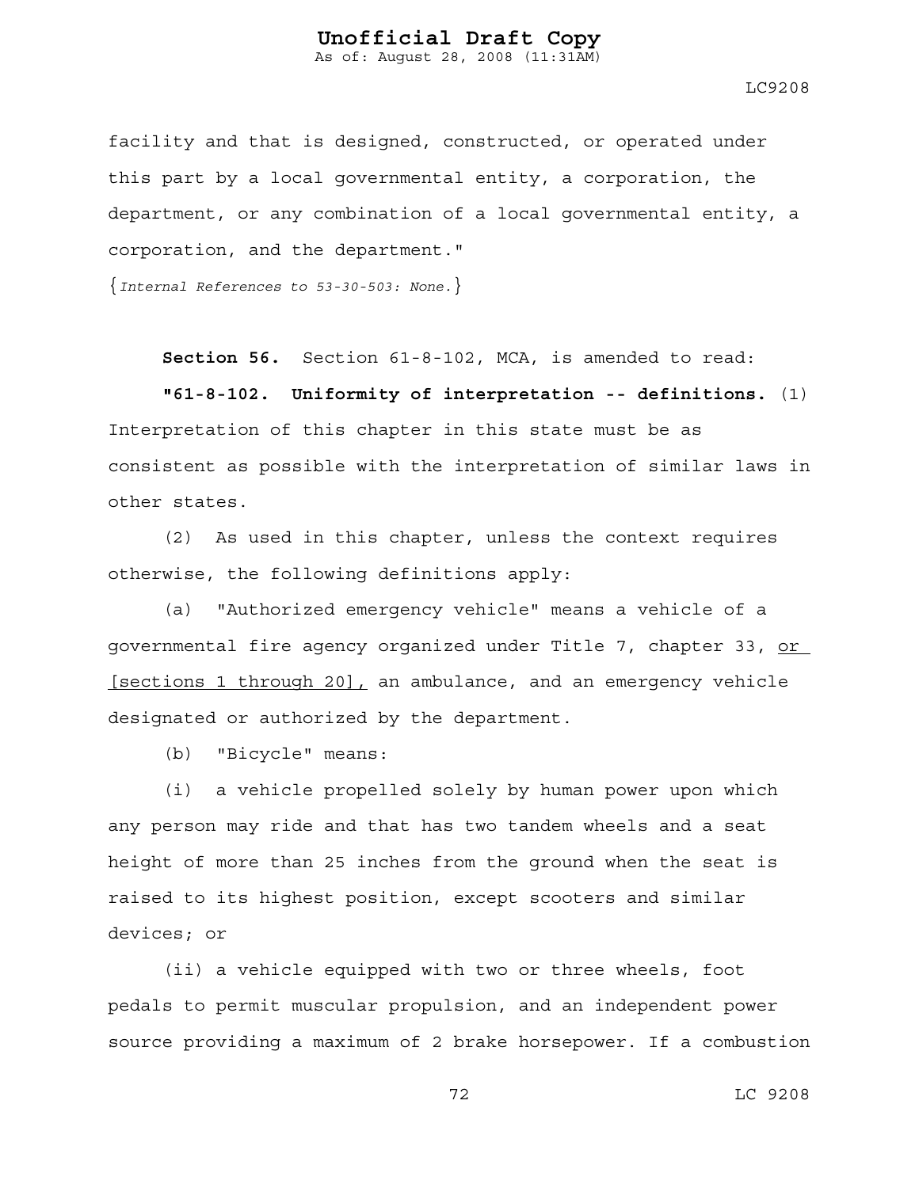facility and that is designed, constructed, or operated under this part by a local governmental entity, a corporation, the department, or any combination of a local governmental entity, a corporation, and the department."

{*Internal References to 53-30-503: None.*}

**Section 56.** Section 61-8-102, MCA, is amended to read:

**"61-8-102. Uniformity of interpretation -- definitions.** (1) Interpretation of this chapter in this state must be as consistent as possible with the interpretation of similar laws in other states.

(2) As used in this chapter, unless the context requires otherwise, the following definitions apply:

(a) "Authorized emergency vehicle" means a vehicle of a governmental fire agency organized under Title 7, chapter 33, <u>or [sections 1 through 20],</u> an ambulance, and an emergency vehicle designated or authorized by the department.

(b) "Bicycle" means:

(i) a vehicle propelled solely by human power upon which any person may ride and that has two tandem wheels and a seat height of more than 25 inches from the ground when the seat is raised to its highest position, except scooters and similar devices; or

(ii) a vehicle equipped with two or three wheels, foot pedals to permit muscular propulsion, and an independent power source providing a maximum of 2 brake horsepower. If a combustion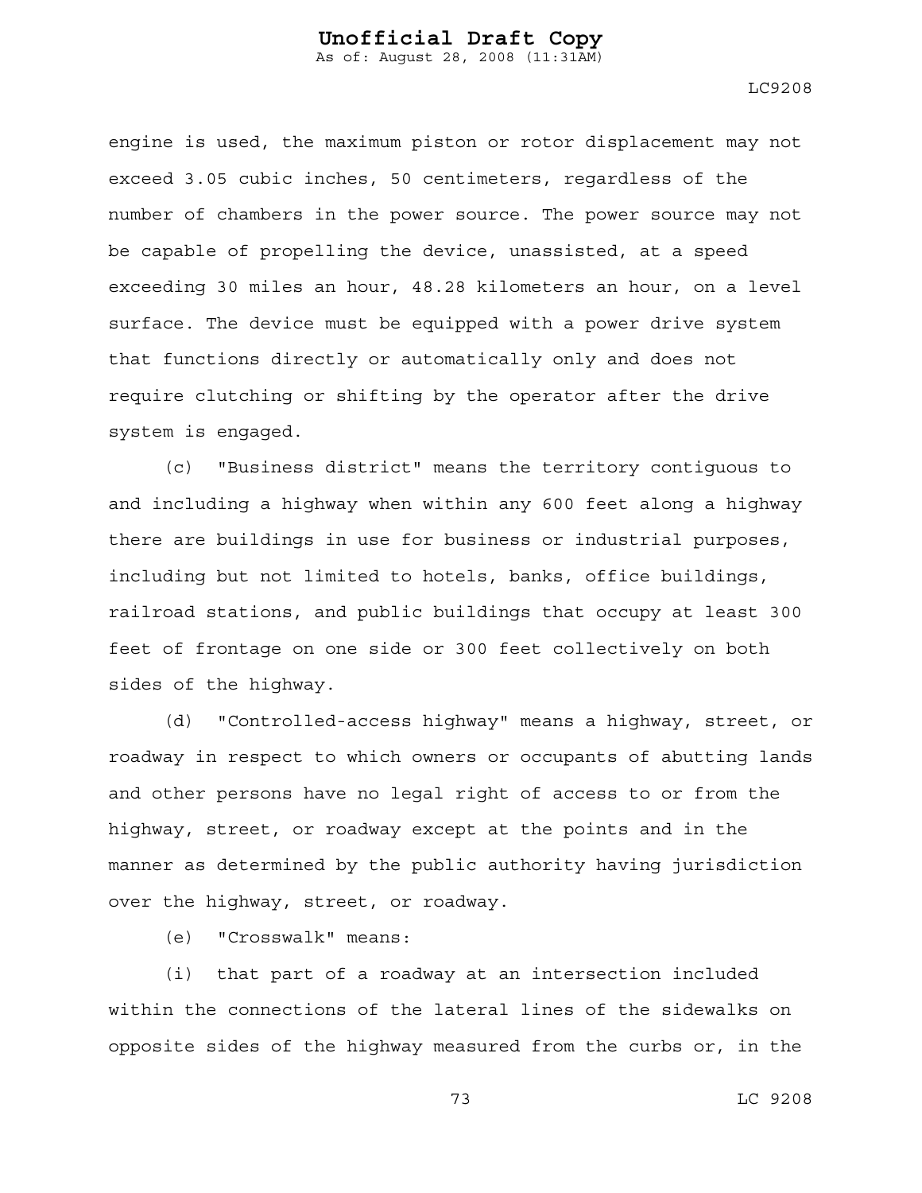engine is used, the maximum piston or rotor displacement may not exceed 3.05 cubic inches, 50 centimeters, regardless of the number of chambers in the power source. The power source may not be capable of propelling the device, unassisted, at a speed exceeding 30 miles an hour, 48.28 kilometers an hour, on a level surface. The device must be equipped with a power drive system that functions directly or automatically only and does not require clutching or shifting by the operator after the drive system is engaged.

(c) "Business district" means the territory contiguous to and including a highway when within any 600 feet along a highway there are buildings in use for business or industrial purposes, including but not limited to hotels, banks, office buildings, railroad stations, and public buildings that occupy at least 300 feet of frontage on one side or 300 feet collectively on both sides of the highway.

(d) "Controlled-access highway" means a highway, street, or roadway in respect to which owners or occupants of abutting lands and other persons have no legal right of access to or from the highway, street, or roadway except at the points and in the manner as determined by the public authority having jurisdiction over the highway, street, or roadway.

(e) "Crosswalk" means:

(i) that part of a roadway at an intersection included within the connections of the lateral lines of the sidewalks on opposite sides of the highway measured from the curbs or, in the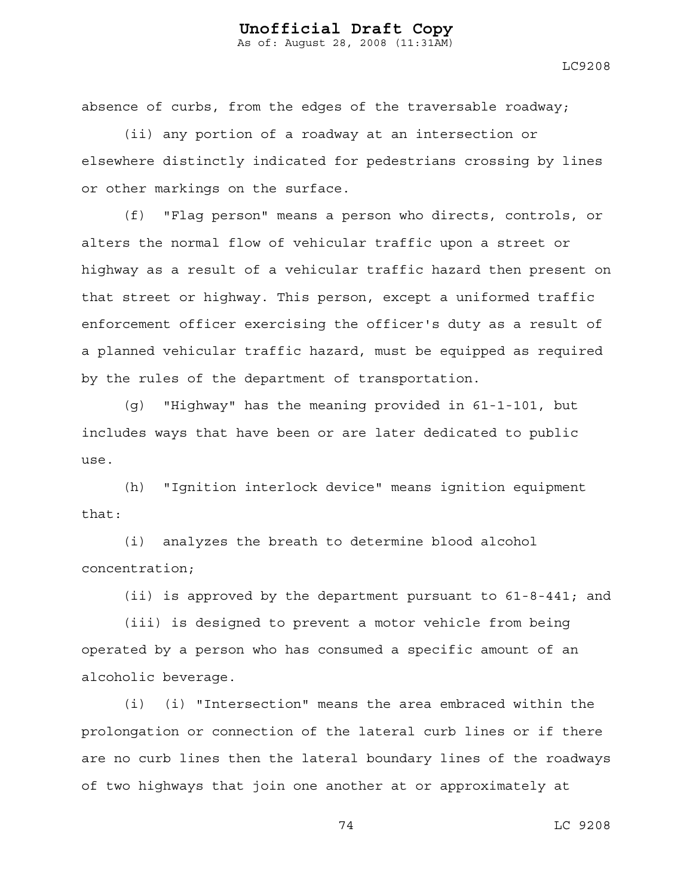absence of curbs, from the edges of the traversable roadway;

(ii) any portion of a roadway at an intersection or elsewhere distinctly indicated for pedestrians crossing by lines or other markings on the surface.

(f) "Flag person" means a person who directs, controls, or alters the normal flow of vehicular traffic upon a street or highway as a result of a vehicular traffic hazard then present on that street or highway. This person, except a uniformed traffic enforcement officer exercising the officer's duty as a result of a planned vehicular traffic hazard, must be equipped as required by the rules of the department of transportation.

(g) "Highway" has the meaning provided in 61-1-101, but includes ways that have been or are later dedicated to public use.

(h) "Ignition interlock device" means ignition equipment that:

(i) analyzes the breath to determine blood alcohol concentration;

(ii) is approved by the department pursuant to 61-8-441; and

(iii) is designed to prevent a motor vehicle from being operated by a person who has consumed a specific amount of an alcoholic beverage.

(i) (i) "Intersection" means the area embraced within the prolongation or connection of the lateral curb lines or if there are no curb lines then the lateral boundary lines of the roadways of two highways that join one another at or approximately at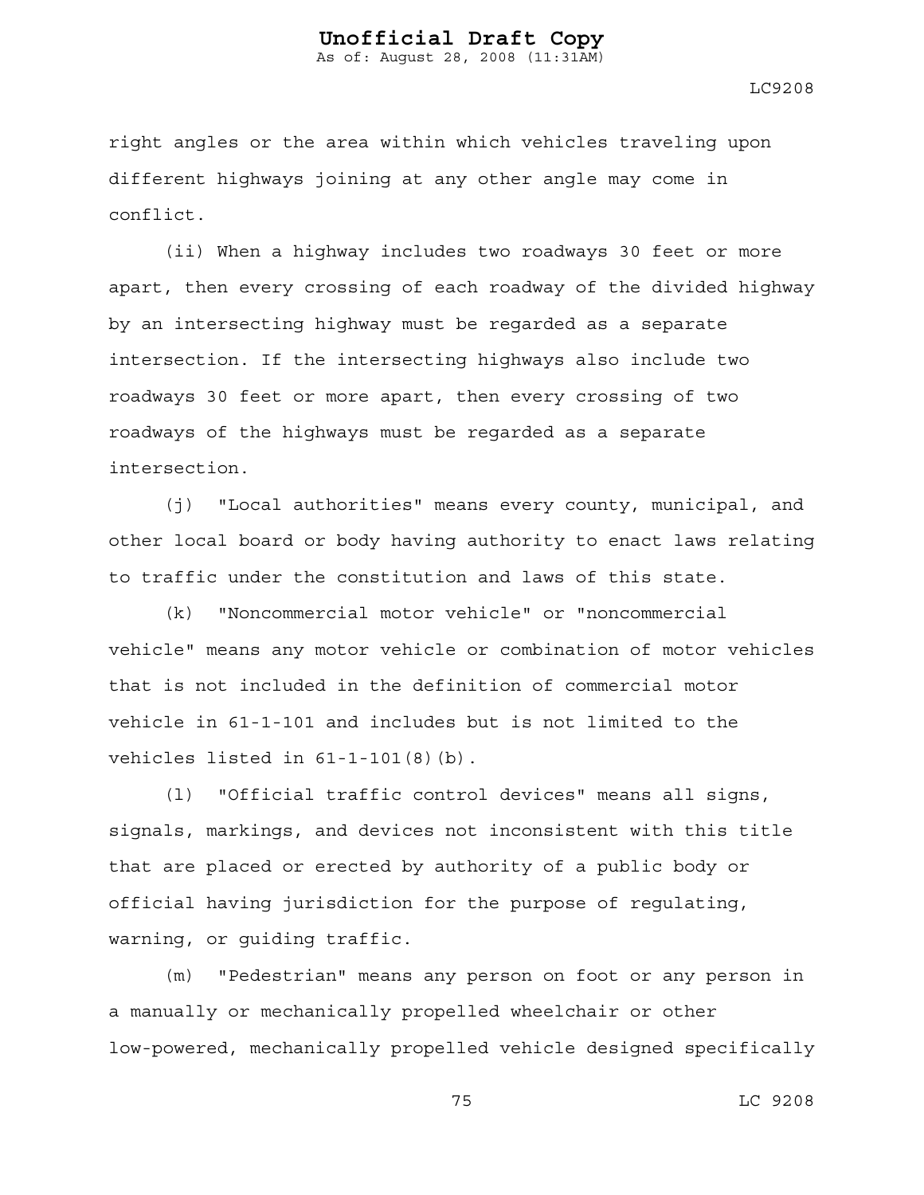right angles or the area within which vehicles traveling upon different highways joining at any other angle may come in conflict.

(ii) When a highway includes two roadways 30 feet or more apart, then every crossing of each roadway of the divided highway by an intersecting highway must be regarded as a separate intersection. If the intersecting highways also include two roadways 30 feet or more apart, then every crossing of two roadways of the highways must be regarded as a separate intersection.

(j) "Local authorities" means every county, municipal, and other local board or body having authority to enact laws relating to traffic under the constitution and laws of this state.

(k) "Noncommercial motor vehicle" or "noncommercial vehicle" means any motor vehicle or combination of motor vehicles that is not included in the definition of commercial motor vehicle in 61-1-101 and includes but is not limited to the vehicles listed in 61-1-101(8)(b).

(l) "Official traffic control devices" means all signs, signals, markings, and devices not inconsistent with this title that are placed or erected by authority of a public body or official having jurisdiction for the purpose of regulating, warning, or guiding traffic.

(m) "Pedestrian" means any person on foot or any person in a manually or mechanically propelled wheelchair or other low-powered, mechanically propelled vehicle designed specifically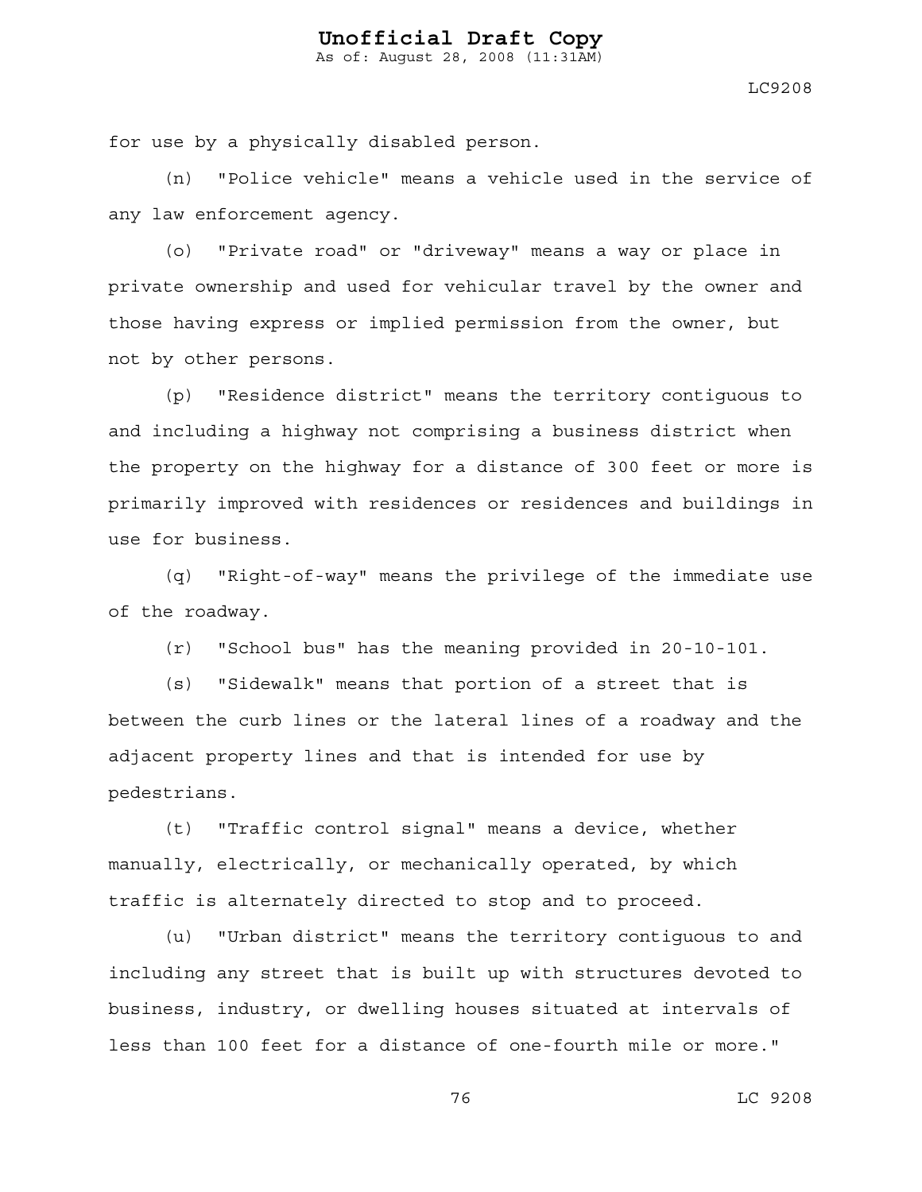for use by a physically disabled person.

(n) "Police vehicle" means a vehicle used in the service of any law enforcement agency.

(o) "Private road" or "driveway" means a way or place in private ownership and used for vehicular travel by the owner and those having express or implied permission from the owner, but not by other persons.

(p) "Residence district" means the territory contiguous to and including a highway not comprising a business district when the property on the highway for a distance of 300 feet or more is primarily improved with residences or residences and buildings in use for business.

(q) "Right-of-way" means the privilege of the immediate use of the roadway.

(r) "School bus" has the meaning provided in 20-10-101.

(s) "Sidewalk" means that portion of a street that is between the curb lines or the lateral lines of a roadway and the adjacent property lines and that is intended for use by pedestrians.

(t) "Traffic control signal" means a device, whether manually, electrically, or mechanically operated, by which traffic is alternately directed to stop and to proceed.

(u) "Urban district" means the territory contiguous to and including any street that is built up with structures devoted to business, industry, or dwelling houses situated at intervals of less than 100 feet for a distance of one-fourth mile or more."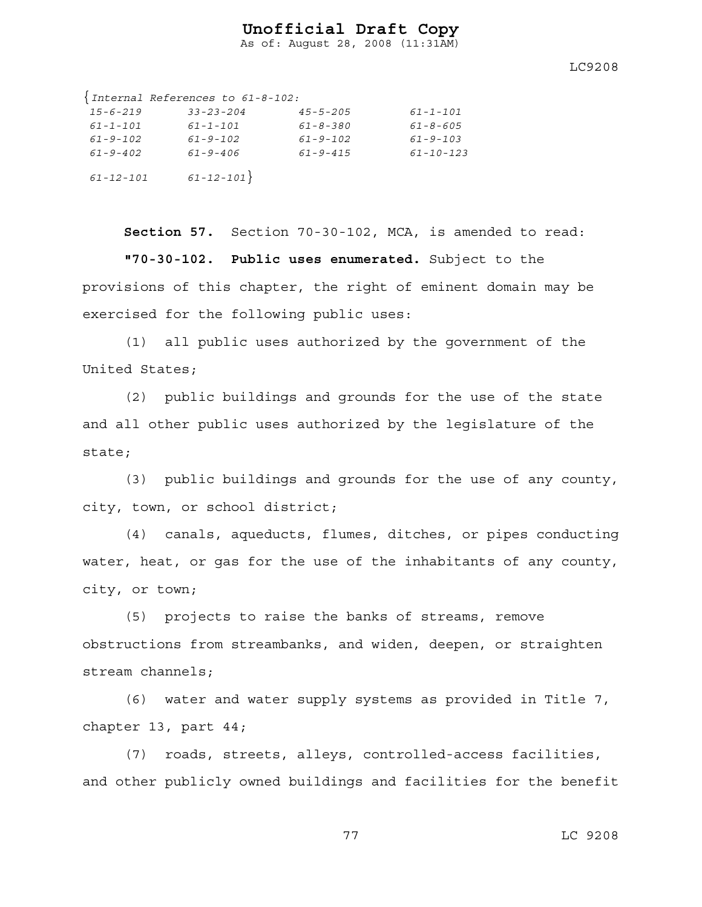{*Internal References to 61-8-102:*

| | | | |
|---|---|---|---|
| *15-6-219* | *33-23-204* | *45-5-205* | *61-1-101* |
| *61-1-101* | *61-1-101* | *61-8-380* | *61-8-605* |
| *61-9-102* | *61-9-102* | *61-9-102* | *61-9-103* |
| *61-9-402* | *61-9-406* | *61-9-415* | *61-10-123* |
| *61-12-101* | *61-12-101*} | | |

**Section 57.** Section 70-30-102, MCA, is amended to read:

**"70-30-102. Public uses enumerated.** Subject to the provisions of this chapter, the right of eminent domain may be exercised for the following public uses:

(1) all public uses authorized by the government of the United States;

(2) public buildings and grounds for the use of the state and all other public uses authorized by the legislature of the state;

(3) public buildings and grounds for the use of any county, city, town, or school district;

(4) canals, aqueducts, flumes, ditches, or pipes conducting water, heat, or gas for the use of the inhabitants of any county, city, or town;

(5) projects to raise the banks of streams, remove obstructions from streambanks, and widen, deepen, or straighten stream channels;

(6) water and water supply systems as provided in Title 7, chapter 13, part 44;

(7) roads, streets, alleys, controlled-access facilities, and other publicly owned buildings and facilities for the benefit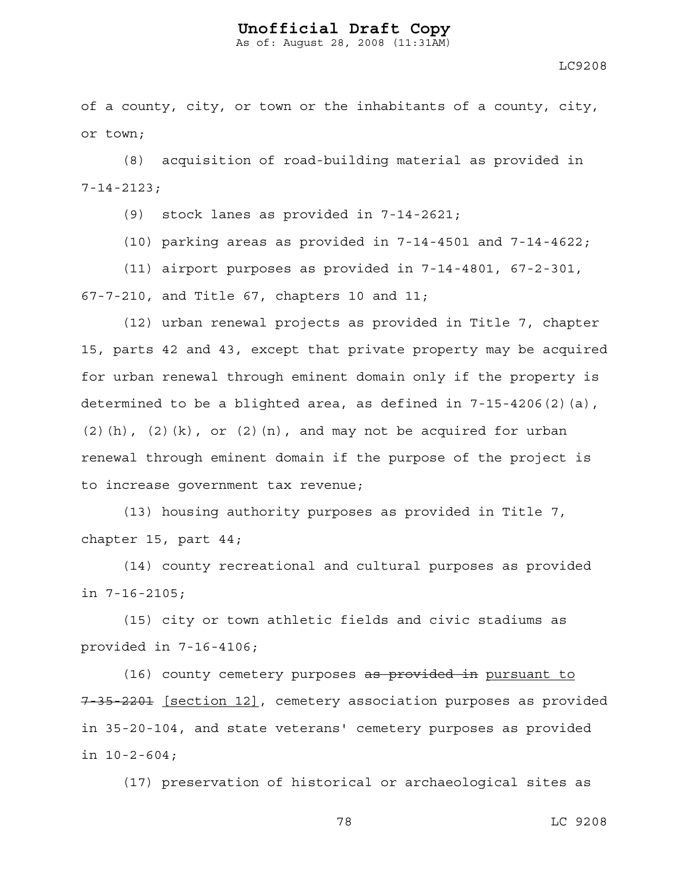of a county, city, or town or the inhabitants of a county, city, or town;

(8) acquisition of road-building material as provided in 7-14-2123;

(9) stock lanes as provided in 7-14-2621;

(10) parking areas as provided in 7-14-4501 and 7-14-4622;

(11) airport purposes as provided in 7-14-4801, 67-2-301, 67-7-210, and Title 67, chapters 10 and 11;

(12) urban renewal projects as provided in Title 7, chapter 15, parts 42 and 43, except that private property may be acquired for urban renewal through eminent domain only if the property is determined to be a blighted area, as defined in 7-15-4206(2)(a), (2)(h), (2)(k), or (2)(n), and may not be acquired for urban renewal through eminent domain if the purpose of the project is to increase government tax revenue;

(13) housing authority purposes as provided in Title 7, chapter 15, part 44;

(14) county recreational and cultural purposes as provided in 7-16-2105;

(15) city or town athletic fields and civic stadiums as provided in 7-16-4106;

(16) county cemetery purposes ~~as provided in~~ <u>pursuant to</u> ~~7-35-2201~~ <u>[section 12]</u>, cemetery association purposes as provided in 35-20-104, and state veterans' cemetery purposes as provided in 10-2-604;

(17) preservation of historical or archaeological sites as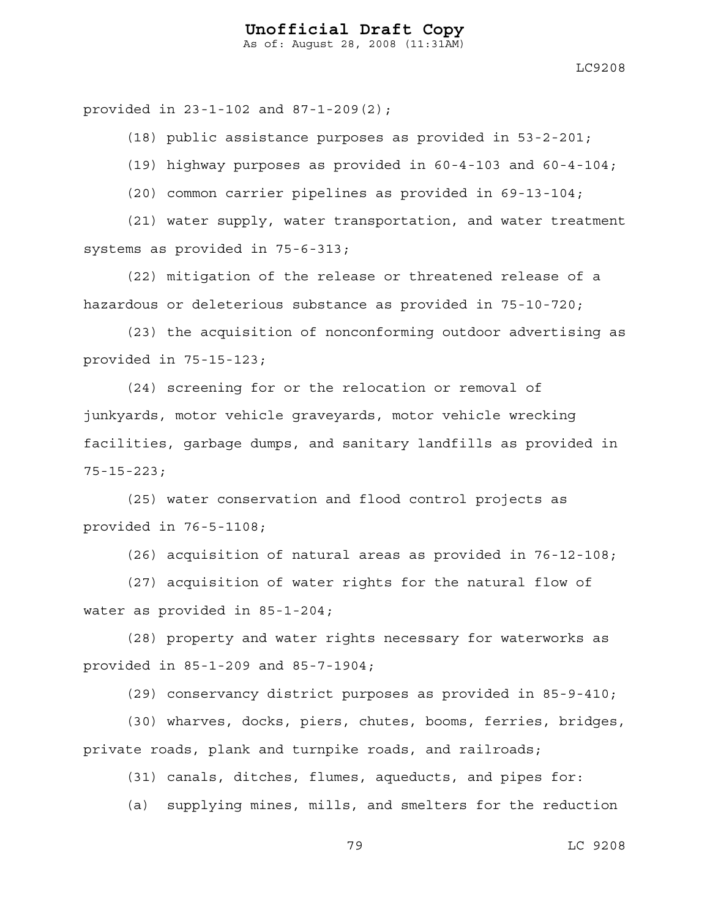provided in 23-1-102 and 87-1-209(2);

(18) public assistance purposes as provided in 53-2-201;

(19) highway purposes as provided in 60-4-103 and 60-4-104;

(20) common carrier pipelines as provided in 69-13-104;

(21) water supply, water transportation, and water treatment systems as provided in 75-6-313;

(22) mitigation of the release or threatened release of a hazardous or deleterious substance as provided in 75-10-720;

(23) the acquisition of nonconforming outdoor advertising as provided in 75-15-123;

(24) screening for or the relocation or removal of junkyards, motor vehicle graveyards, motor vehicle wrecking facilities, garbage dumps, and sanitary landfills as provided in 75-15-223;

(25) water conservation and flood control projects as provided in 76-5-1108;

(26) acquisition of natural areas as provided in 76-12-108;

(27) acquisition of water rights for the natural flow of water as provided in 85-1-204;

(28) property and water rights necessary for waterworks as provided in 85-1-209 and 85-7-1904;

(29) conservancy district purposes as provided in 85-9-410;

(30) wharves, docks, piers, chutes, booms, ferries, bridges, private roads, plank and turnpike roads, and railroads;

(31) canals, ditches, flumes, aqueducts, and pipes for:

(a) supplying mines, mills, and smelters for the reduction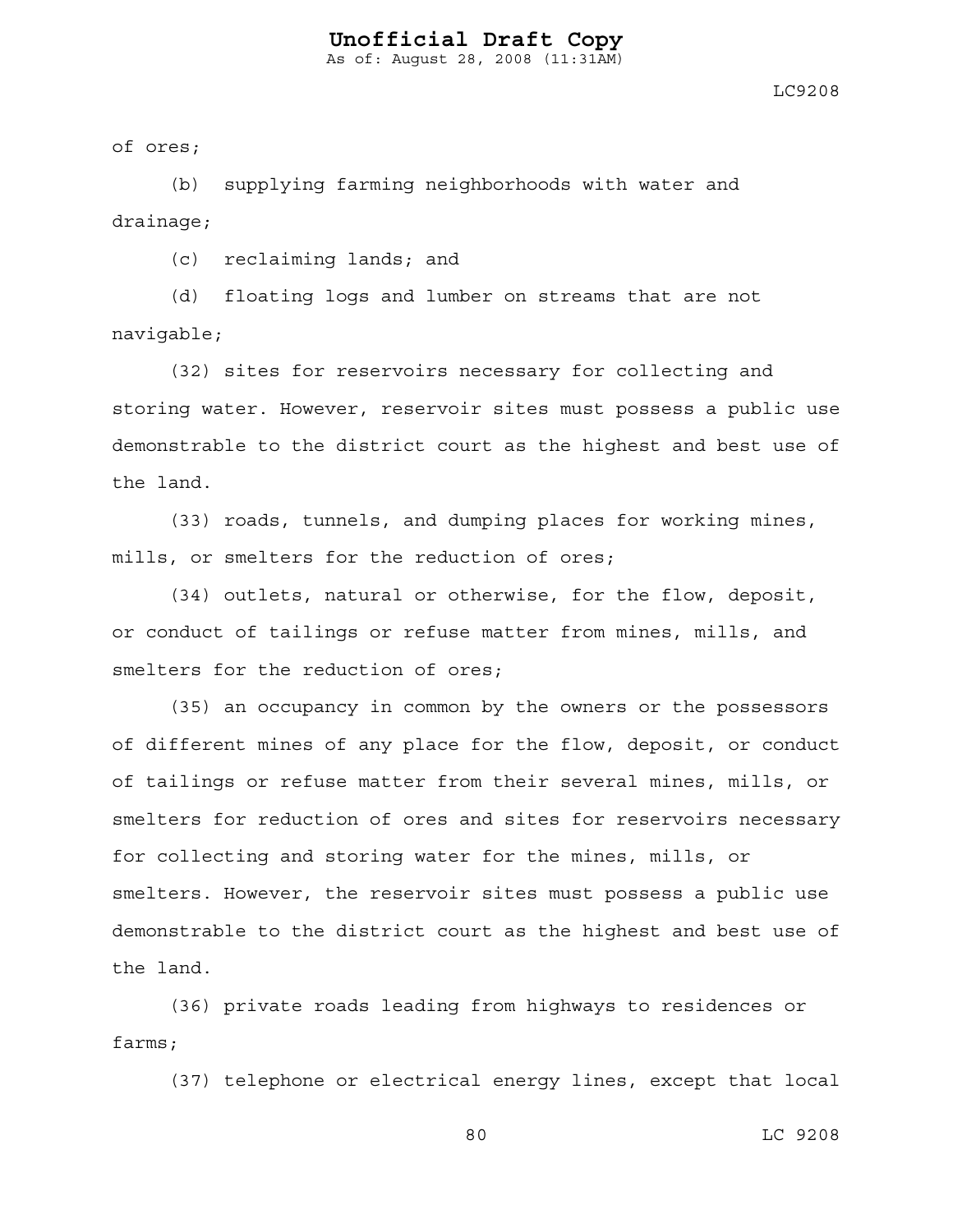of ores;

(b) supplying farming neighborhoods with water and drainage;

(c) reclaiming lands; and

(d) floating logs and lumber on streams that are not navigable;

(32) sites for reservoirs necessary for collecting and storing water. However, reservoir sites must possess a public use demonstrable to the district court as the highest and best use of the land.

(33) roads, tunnels, and dumping places for working mines, mills, or smelters for the reduction of ores;

(34) outlets, natural or otherwise, for the flow, deposit, or conduct of tailings or refuse matter from mines, mills, and smelters for the reduction of ores;

(35) an occupancy in common by the owners or the possessors of different mines of any place for the flow, deposit, or conduct of tailings or refuse matter from their several mines, mills, or smelters for reduction of ores and sites for reservoirs necessary for collecting and storing water for the mines, mills, or smelters. However, the reservoir sites must possess a public use demonstrable to the district court as the highest and best use of the land.

(36) private roads leading from highways to residences or farms;

(37) telephone or electrical energy lines, except that local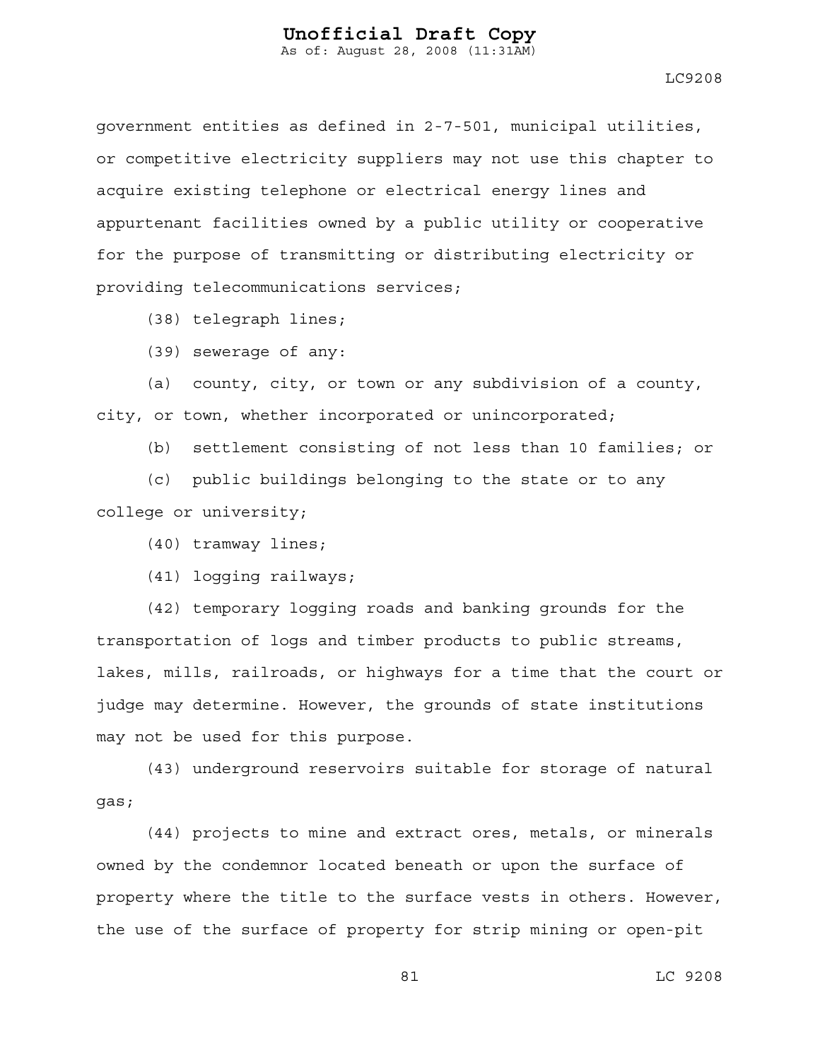government entities as defined in 2-7-501, municipal utilities, or competitive electricity suppliers may not use this chapter to acquire existing telephone or electrical energy lines and appurtenant facilities owned by a public utility or cooperative for the purpose of transmitting or distributing electricity or providing telecommunications services;

(38) telegraph lines;

(39) sewerage of any:

(a) county, city, or town or any subdivision of a county, city, or town, whether incorporated or unincorporated;

(b) settlement consisting of not less than 10 families; or

(c) public buildings belonging to the state or to any college or university;

(40) tramway lines;

(41) logging railways;

(42) temporary logging roads and banking grounds for the transportation of logs and timber products to public streams, lakes, mills, railroads, or highways for a time that the court or judge may determine. However, the grounds of state institutions may not be used for this purpose.

(43) underground reservoirs suitable for storage of natural gas;

(44) projects to mine and extract ores, metals, or minerals owned by the condemnor located beneath or upon the surface of property where the title to the surface vests in others. However, the use of the surface of property for strip mining or open-pit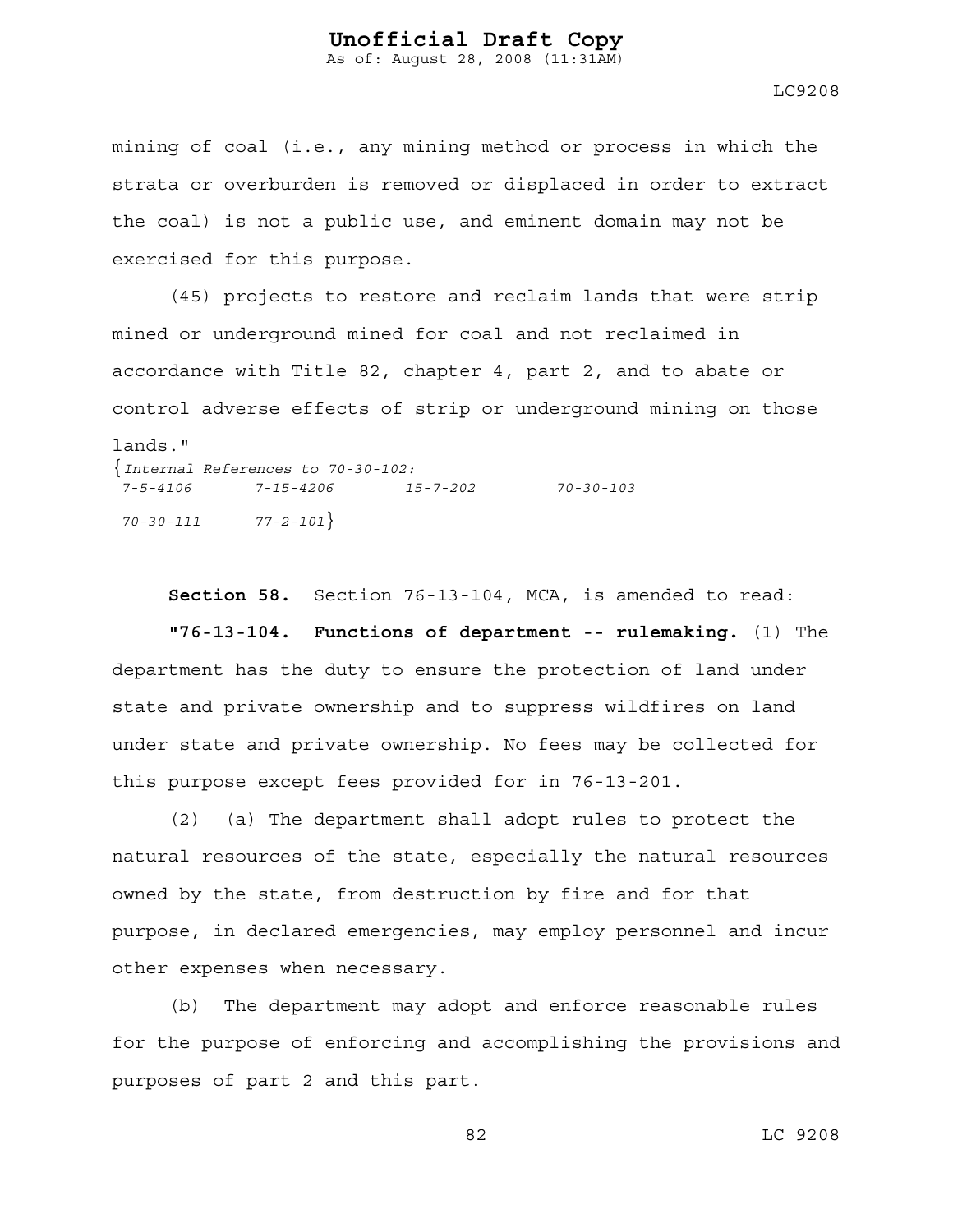mining of coal (i.e., any mining method or process in which the strata or overburden is removed or displaced in order to extract the coal) is not a public use, and eminent domain may not be exercised for this purpose.

(45) projects to restore and reclaim lands that were strip mined or underground mined for coal and not reclaimed in accordance with Title 82, chapter 4, part 2, and to abate or control adverse effects of strip or underground mining on those lands."

{*Internal References to 70-30-102:*
*7-5-4106* *7-15-4206* *15-7-202* *70-30-103*
*70-30-111* *77-2-101*}

**Section 58.** Section 76-13-104, MCA, is amended to read:

**"76-13-104. Functions of department -- rulemaking.** (1) The department has the duty to ensure the protection of land under state and private ownership and to suppress wildfires on land under state and private ownership. No fees may be collected for this purpose except fees provided for in 76-13-201.

(2) (a) The department shall adopt rules to protect the natural resources of the state, especially the natural resources owned by the state, from destruction by fire and for that purpose, in declared emergencies, may employ personnel and incur other expenses when necessary.

(b) The department may adopt and enforce reasonable rules for the purpose of enforcing and accomplishing the provisions and purposes of part 2 and this part.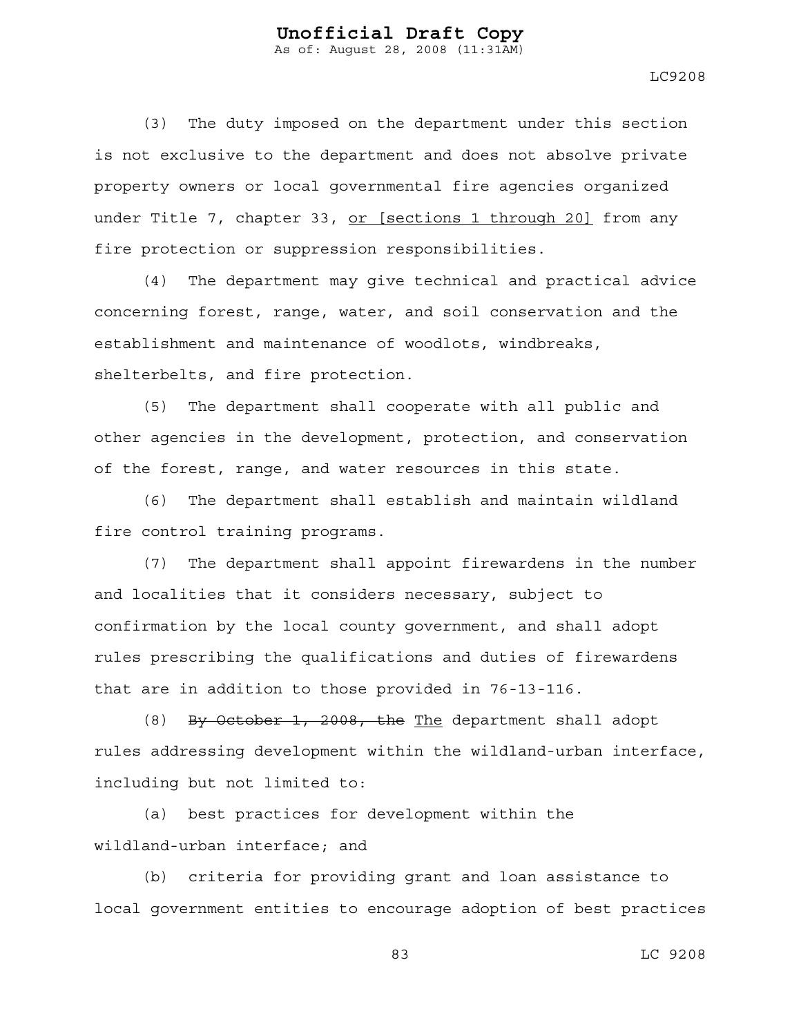(3) The duty imposed on the department under this section is not exclusive to the department and does not absolve private property owners or local governmental fire agencies organized under Title 7, chapter 33, <u>or [sections 1 through 20]</u> from any fire protection or suppression responsibilities.

(4) The department may give technical and practical advice concerning forest, range, water, and soil conservation and the establishment and maintenance of woodlots, windbreaks, shelterbelts, and fire protection.

(5) The department shall cooperate with all public and other agencies in the development, protection, and conservation of the forest, range, and water resources in this state.

(6) The department shall establish and maintain wildland fire control training programs.

(7) The department shall appoint firewardens in the number and localities that it considers necessary, subject to confirmation by the local county government, and shall adopt rules prescribing the qualifications and duties of firewardens that are in addition to those provided in 76-13-116.

(8) ~~By October 1, 2008, the~~ <u>The</u> department shall adopt rules addressing development within the wildland-urban interface, including but not limited to:

(a) best practices for development within the wildland-urban interface; and

(b) criteria for providing grant and loan assistance to local government entities to encourage adoption of best practices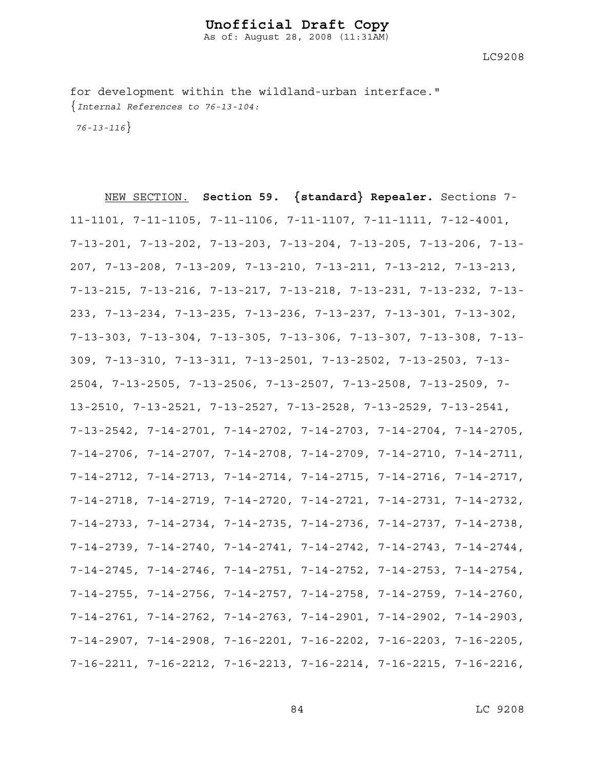for development within the wildland-urban interface."
{*Internal References to 76-13-104:*
*76-13-116*}

<u>NEW SECTION.</u> **Section 59. {standard} Repealer.** Sections 7-11-1101, 7-11-1105, 7-11-1106, 7-11-1107, 7-11-1111, 7-12-4001, 7-13-201, 7-13-202, 7-13-203, 7-13-204, 7-13-205, 7-13-206, 7-13-207, 7-13-208, 7-13-209, 7-13-210, 7-13-211, 7-13-212, 7-13-213, 7-13-215, 7-13-216, 7-13-217, 7-13-218, 7-13-231, 7-13-232, 7-13-233, 7-13-234, 7-13-235, 7-13-236, 7-13-237, 7-13-301, 7-13-302, 7-13-303, 7-13-304, 7-13-305, 7-13-306, 7-13-307, 7-13-308, 7-13-309, 7-13-310, 7-13-311, 7-13-2501, 7-13-2502, 7-13-2503, 7-13-2504, 7-13-2505, 7-13-2506, 7-13-2507, 7-13-2508, 7-13-2509, 7-13-2510, 7-13-2521, 7-13-2527, 7-13-2528, 7-13-2529, 7-13-2541, 7-13-2542, 7-14-2701, 7-14-2702, 7-14-2703, 7-14-2704, 7-14-2705, 7-14-2706, 7-14-2707, 7-14-2708, 7-14-2709, 7-14-2710, 7-14-2711, 7-14-2712, 7-14-2713, 7-14-2714, 7-14-2715, 7-14-2716, 7-14-2717, 7-14-2718, 7-14-2719, 7-14-2720, 7-14-2721, 7-14-2731, 7-14-2732, 7-14-2733, 7-14-2734, 7-14-2735, 7-14-2736, 7-14-2737, 7-14-2738, 7-14-2739, 7-14-2740, 7-14-2741, 7-14-2742, 7-14-2743, 7-14-2744, 7-14-2745, 7-14-2746, 7-14-2751, 7-14-2752, 7-14-2753, 7-14-2754, 7-14-2755, 7-14-2756, 7-14-2757, 7-14-2758, 7-14-2759, 7-14-2760, 7-14-2761, 7-14-2762, 7-14-2763, 7-14-2901, 7-14-2902, 7-14-2903, 7-14-2907, 7-14-2908, 7-16-2201, 7-16-2202, 7-16-2203, 7-16-2205, 7-16-2211, 7-16-2212, 7-16-2213, 7-16-2214, 7-16-2215, 7-16-2216,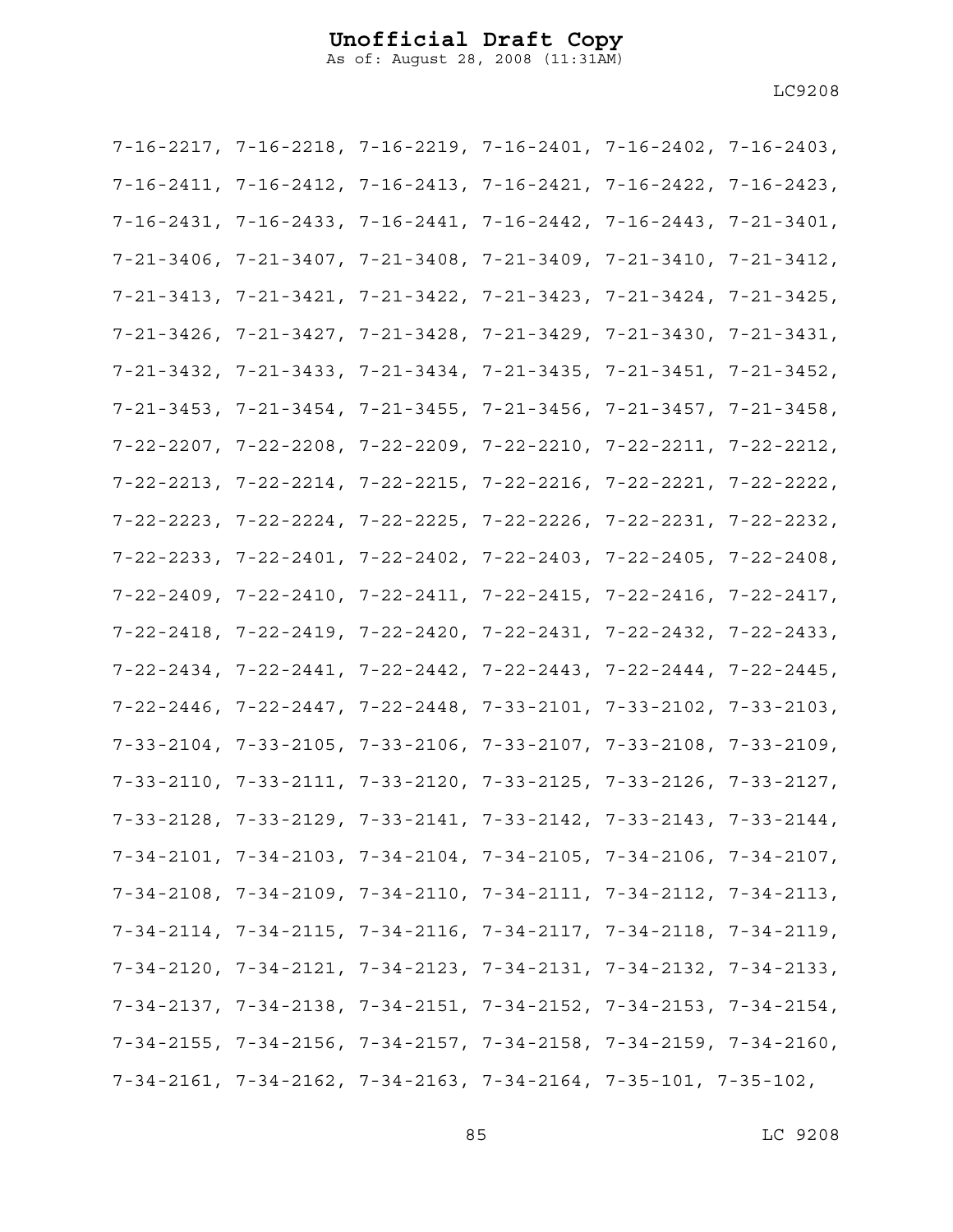7-16-2217, 7-16-2218, 7-16-2219, 7-16-2401, 7-16-2402, 7-16-2403, 7-16-2411, 7-16-2412, 7-16-2413, 7-16-2421, 7-16-2422, 7-16-2423, 7-16-2431, 7-16-2433, 7-16-2441, 7-16-2442, 7-16-2443, 7-21-3401, 7-21-3406, 7-21-3407, 7-21-3408, 7-21-3409, 7-21-3410, 7-21-3412, 7-21-3413, 7-21-3421, 7-21-3422, 7-21-3423, 7-21-3424, 7-21-3425, 7-21-3426, 7-21-3427, 7-21-3428, 7-21-3429, 7-21-3430, 7-21-3431, 7-21-3432, 7-21-3433, 7-21-3434, 7-21-3435, 7-21-3451, 7-21-3452, 7-21-3453, 7-21-3454, 7-21-3455, 7-21-3456, 7-21-3457, 7-21-3458, 7-22-2207, 7-22-2208, 7-22-2209, 7-22-2210, 7-22-2211, 7-22-2212, 7-22-2213, 7-22-2214, 7-22-2215, 7-22-2216, 7-22-2221, 7-22-2222, 7-22-2223, 7-22-2224, 7-22-2225, 7-22-2226, 7-22-2231, 7-22-2232, 7-22-2233, 7-22-2401, 7-22-2402, 7-22-2403, 7-22-2405, 7-22-2408, 7-22-2409, 7-22-2410, 7-22-2411, 7-22-2415, 7-22-2416, 7-22-2417, 7-22-2418, 7-22-2419, 7-22-2420, 7-22-2431, 7-22-2432, 7-22-2433, 7-22-2434, 7-22-2441, 7-22-2442, 7-22-2443, 7-22-2444, 7-22-2445, 7-22-2446, 7-22-2447, 7-22-2448, 7-33-2101, 7-33-2102, 7-33-2103, 7-33-2104, 7-33-2105, 7-33-2106, 7-33-2107, 7-33-2108, 7-33-2109, 7-33-2110, 7-33-2111, 7-33-2120, 7-33-2125, 7-33-2126, 7-33-2127, 7-33-2128, 7-33-2129, 7-33-2141, 7-33-2142, 7-33-2143, 7-33-2144, 7-34-2101, 7-34-2103, 7-34-2104, 7-34-2105, 7-34-2106, 7-34-2107, 7-34-2108, 7-34-2109, 7-34-2110, 7-34-2111, 7-34-2112, 7-34-2113, 7-34-2114, 7-34-2115, 7-34-2116, 7-34-2117, 7-34-2118, 7-34-2119, 7-34-2120, 7-34-2121, 7-34-2123, 7-34-2131, 7-34-2132, 7-34-2133, 7-34-2137, 7-34-2138, 7-34-2151, 7-34-2152, 7-34-2153, 7-34-2154, 7-34-2155, 7-34-2156, 7-34-2157, 7-34-2158, 7-34-2159, 7-34-2160, 7-34-2161, 7-34-2162, 7-34-2163, 7-34-2164, 7-35-101, 7-35-102,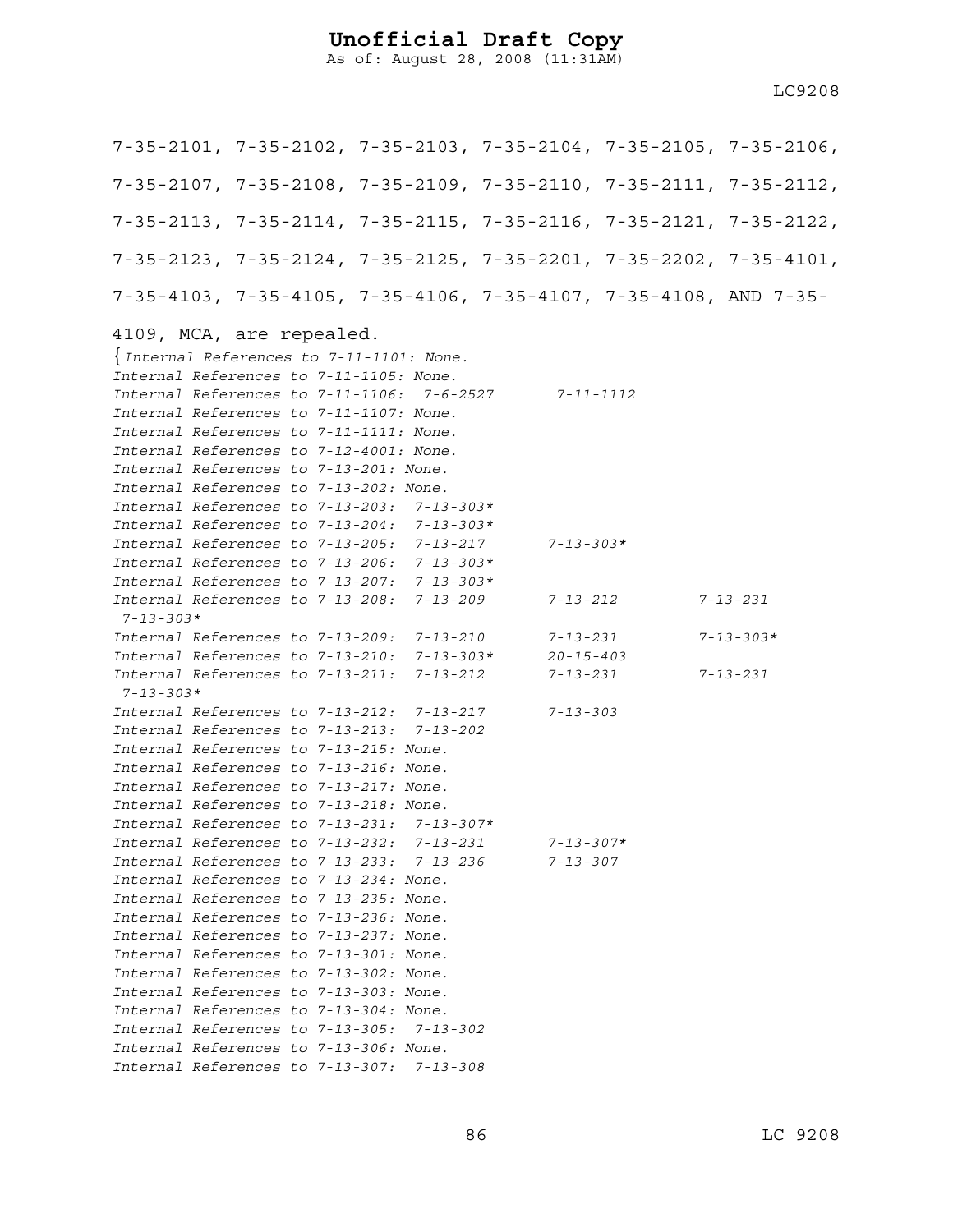7-35-2101, 7-35-2102, 7-35-2103, 7-35-2104, 7-35-2105, 7-35-2106, 7-35-2107, 7-35-2108, 7-35-2109, 7-35-2110, 7-35-2111, 7-35-2112, 7-35-2113, 7-35-2114, 7-35-2115, 7-35-2116, 7-35-2121, 7-35-2122, 7-35-2123, 7-35-2124, 7-35-2125, 7-35-2201, 7-35-2202, 7-35-4101, 7-35-4103, 7-35-4105, 7-35-4106, 7-35-4107, 7-35-4108, AND 7-35-4109, MCA, are repealed.

{*Internal References to 7-11-1101: None.*
*Internal References to 7-11-1105: None.*
*Internal References to 7-11-1106: 7-6-2527 7-11-1112*
*Internal References to 7-11-1107: None.*
*Internal References to 7-11-1111: None.*
*Internal References to 7-12-4001: None.*
*Internal References to 7-13-201: None.*
*Internal References to 7-13-202: None.*
*Internal References to 7-13-203: 7-13-303**
*Internal References to 7-13-204: 7-13-303**
*Internal References to 7-13-205: 7-13-217 7-13-303**
*Internal References to 7-13-206: 7-13-303**
*Internal References to 7-13-207: 7-13-303**
*Internal References to 7-13-208: 7-13-209 7-13-212 7-13-231 7-13-303**
*Internal References to 7-13-209: 7-13-210 7-13-231 7-13-303**
*Internal References to 7-13-210: 7-13-303* 20-15-403*
*Internal References to 7-13-211: 7-13-212 7-13-231 7-13-231 7-13-303**
*Internal References to 7-13-212: 7-13-217 7-13-303*
*Internal References to 7-13-213: 7-13-202*
*Internal References to 7-13-215: None.*
*Internal References to 7-13-216: None.*
*Internal References to 7-13-217: None.*
*Internal References to 7-13-218: None.*
*Internal References to 7-13-231: 7-13-307**
*Internal References to 7-13-232: 7-13-231 7-13-307**
*Internal References to 7-13-233: 7-13-236 7-13-307*
*Internal References to 7-13-234: None.*
*Internal References to 7-13-235: None.*
*Internal References to 7-13-236: None.*
*Internal References to 7-13-237: None.*
*Internal References to 7-13-301: None.*
*Internal References to 7-13-302: None.*
*Internal References to 7-13-303: None.*
*Internal References to 7-13-304: None.*
*Internal References to 7-13-305: 7-13-302*
*Internal References to 7-13-306: None.*
*Internal References to 7-13-307: 7-13-308*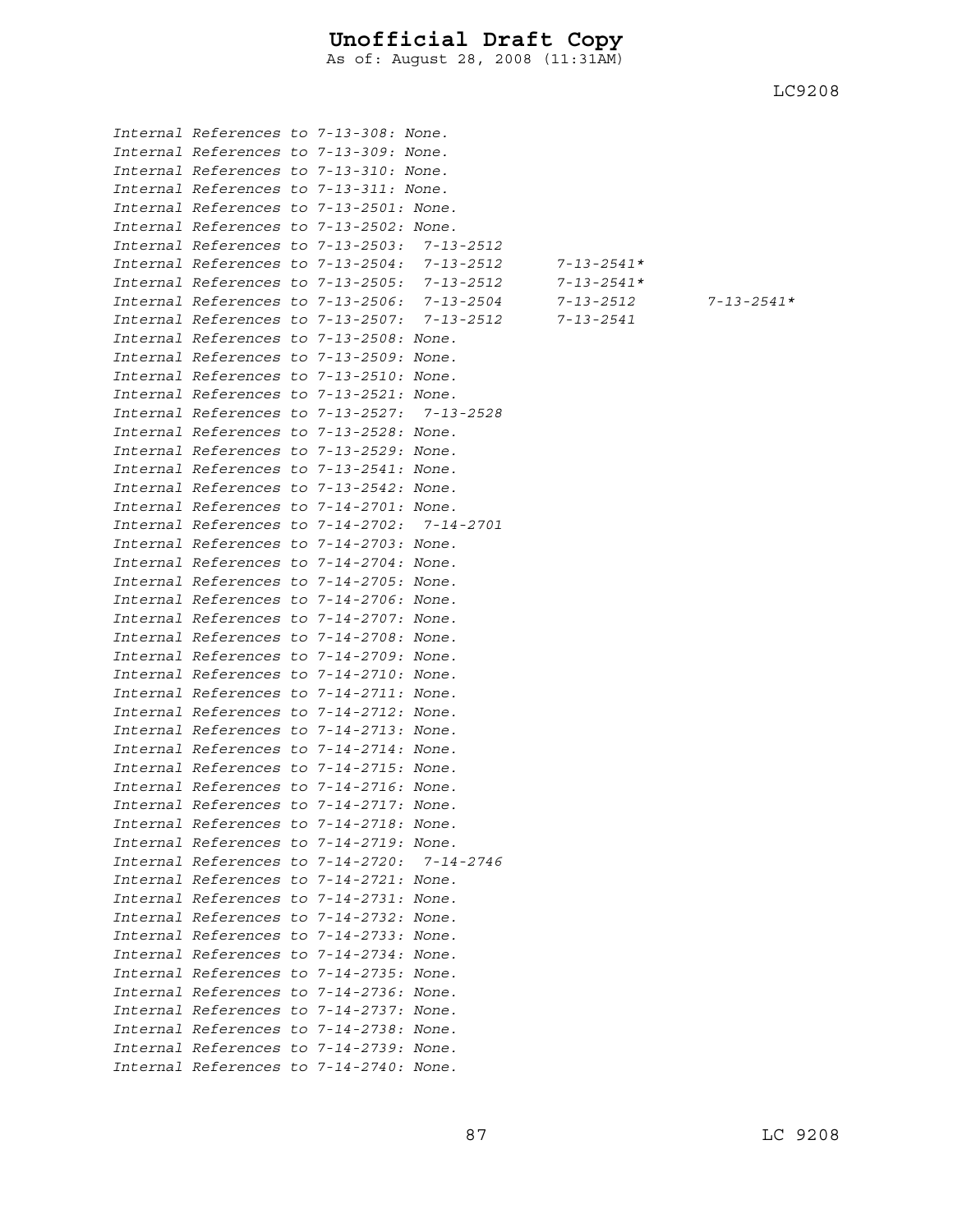*Internal References to 7-13-308: None.*
*Internal References to 7-13-309: None.*
*Internal References to 7-13-310: None.*
*Internal References to 7-13-311: None.*
*Internal References to 7-13-2501: None.*
*Internal References to 7-13-2502: None.*
*Internal References to 7-13-2503: 7-13-2512*
*Internal References to 7-13-2504: 7-13-2512 7-13-2541**
*Internal References to 7-13-2505: 7-13-2512 7-13-2541**
*Internal References to 7-13-2506: 7-13-2504 7-13-2512 7-13-2541**
*Internal References to 7-13-2507: 7-13-2512 7-13-2541*
*Internal References to 7-13-2508: None.*
*Internal References to 7-13-2509: None.*
*Internal References to 7-13-2510: None.*
*Internal References to 7-13-2521: None.*
*Internal References to 7-13-2527: 7-13-2528*
*Internal References to 7-13-2528: None.*
*Internal References to 7-13-2529: None.*
*Internal References to 7-13-2541: None.*
*Internal References to 7-13-2542: None.*
*Internal References to 7-14-2701: None.*
*Internal References to 7-14-2702: 7-14-2701*
*Internal References to 7-14-2703: None.*
*Internal References to 7-14-2704: None.*
*Internal References to 7-14-2705: None.*
*Internal References to 7-14-2706: None.*
*Internal References to 7-14-2707: None.*
*Internal References to 7-14-2708: None.*
*Internal References to 7-14-2709: None.*
*Internal References to 7-14-2710: None.*
*Internal References to 7-14-2711: None.*
*Internal References to 7-14-2712: None.*
*Internal References to 7-14-2713: None.*
*Internal References to 7-14-2714: None.*
*Internal References to 7-14-2715: None.*
*Internal References to 7-14-2716: None.*
*Internal References to 7-14-2717: None.*
*Internal References to 7-14-2718: None.*
*Internal References to 7-14-2719: None.*
*Internal References to 7-14-2720: 7-14-2746*
*Internal References to 7-14-2721: None.*
*Internal References to 7-14-2731: None.*
*Internal References to 7-14-2732: None.*
*Internal References to 7-14-2733: None.*
*Internal References to 7-14-2734: None.*
*Internal References to 7-14-2735: None.*
*Internal References to 7-14-2736: None.*
*Internal References to 7-14-2737: None.*
*Internal References to 7-14-2738: None.*
*Internal References to 7-14-2739: None.*
*Internal References to 7-14-2740: None.*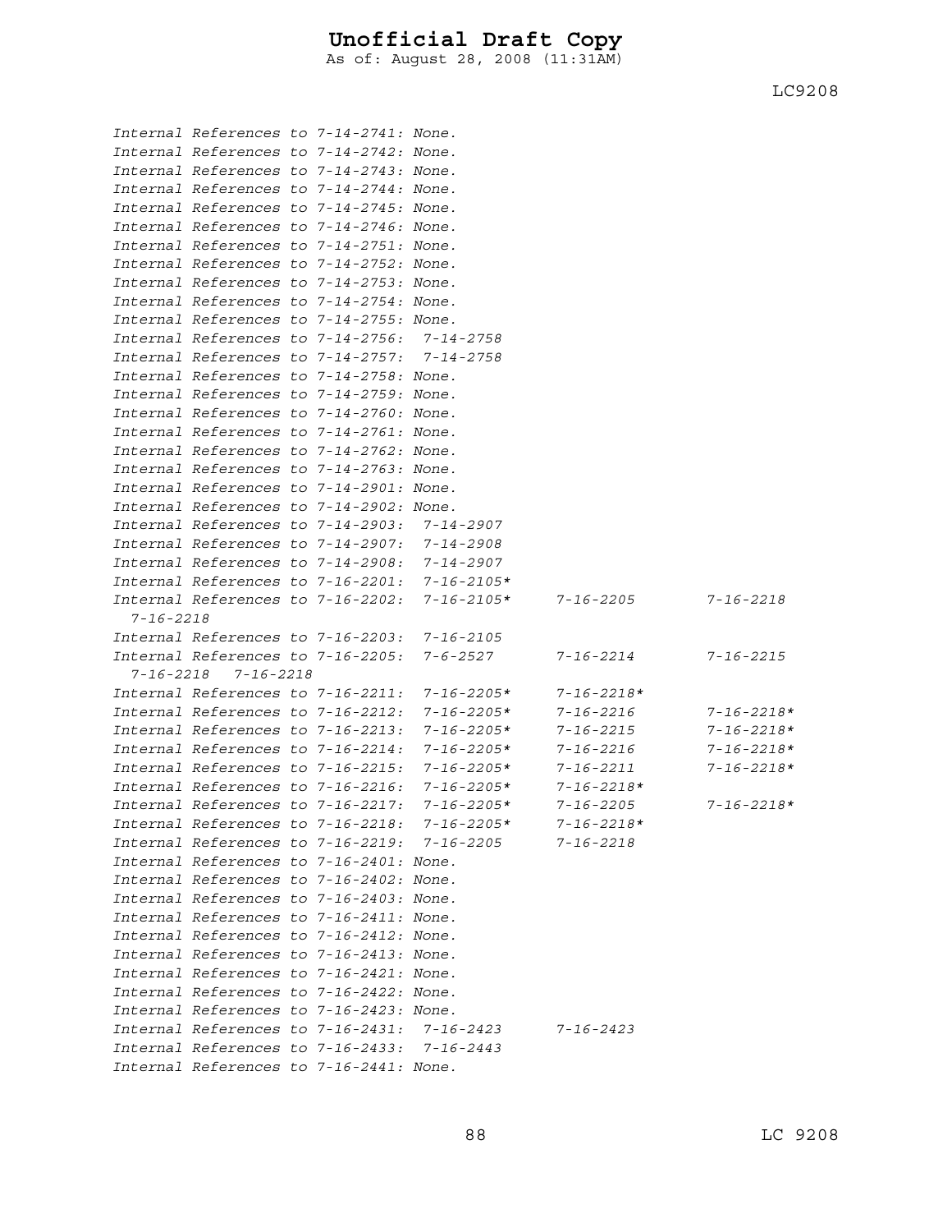*Internal References to 7-14-2741: None.*
*Internal References to 7-14-2742: None.*
*Internal References to 7-14-2743: None.*
*Internal References to 7-14-2744: None.*
*Internal References to 7-14-2745: None.*
*Internal References to 7-14-2746: None.*
*Internal References to 7-14-2751: None.*
*Internal References to 7-14-2752: None.*
*Internal References to 7-14-2753: None.*
*Internal References to 7-14-2754: None.*
*Internal References to 7-14-2755: None.*
*Internal References to 7-14-2756: 7-14-2758*
*Internal References to 7-14-2757: 7-14-2758*
*Internal References to 7-14-2758: None.*
*Internal References to 7-14-2759: None.*
*Internal References to 7-14-2760: None.*
*Internal References to 7-14-2761: None.*
*Internal References to 7-14-2762: None.*
*Internal References to 7-14-2763: None.*
*Internal References to 7-14-2901: None.*
*Internal References to 7-14-2902: None.*
*Internal References to 7-14-2903: 7-14-2907*
*Internal References to 7-14-2907: 7-14-2908*
*Internal References to 7-14-2908: 7-14-2907*
*Internal References to 7-16-2201: 7-16-2105**
*Internal References to 7-16-2202: 7-16-2105* 7-16-2205 7-16-2218 7-16-2218*
*Internal References to 7-16-2203: 7-16-2105*
*Internal References to 7-16-2205: 7-6-2527 7-16-2214 7-16-2215 7-16-2218 7-16-2218*
*Internal References to 7-16-2211: 7-16-2205* 7-16-2218**
*Internal References to 7-16-2212: 7-16-2205* 7-16-2216 7-16-2218**
*Internal References to 7-16-2213: 7-16-2205* 7-16-2215 7-16-2218**
*Internal References to 7-16-2214: 7-16-2205* 7-16-2216 7-16-2218**
*Internal References to 7-16-2215: 7-16-2205* 7-16-2211 7-16-2218**
*Internal References to 7-16-2216: 7-16-2205* 7-16-2218**
*Internal References to 7-16-2217: 7-16-2205* 7-16-2205 7-16-2218**
*Internal References to 7-16-2218: 7-16-2205* 7-16-2218**
*Internal References to 7-16-2219: 7-16-2205 7-16-2218*
*Internal References to 7-16-2401: None.*
*Internal References to 7-16-2402: None.*
*Internal References to 7-16-2403: None.*
*Internal References to 7-16-2411: None.*
*Internal References to 7-16-2412: None.*
*Internal References to 7-16-2413: None.*
*Internal References to 7-16-2421: None.*
*Internal References to 7-16-2422: None.*
*Internal References to 7-16-2423: None.*
*Internal References to 7-16-2431: 7-16-2423 7-16-2423*
*Internal References to 7-16-2433: 7-16-2443*
*Internal References to 7-16-2441: None.*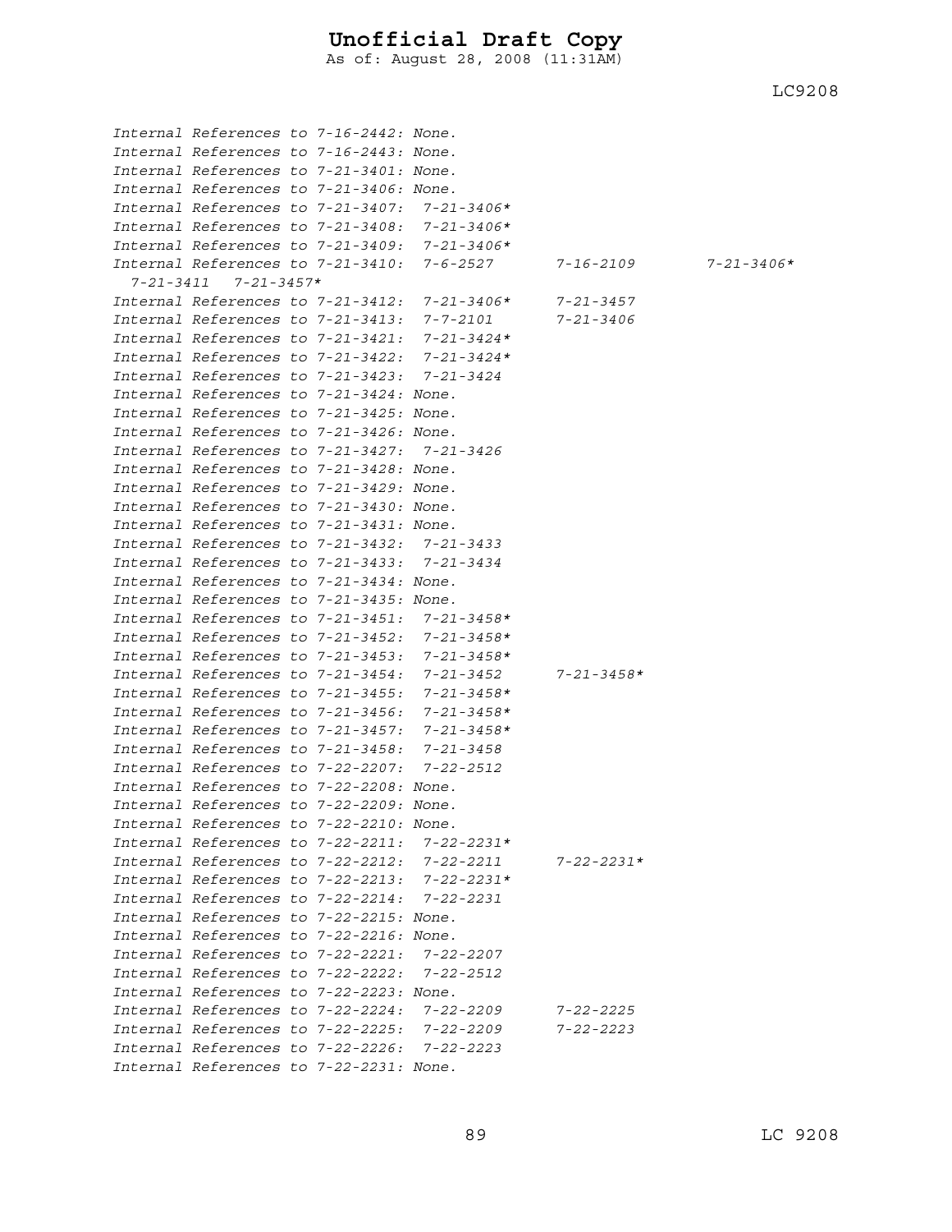*Internal References to 7-16-2442: None.*
*Internal References to 7-16-2443: None.*
*Internal References to 7-21-3401: None.*
*Internal References to 7-21-3406: None.*
*Internal References to 7-21-3407: 7-21-3406**
*Internal References to 7-21-3408: 7-21-3406**
*Internal References to 7-21-3409: 7-21-3406**
*Internal References to 7-21-3410: 7-6-2527 7-16-2109 7-21-3406* 7-21-3411 7-21-3457**
*Internal References to 7-21-3412: 7-21-3406* 7-21-3457*
*Internal References to 7-21-3413: 7-7-2101 7-21-3406*
*Internal References to 7-21-3421: 7-21-3424**
*Internal References to 7-21-3422: 7-21-3424**
*Internal References to 7-21-3423: 7-21-3424*
*Internal References to 7-21-3424: None.*
*Internal References to 7-21-3425: None.*
*Internal References to 7-21-3426: None.*
*Internal References to 7-21-3427: 7-21-3426*
*Internal References to 7-21-3428: None.*
*Internal References to 7-21-3429: None.*
*Internal References to 7-21-3430: None.*
*Internal References to 7-21-3431: None.*
*Internal References to 7-21-3432: 7-21-3433*
*Internal References to 7-21-3433: 7-21-3434*
*Internal References to 7-21-3434: None.*
*Internal References to 7-21-3435: None.*
*Internal References to 7-21-3451: 7-21-3458**
*Internal References to 7-21-3452: 7-21-3458**
*Internal References to 7-21-3453: 7-21-3458**
*Internal References to 7-21-3454: 7-21-3452 7-21-3458**
*Internal References to 7-21-3455: 7-21-3458**
*Internal References to 7-21-3456: 7-21-3458**
*Internal References to 7-21-3457: 7-21-3458**
*Internal References to 7-21-3458: 7-21-3458*
*Internal References to 7-22-2207: 7-22-2512*
*Internal References to 7-22-2208: None.*
*Internal References to 7-22-2209: None.*
*Internal References to 7-22-2210: None.*
*Internal References to 7-22-2211: 7-22-2231**
*Internal References to 7-22-2212: 7-22-2211 7-22-2231**
*Internal References to 7-22-2213: 7-22-2231**
*Internal References to 7-22-2214: 7-22-2231*
*Internal References to 7-22-2215: None.*
*Internal References to 7-22-2216: None.*
*Internal References to 7-22-2221: 7-22-2207*
*Internal References to 7-22-2222: 7-22-2512*
*Internal References to 7-22-2223: None.*
*Internal References to 7-22-2224: 7-22-2209 7-22-2225*
*Internal References to 7-22-2225: 7-22-2209 7-22-2223*
*Internal References to 7-22-2226: 7-22-2223*
*Internal References to 7-22-2231: None.*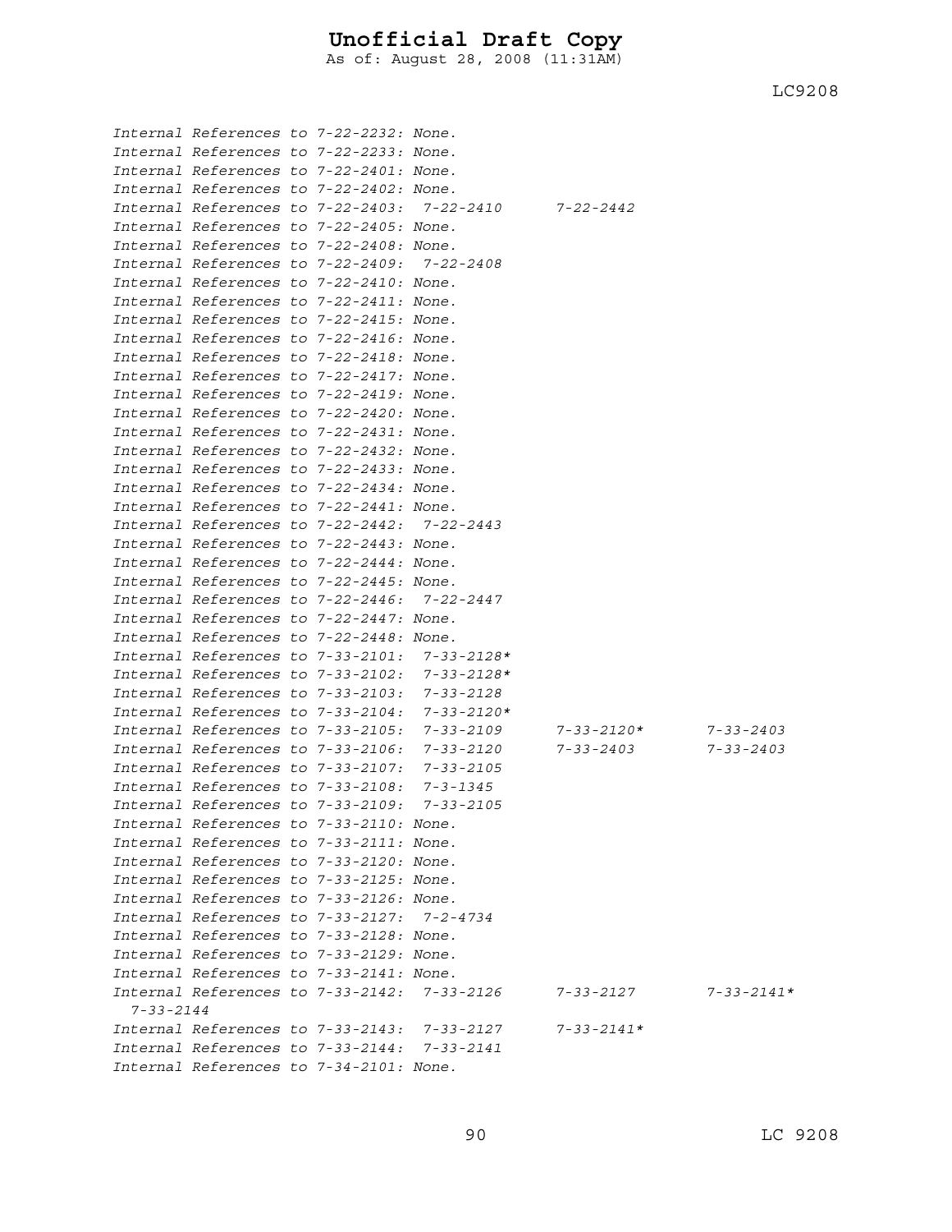*Internal References to 7-22-2232: None.*
*Internal References to 7-22-2233: None.*
*Internal References to 7-22-2401: None.*
*Internal References to 7-22-2402: None.*
*Internal References to 7-22-2403: 7-22-2410 7-22-2442*
*Internal References to 7-22-2405: None.*
*Internal References to 7-22-2408: None.*
*Internal References to 7-22-2409: 7-22-2408*
*Internal References to 7-22-2410: None.*
*Internal References to 7-22-2411: None.*
*Internal References to 7-22-2415: None.*
*Internal References to 7-22-2416: None.*
*Internal References to 7-22-2418: None.*
*Internal References to 7-22-2417: None.*
*Internal References to 7-22-2419: None.*
*Internal References to 7-22-2420: None.*
*Internal References to 7-22-2431: None.*
*Internal References to 7-22-2432: None.*
*Internal References to 7-22-2433: None.*
*Internal References to 7-22-2434: None.*
*Internal References to 7-22-2441: None.*
*Internal References to 7-22-2442: 7-22-2443*
*Internal References to 7-22-2443: None.*
*Internal References to 7-22-2444: None.*
*Internal References to 7-22-2445: None.*
*Internal References to 7-22-2446: 7-22-2447*
*Internal References to 7-22-2447: None.*
*Internal References to 7-22-2448: None.*
*Internal References to 7-33-2101: 7-33-2128**
*Internal References to 7-33-2102: 7-33-2128**
*Internal References to 7-33-2103: 7-33-2128*
*Internal References to 7-33-2104: 7-33-2120**
*Internal References to 7-33-2105: 7-33-2109 7-33-2120* 7-33-2403*
*Internal References to 7-33-2106: 7-33-2120 7-33-2403 7-33-2403*
*Internal References to 7-33-2107: 7-33-2105*
*Internal References to 7-33-2108: 7-3-1345*
*Internal References to 7-33-2109: 7-33-2105*
*Internal References to 7-33-2110: None.*
*Internal References to 7-33-2111: None.*
*Internal References to 7-33-2120: None.*
*Internal References to 7-33-2125: None.*
*Internal References to 7-33-2126: None.*
*Internal References to 7-33-2127: 7-2-4734*
*Internal References to 7-33-2128: None.*
*Internal References to 7-33-2129: None.*
*Internal References to 7-33-2141: None.*
*Internal References to 7-33-2142: 7-33-2126 7-33-2127 7-33-2141* 7-33-2144*
*Internal References to 7-33-2143: 7-33-2127 7-33-2141**
*Internal References to 7-33-2144: 7-33-2141*
*Internal References to 7-34-2101: None.*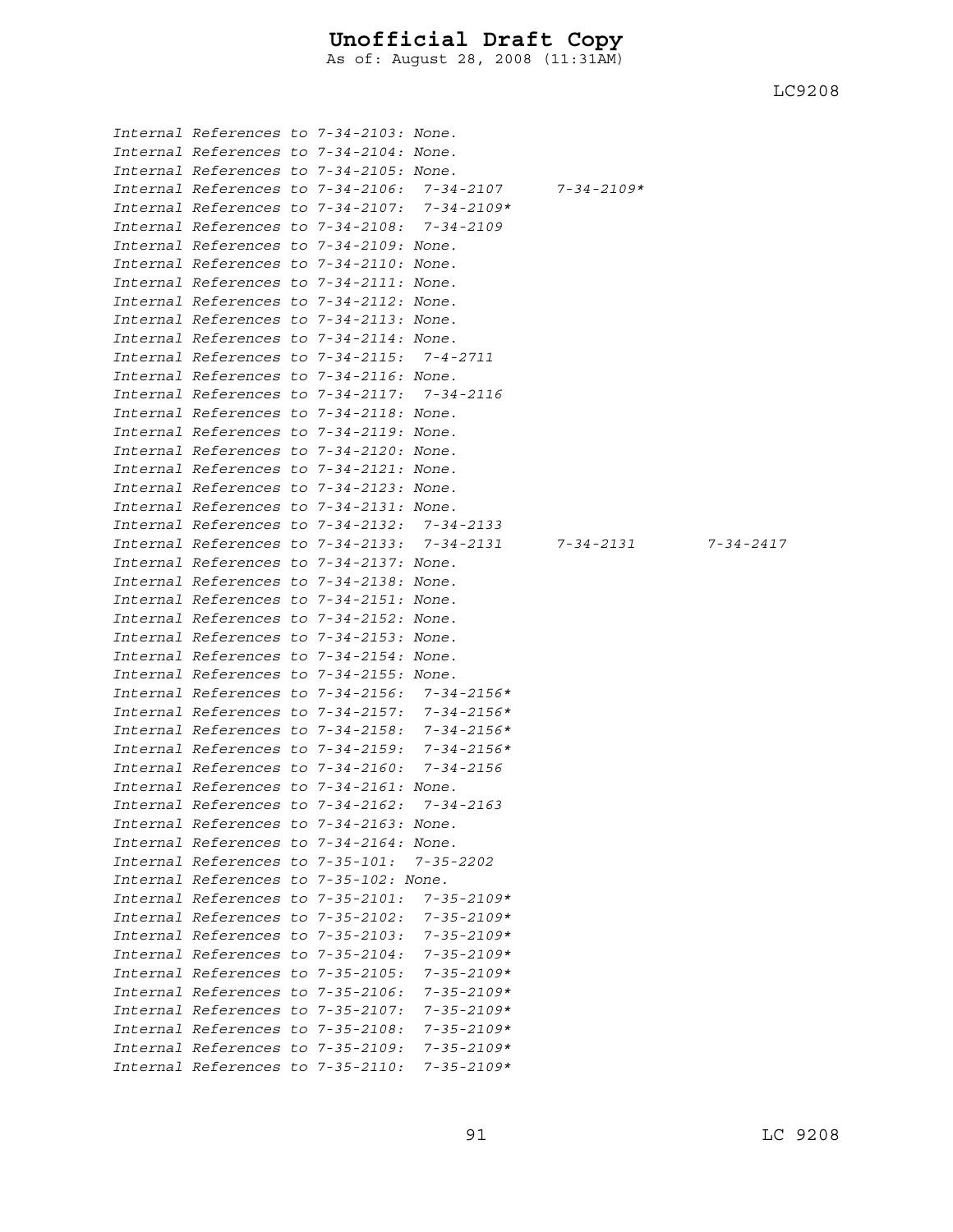*Internal References to 7-34-2103: None.*
*Internal References to 7-34-2104: None.*
*Internal References to 7-34-2105: None.*
*Internal References to 7-34-2106: 7-34-2107 7-34-2109**
*Internal References to 7-34-2107: 7-34-2109**
*Internal References to 7-34-2108: 7-34-2109*
*Internal References to 7-34-2109: None.*
*Internal References to 7-34-2110: None.*
*Internal References to 7-34-2111: None.*
*Internal References to 7-34-2112: None.*
*Internal References to 7-34-2113: None.*
*Internal References to 7-34-2114: None.*
*Internal References to 7-34-2115: 7-4-2711*
*Internal References to 7-34-2116: None.*
*Internal References to 7-34-2117: 7-34-2116*
*Internal References to 7-34-2118: None.*
*Internal References to 7-34-2119: None.*
*Internal References to 7-34-2120: None.*
*Internal References to 7-34-2121: None.*
*Internal References to 7-34-2123: None.*
*Internal References to 7-34-2131: None.*
*Internal References to 7-34-2132: 7-34-2133*
*Internal References to 7-34-2133: 7-34-2131 7-34-2131 7-34-2417*
*Internal References to 7-34-2137: None.*
*Internal References to 7-34-2138: None.*
*Internal References to 7-34-2151: None.*
*Internal References to 7-34-2152: None.*
*Internal References to 7-34-2153: None.*
*Internal References to 7-34-2154: None.*
*Internal References to 7-34-2155: None.*
*Internal References to 7-34-2156: 7-34-2156**
*Internal References to 7-34-2157: 7-34-2156**
*Internal References to 7-34-2158: 7-34-2156**
*Internal References to 7-34-2159: 7-34-2156**
*Internal References to 7-34-2160: 7-34-2156*
*Internal References to 7-34-2161: None.*
*Internal References to 7-34-2162: 7-34-2163*
*Internal References to 7-34-2163: None.*
*Internal References to 7-34-2164: None.*
*Internal References to 7-35-101: 7-35-2202*
*Internal References to 7-35-102: None.*
*Internal References to 7-35-2101: 7-35-2109**
*Internal References to 7-35-2102: 7-35-2109**
*Internal References to 7-35-2103: 7-35-2109**
*Internal References to 7-35-2104: 7-35-2109**
*Internal References to 7-35-2105: 7-35-2109**
*Internal References to 7-35-2106: 7-35-2109**
*Internal References to 7-35-2107: 7-35-2109**
*Internal References to 7-35-2108: 7-35-2109**
*Internal References to 7-35-2109: 7-35-2109**
*Internal References to 7-35-2110: 7-35-2109**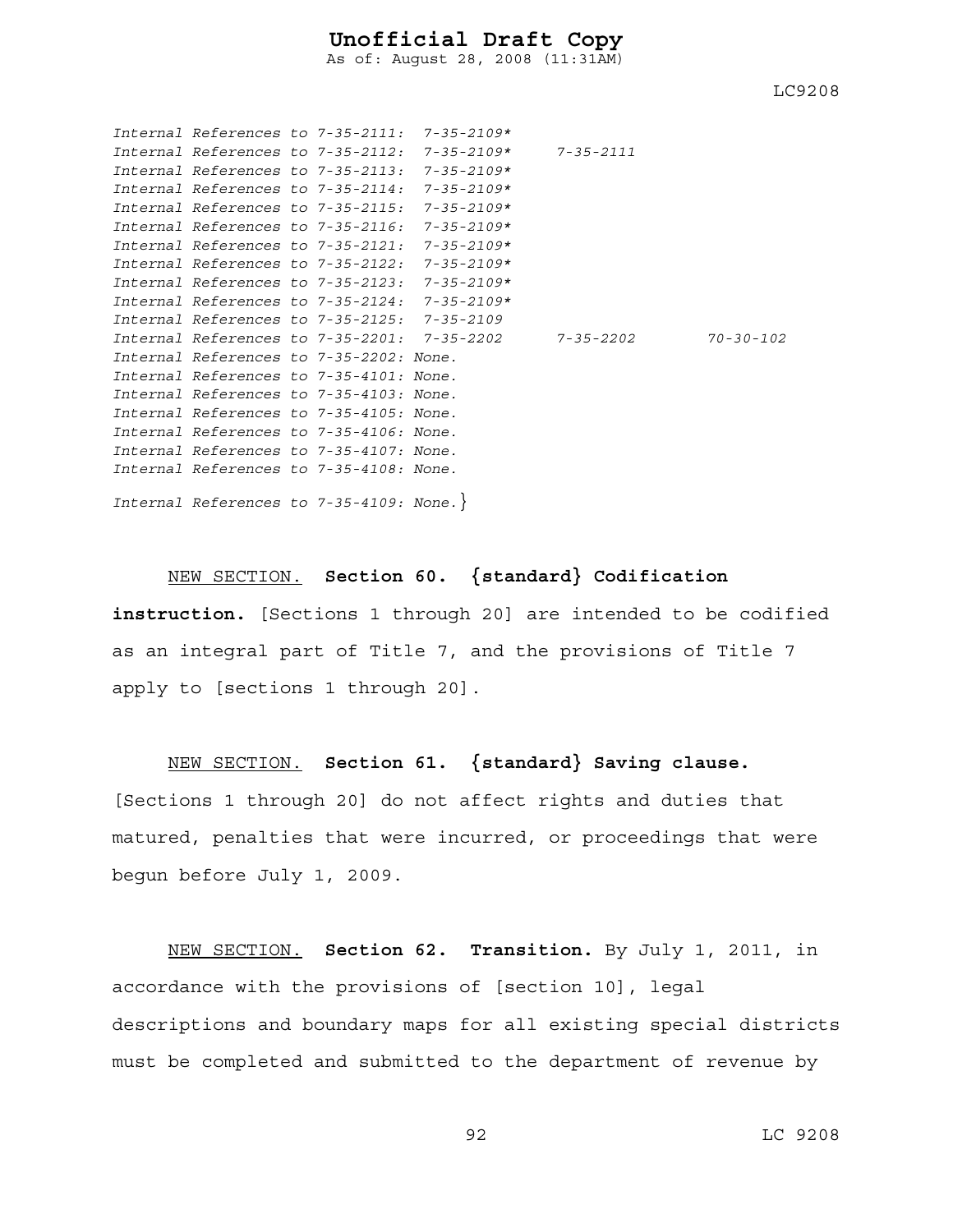*Internal References to 7-35-2111: 7-35-2109\**
*Internal References to 7-35-2112: 7-35-2109\* 7-35-2111*
*Internal References to 7-35-2113: 7-35-2109\**
*Internal References to 7-35-2114: 7-35-2109\**
*Internal References to 7-35-2115: 7-35-2109\**
*Internal References to 7-35-2116: 7-35-2109\**
*Internal References to 7-35-2121: 7-35-2109\**
*Internal References to 7-35-2122: 7-35-2109\**
*Internal References to 7-35-2123: 7-35-2109\**
*Internal References to 7-35-2124: 7-35-2109\**
*Internal References to 7-35-2125: 7-35-2109*
*Internal References to 7-35-2201: 7-35-2202 7-35-2202 70-30-102*
*Internal References to 7-35-2202: None.*
*Internal References to 7-35-4101: None.*
*Internal References to 7-35-4103: None.*
*Internal References to 7-35-4105: None.*
*Internal References to 7-35-4106: None.*
*Internal References to 7-35-4107: None.*
*Internal References to 7-35-4108: None.*

*Internal References to 7-35-4109: None.*}

NEW SECTION. **Section 60. {standard} Codification instruction.** [Sections 1 through 20] are intended to be codified as an integral part of Title 7, and the provisions of Title 7 apply to [sections 1 through 20].

NEW SECTION. **Section 61. {standard} Saving clause.** [Sections 1 through 20] do not affect rights and duties that matured, penalties that were incurred, or proceedings that were begun before July 1, 2009.

NEW SECTION. **Section 62. Transition.** By July 1, 2011, in accordance with the provisions of [section 10], legal descriptions and boundary maps for all existing special districts must be completed and submitted to the department of revenue by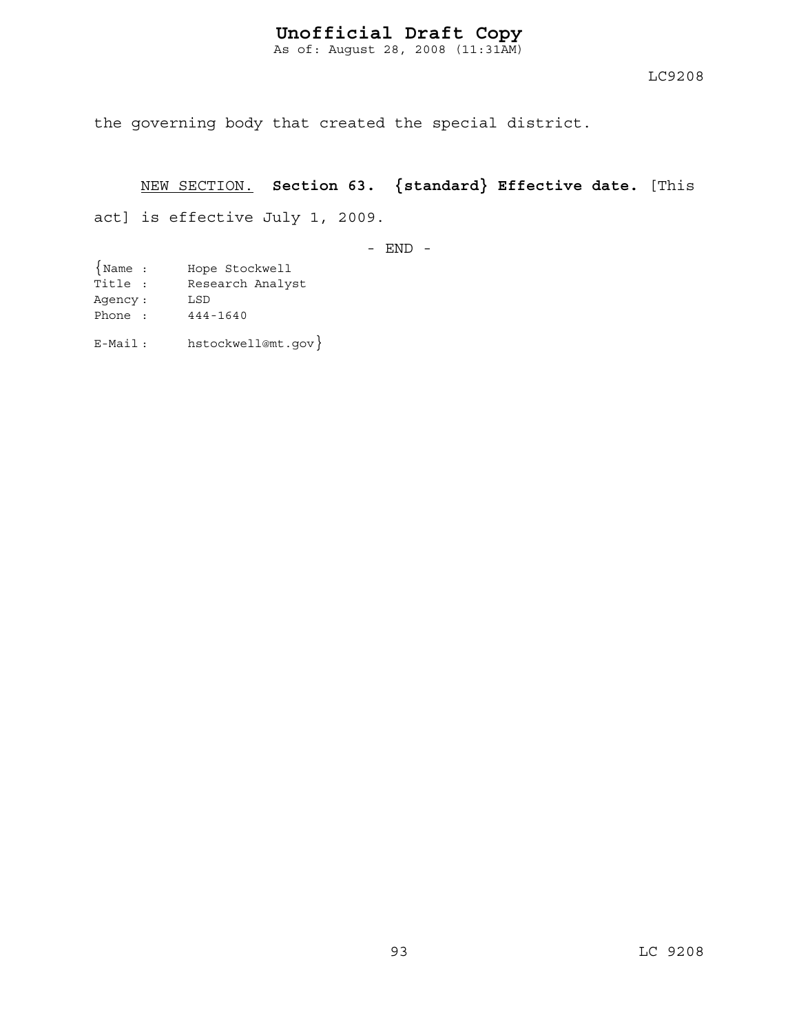the governing body that created the special district.

NEW SECTION. **Section 63. {standard} Effective date.** [This act] is effective July 1, 2009.

\- END -

{Name : Hope Stockwell
Title : Research Analyst
Agency : LSD
Phone : 444-1640
E-Mail : hstockwell@mt.gov}